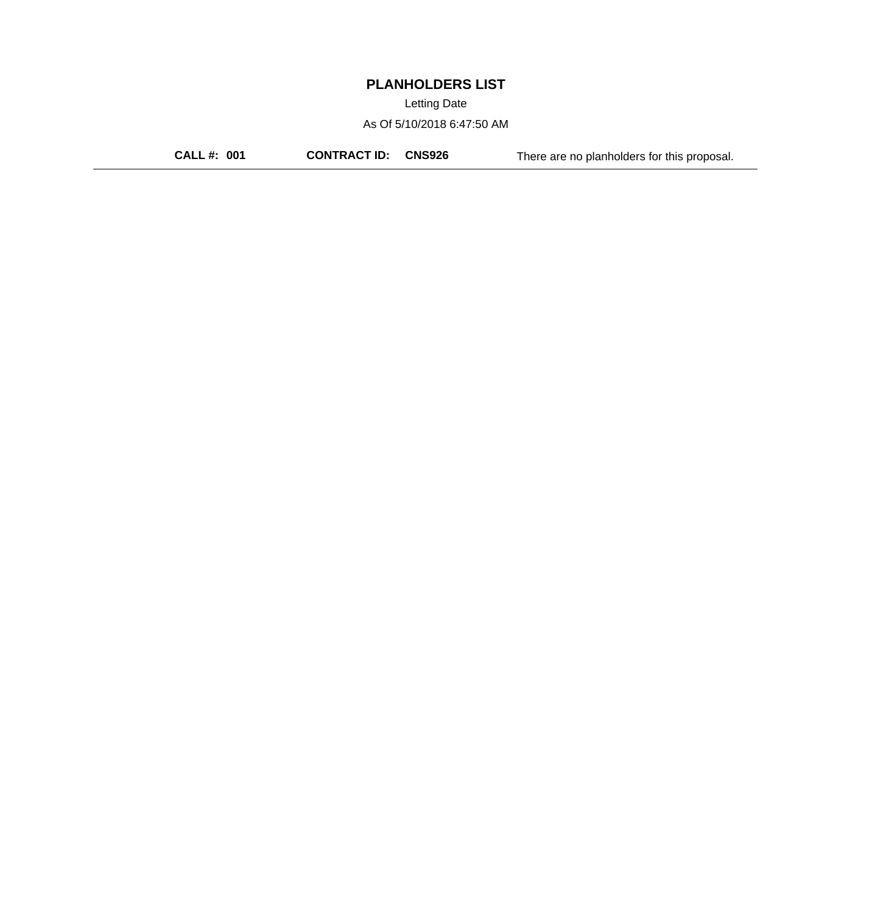# PLANHOLDERS LIST

Letting Date

As Of 5/10/2018 6:47:50 AM

**CALL #: 001** **CONTRACT ID: CNS926** There are no planholders for this proposal.

---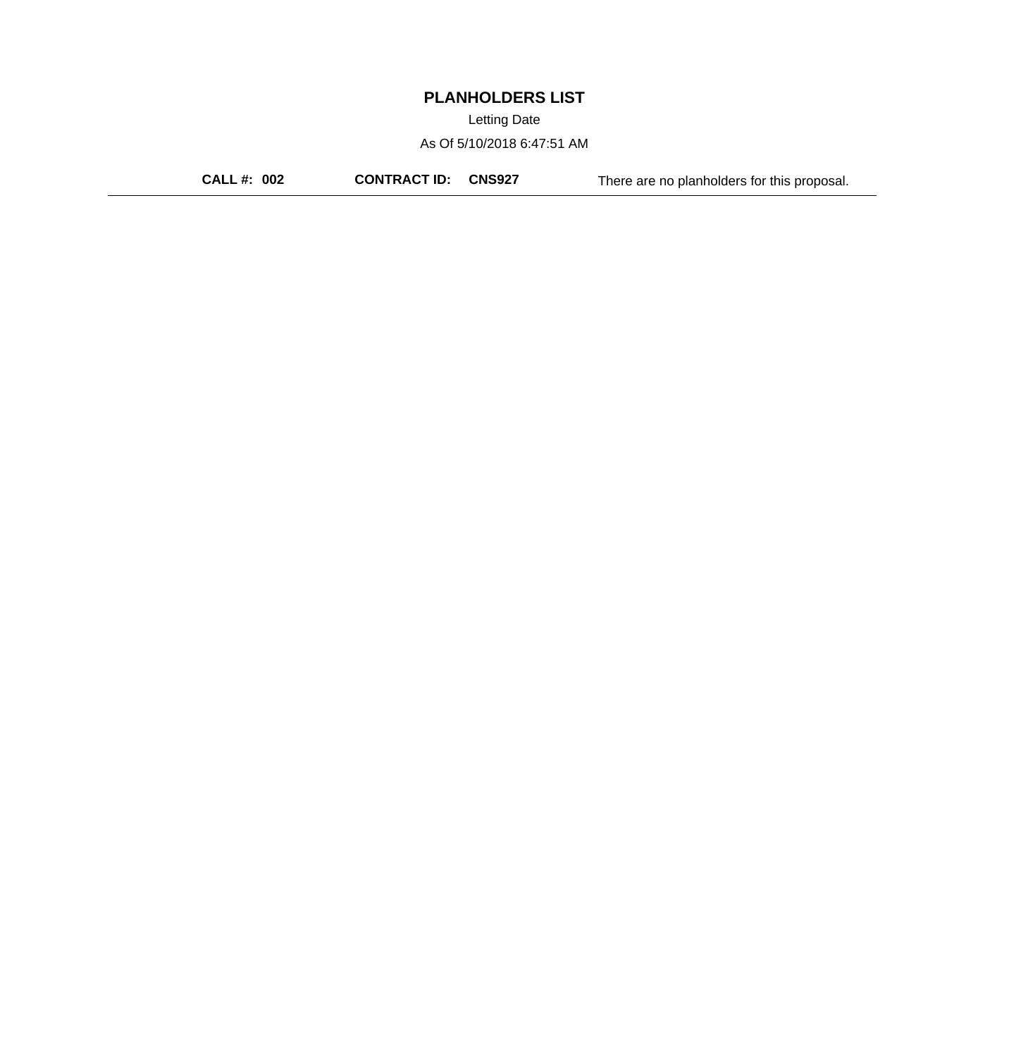# PLANHOLDERS LIST

Letting Date

As Of 5/10/2018 6:47:51 AM

**CALL #: 002** **CONTRACT ID: CNS927** There are no planholders for this proposal.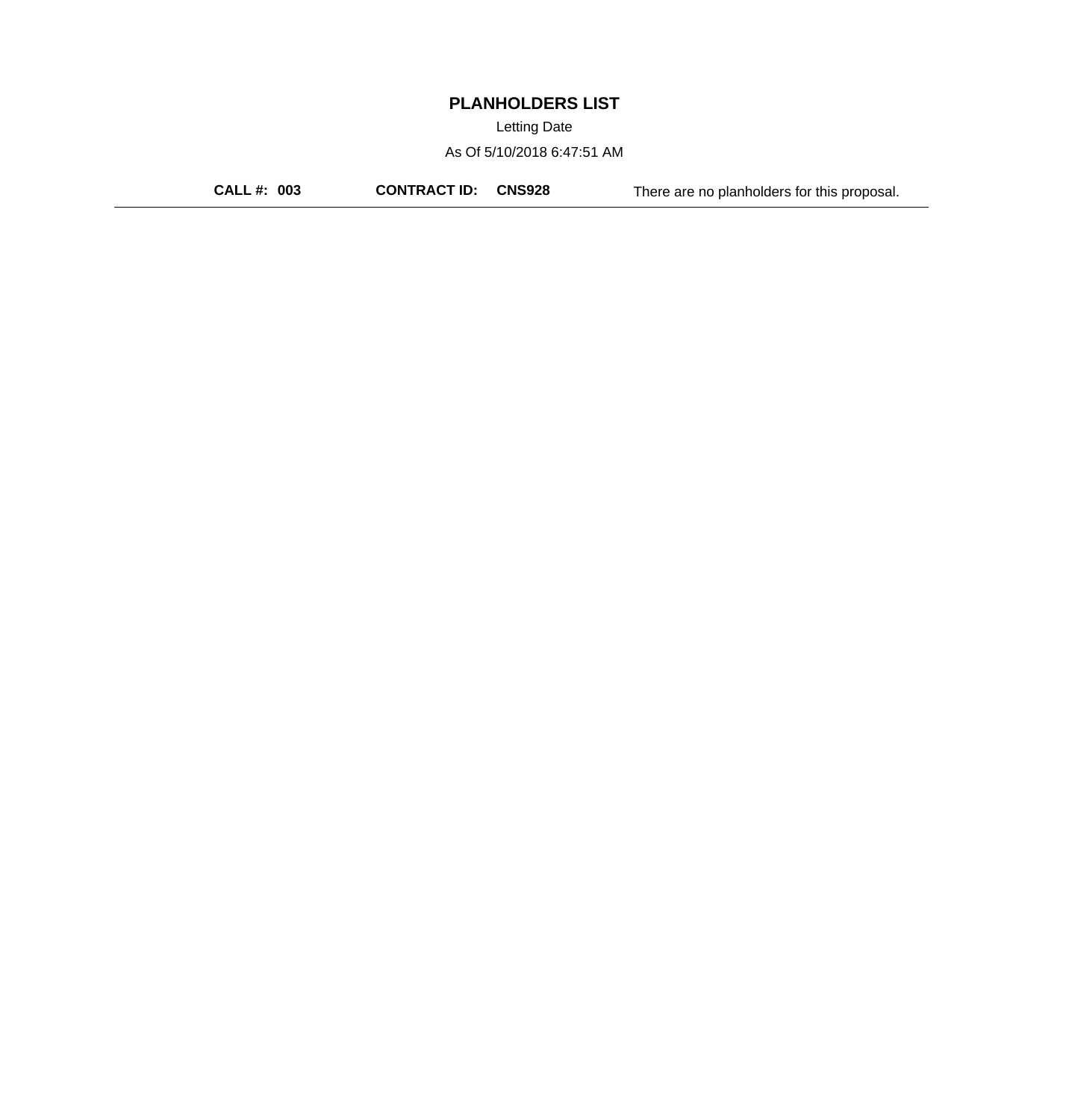# PLANHOLDERS LIST

Letting Date

As Of 5/10/2018 6:47:51 AM

**CALL #: 003** **CONTRACT ID: CNS928** There are no planholders for this proposal.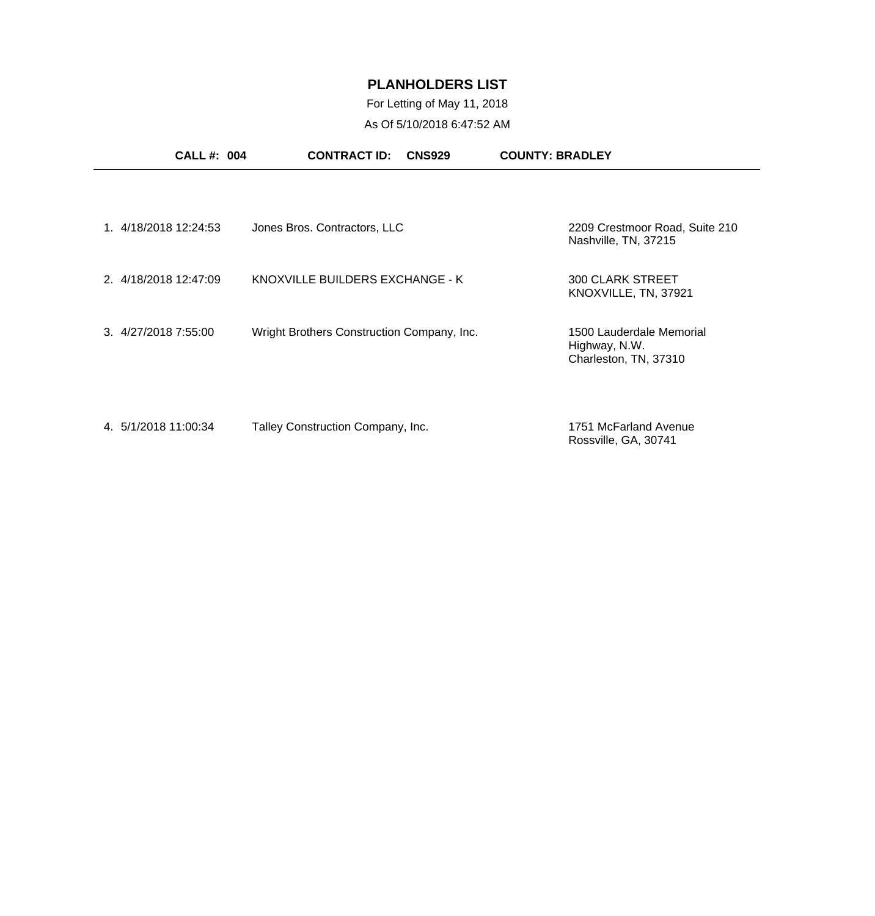# PLANHOLDERS LIST

For Letting of May 11, 2018

As Of 5/10/2018 6:47:52 AM

**CALL #: 004** **CONTRACT ID: CNS929** **COUNTY: BRADLEY**

| # | Date/Time | Planholder | Address |
|---|---|---|---|
| 1. | 4/18/2018 12:24:53 | Jones Bros. Contractors, LLC | 2209 Crestmoor Road, Suite 210<br>Nashville, TN, 37215 |
| 2. | 4/18/2018 12:47:09 | KNOXVILLE BUILDERS EXCHANGE - K | 300 CLARK STREET<br>KNOXVILLE, TN, 37921 |
| 3. | 4/27/2018 7:55:00 | Wright Brothers Construction Company, Inc. | 1500 Lauderdale Memorial Highway, N.W.<br>Charleston, TN, 37310 |
| 4. | 5/1/2018 11:00:34 | Talley Construction Company, Inc. | 1751 McFarland Avenue<br>Rossville, GA, 30741 |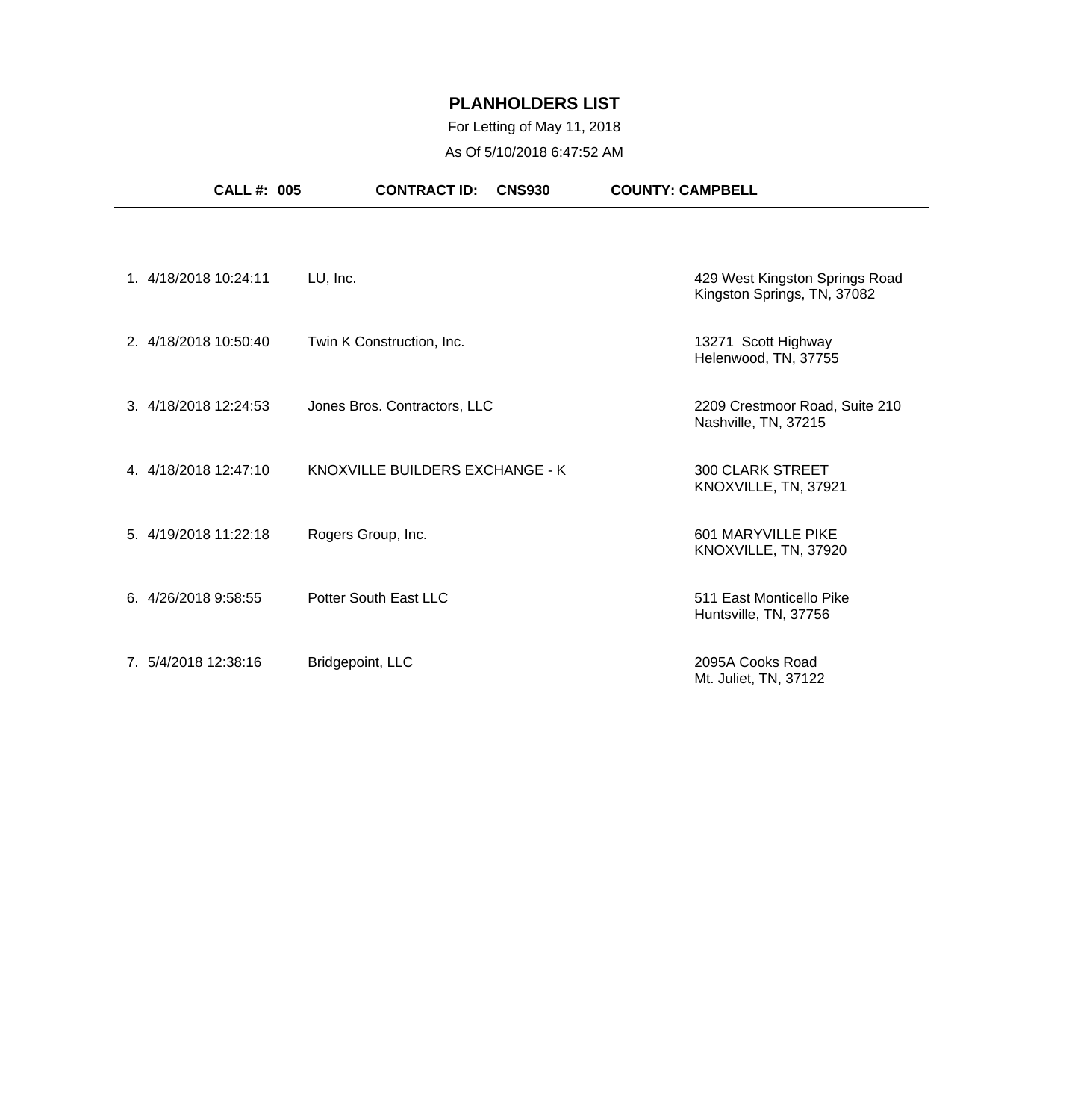# PLANHOLDERS LIST

For Letting of May 11, 2018

As Of 5/10/2018 6:47:52 AM

**CALL #: 005** **CONTRACT ID: CNS930** **COUNTY: CAMPBELL**

| # | Date/Time | Planholder | Address |
|---|---|---|---|
| 1. | 4/18/2018 10:24:11 | LU, Inc. | 429 West Kingston Springs Road<br>Kingston Springs, TN, 37082 |
| 2. | 4/18/2018 10:50:40 | Twin K Construction, Inc. | 13271 Scott Highway<br>Helenwood, TN, 37755 |
| 3. | 4/18/2018 12:24:53 | Jones Bros. Contractors, LLC | 2209 Crestmoor Road, Suite 210<br>Nashville, TN, 37215 |
| 4. | 4/18/2018 12:47:10 | KNOXVILLE BUILDERS EXCHANGE - K | 300 CLARK STREET<br>KNOXVILLE, TN, 37921 |
| 5. | 4/19/2018 11:22:18 | Rogers Group, Inc. | 601 MARYVILLE PIKE<br>KNOXVILLE, TN, 37920 |
| 6. | 4/26/2018 9:58:55 | Potter South East LLC | 511 East Monticello Pike<br>Huntsville, TN, 37756 |
| 7. | 5/4/2018 12:38:16 | Bridgepoint, LLC | 2095A Cooks Road<br>Mt. Juliet, TN, 37122 |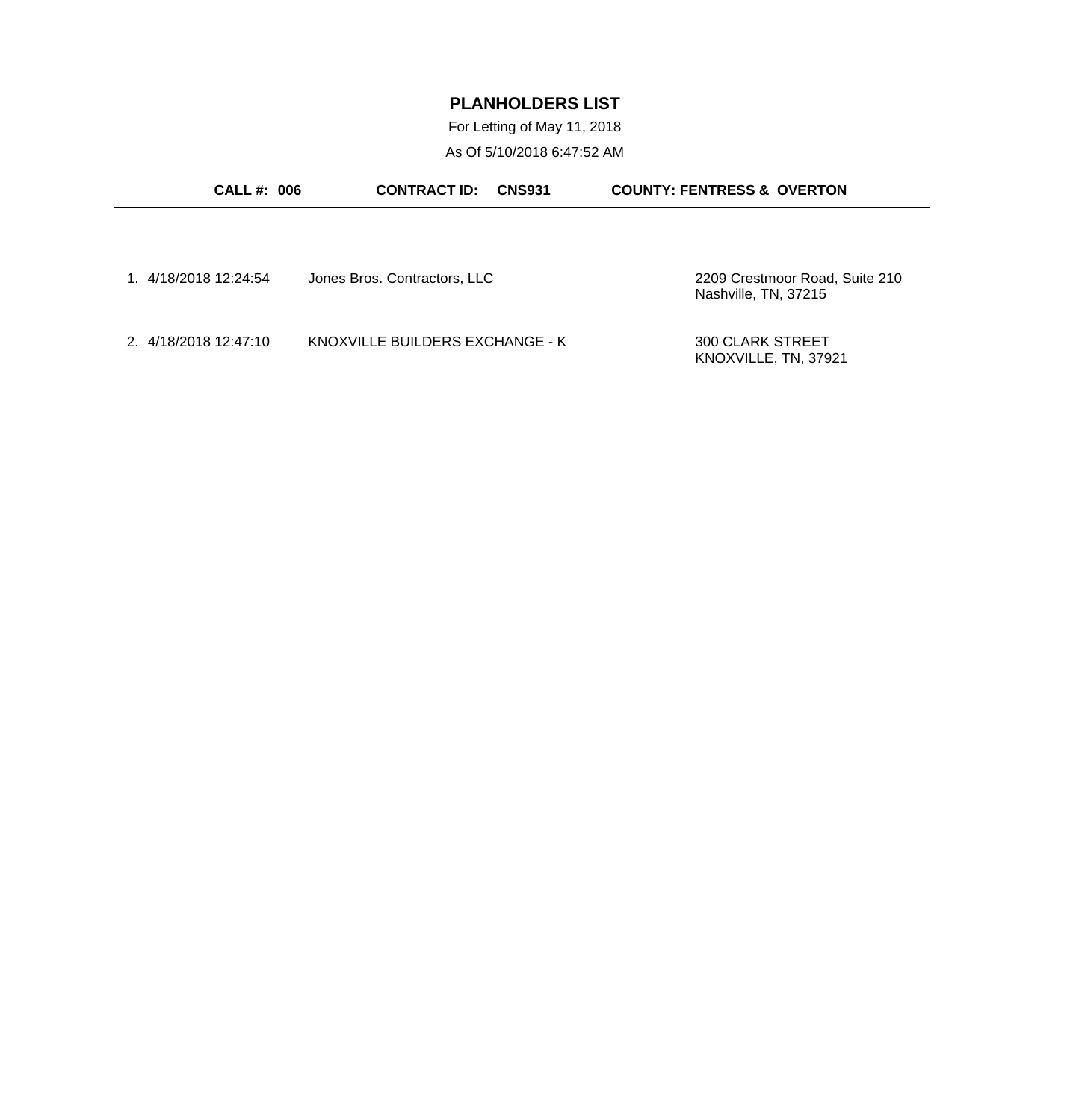# PLANHOLDERS LIST

For Letting of May 11, 2018

As Of 5/10/2018 6:47:52 AM

**CALL #: 006** **CONTRACT ID: CNS931** **COUNTY: FENTRESS & OVERTON**

| # | Date/Time | Name | Address |
|---|---|---|---|
| 1. | 4/18/2018 12:24:54 | Jones Bros. Contractors, LLC | 2209 Crestmoor Road, Suite 210<br>Nashville, TN, 37215 |
| 2. | 4/18/2018 12:47:10 | KNOXVILLE BUILDERS EXCHANGE - K | 300 CLARK STREET<br>KNOXVILLE, TN, 37921 |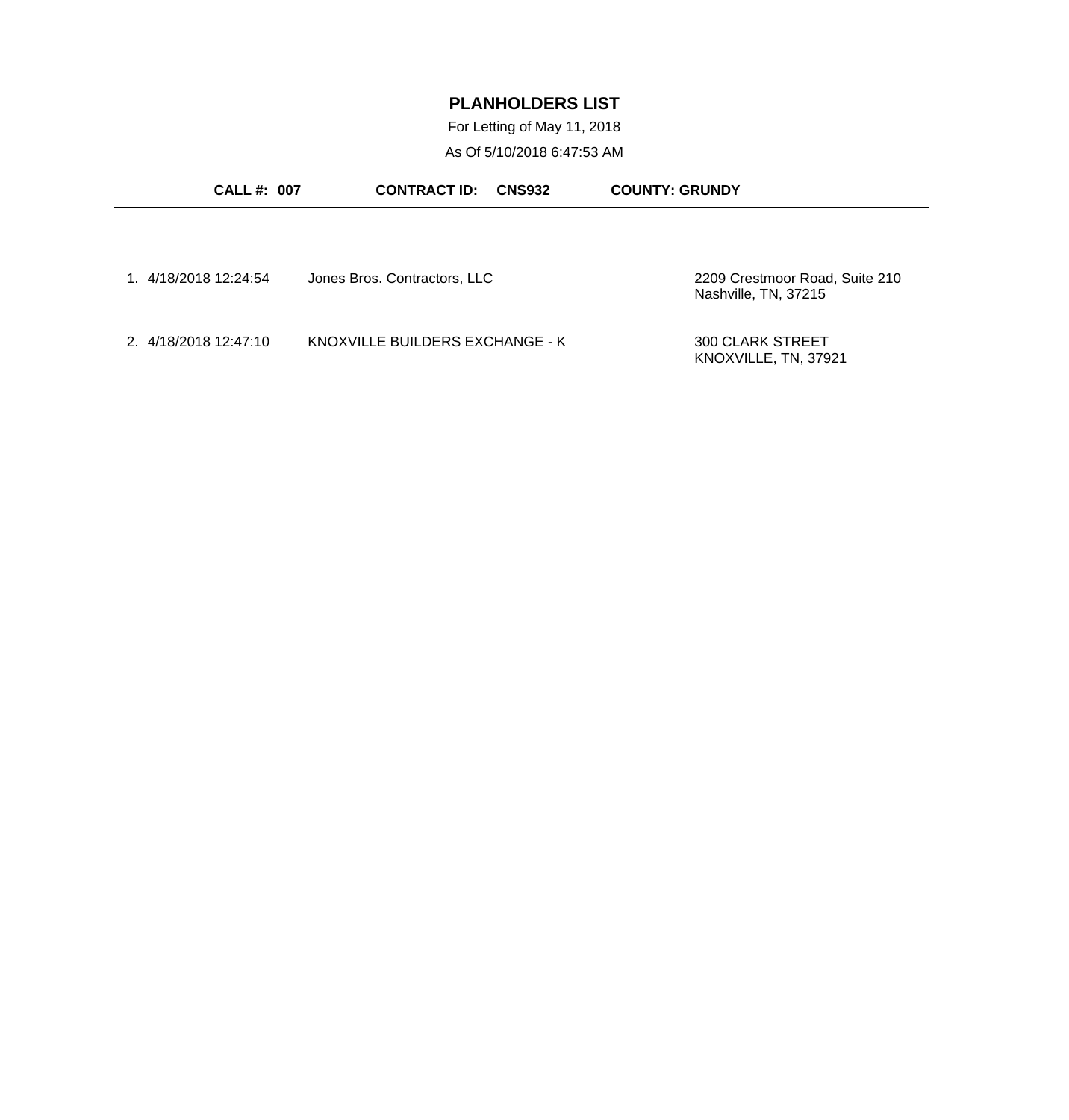# PLANHOLDERS LIST

For Letting of May 11, 2018

As Of 5/10/2018 6:47:53 AM

**CALL #: 007** **CONTRACT ID: CNS932** **COUNTY: GRUNDY**

---

| # | Date/Time | Name | Address |
|---|---|---|---|
| 1. | 4/18/2018 12:24:54 | Jones Bros. Contractors, LLC | 2209 Crestmoor Road, Suite 210<br>Nashville, TN, 37215 |
| 2. | 4/18/2018 12:47:10 | KNOXVILLE BUILDERS EXCHANGE - K | 300 CLARK STREET<br>KNOXVILLE, TN, 37921 |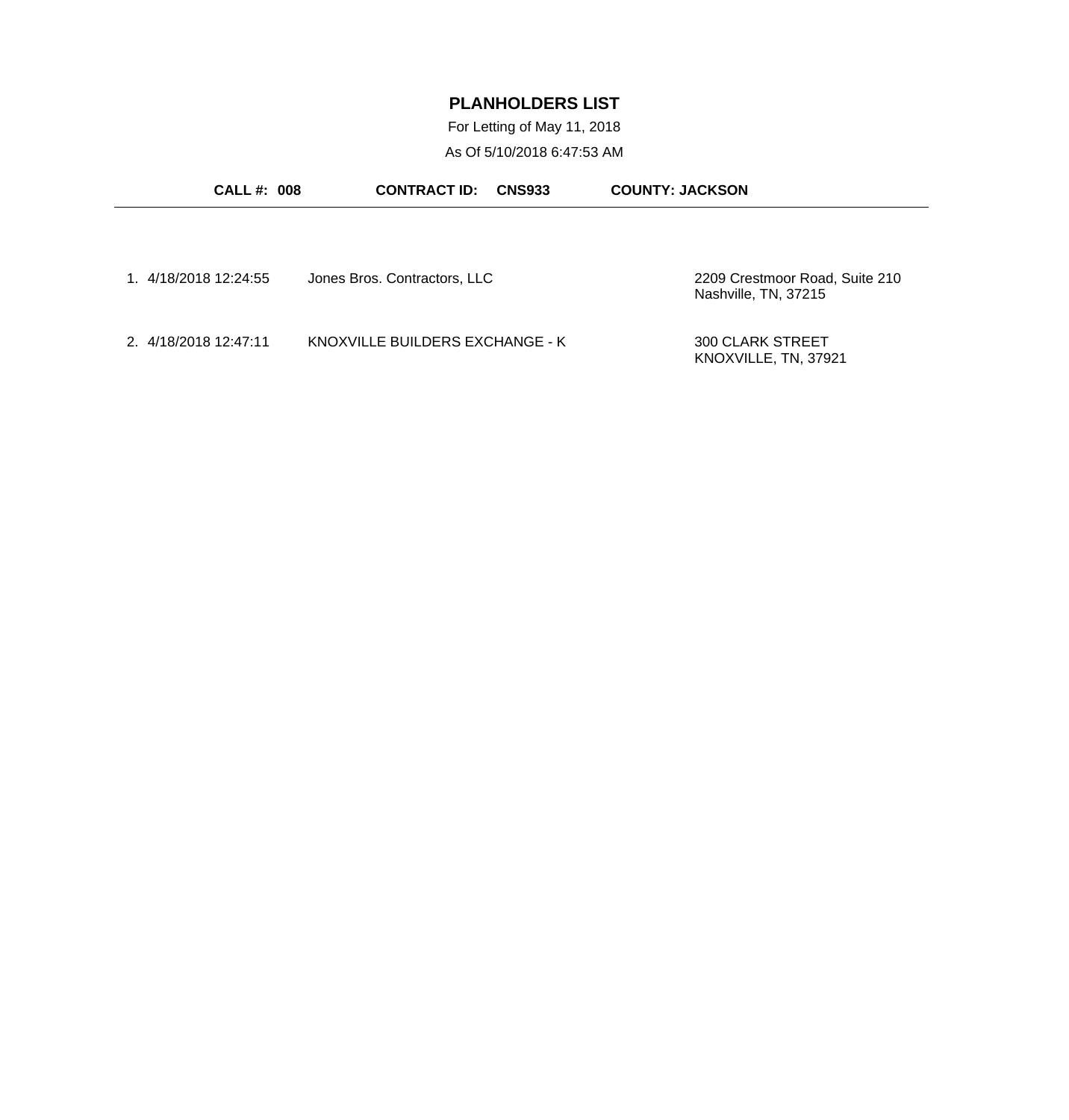# PLANHOLDERS LIST

For Letting of May 11, 2018

As Of 5/10/2018 6:47:53 AM

**CALL #: 008** **CONTRACT ID: CNS933** **COUNTY: JACKSON**

---

| # | Date/Time | Name | Address |
|---|---|---|---|
| 1. | 4/18/2018 12:24:55 | Jones Bros. Contractors, LLC | 2209 Crestmoor Road, Suite 210<br>Nashville, TN, 37215 |
| 2. | 4/18/2018 12:47:11 | KNOXVILLE BUILDERS EXCHANGE - K | 300 CLARK STREET<br>KNOXVILLE, TN, 37921 |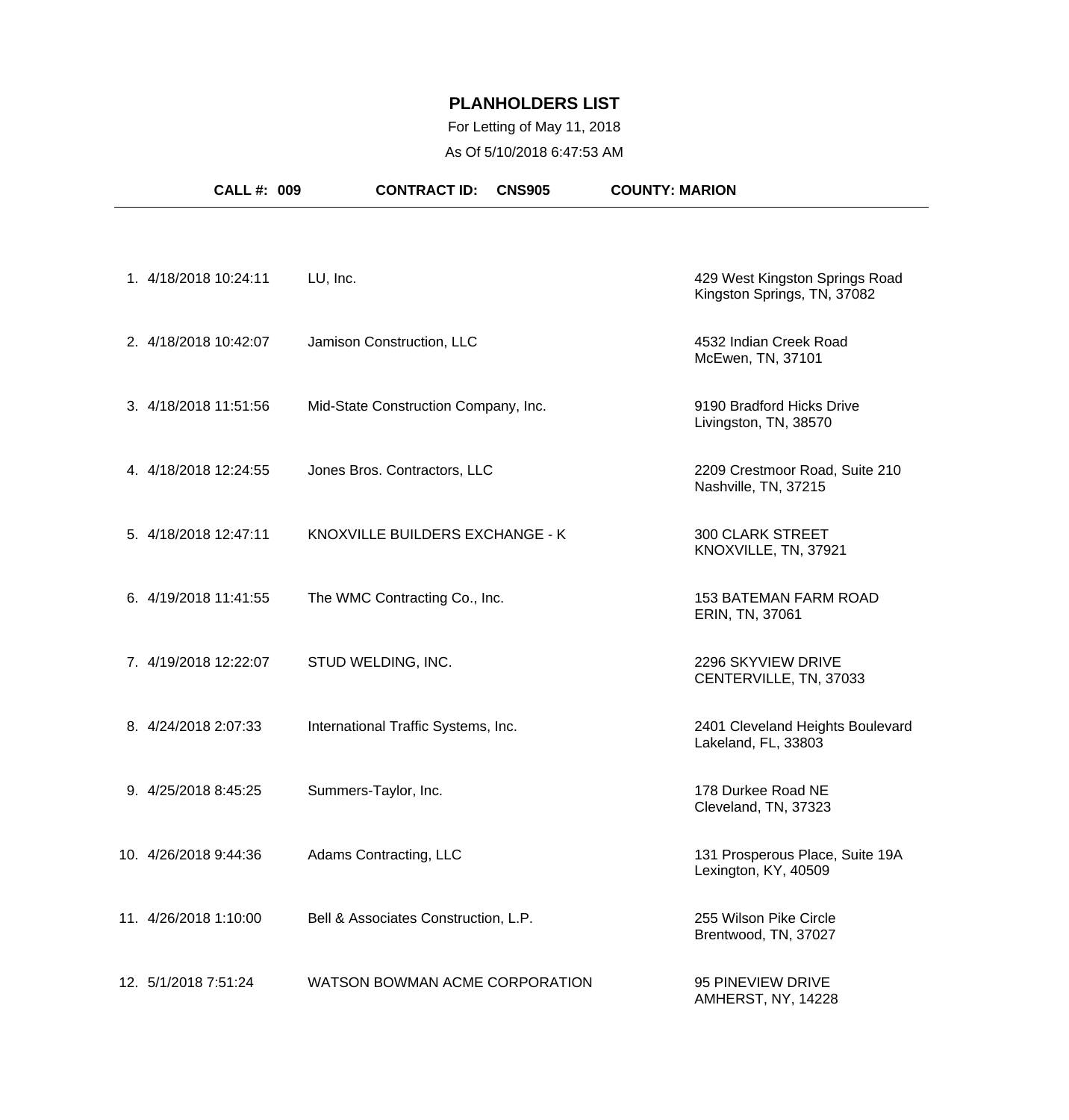# PLANHOLDERS LIST

For Letting of May 11, 2018

As Of 5/10/2018 6:47:53 AM

**CALL #: 009** **CONTRACT ID: CNS905** **COUNTY: MARION**

| # | Date/Time | Name | Address |
|---|---|---|---|
| 1. | 4/18/2018 10:24:11 | LU, Inc. | 429 West Kingston Springs Road<br>Kingston Springs, TN, 37082 |
| 2. | 4/18/2018 10:42:07 | Jamison Construction, LLC | 4532 Indian Creek Road<br>McEwen, TN, 37101 |
| 3. | 4/18/2018 11:51:56 | Mid-State Construction Company, Inc. | 9190 Bradford Hicks Drive<br>Livingston, TN, 38570 |
| 4. | 4/18/2018 12:24:55 | Jones Bros. Contractors, LLC | 2209 Crestmoor Road, Suite 210<br>Nashville, TN, 37215 |
| 5. | 4/18/2018 12:47:11 | KNOXVILLE BUILDERS EXCHANGE - K | 300 CLARK STREET<br>KNOXVILLE, TN, 37921 |
| 6. | 4/19/2018 11:41:55 | The WMC Contracting Co., Inc. | 153 BATEMAN FARM ROAD<br>ERIN, TN, 37061 |
| 7. | 4/19/2018 12:22:07 | STUD WELDING, INC. | 2296 SKYVIEW DRIVE<br>CENTERVILLE, TN, 37033 |
| 8. | 4/24/2018 2:07:33 | International Traffic Systems, Inc. | 2401 Cleveland Heights Boulevard<br>Lakeland, FL, 33803 |
| 9. | 4/25/2018 8:45:25 | Summers-Taylor, Inc. | 178 Durkee Road NE<br>Cleveland, TN, 37323 |
| 10. | 4/26/2018 9:44:36 | Adams Contracting, LLC | 131 Prosperous Place, Suite 19A<br>Lexington, KY, 40509 |
| 11. | 4/26/2018 1:10:00 | Bell & Associates Construction, L.P. | 255 Wilson Pike Circle<br>Brentwood, TN, 37027 |
| 12. | 5/1/2018 7:51:24 | WATSON BOWMAN ACME CORPORATION | 95 PINEVIEW DRIVE<br>AMHERST, NY, 14228 |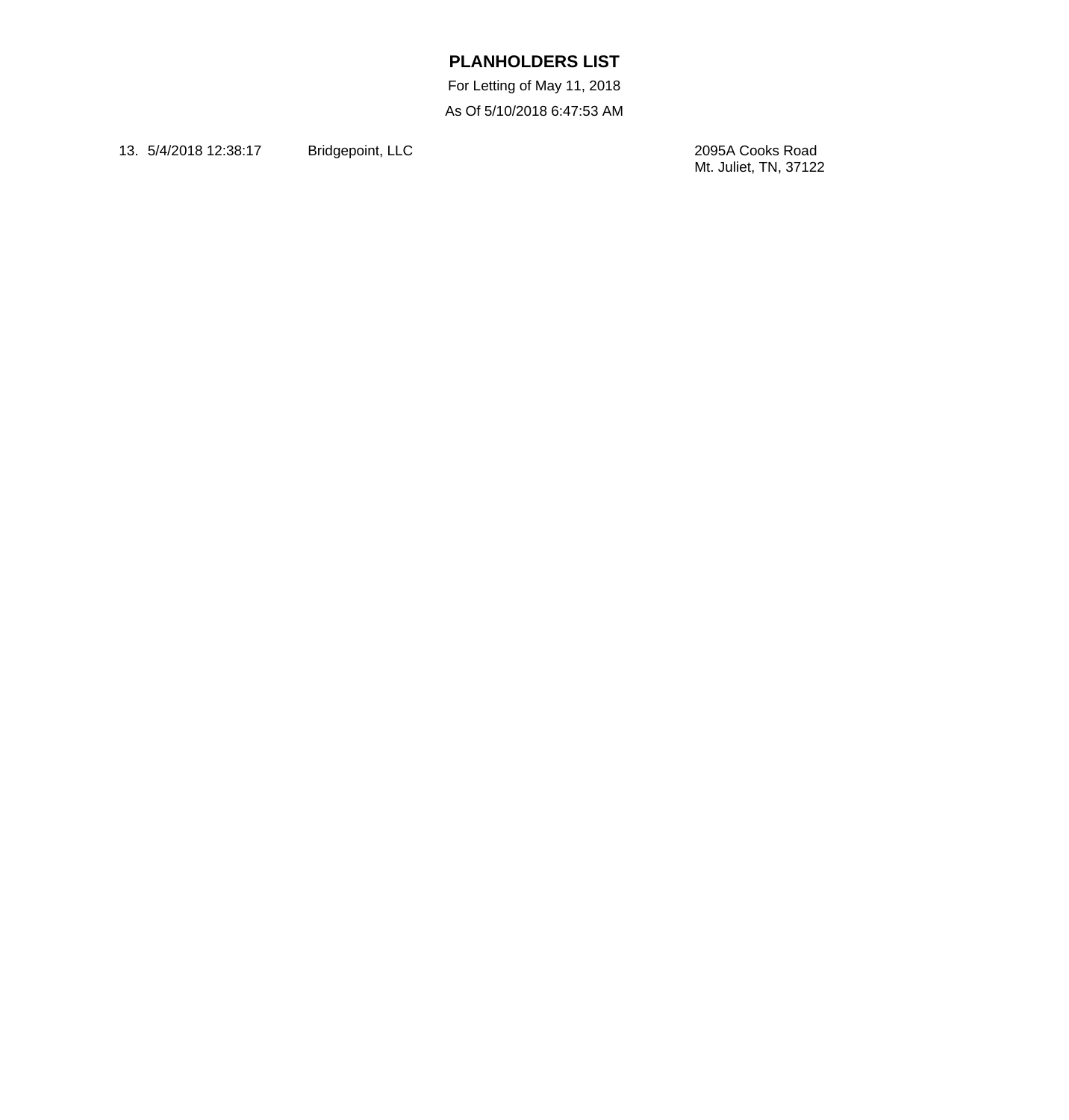# PLANHOLDERS LIST

For Letting of May 11, 2018

As Of 5/10/2018 6:47:53 AM

| No. | Date/Time | Name | Address |
|---|---|---|---|
| 13. | 5/4/2018 12:38:17 | Bridgepoint, LLC | 2095A Cooks Road<br>Mt. Juliet, TN, 37122 |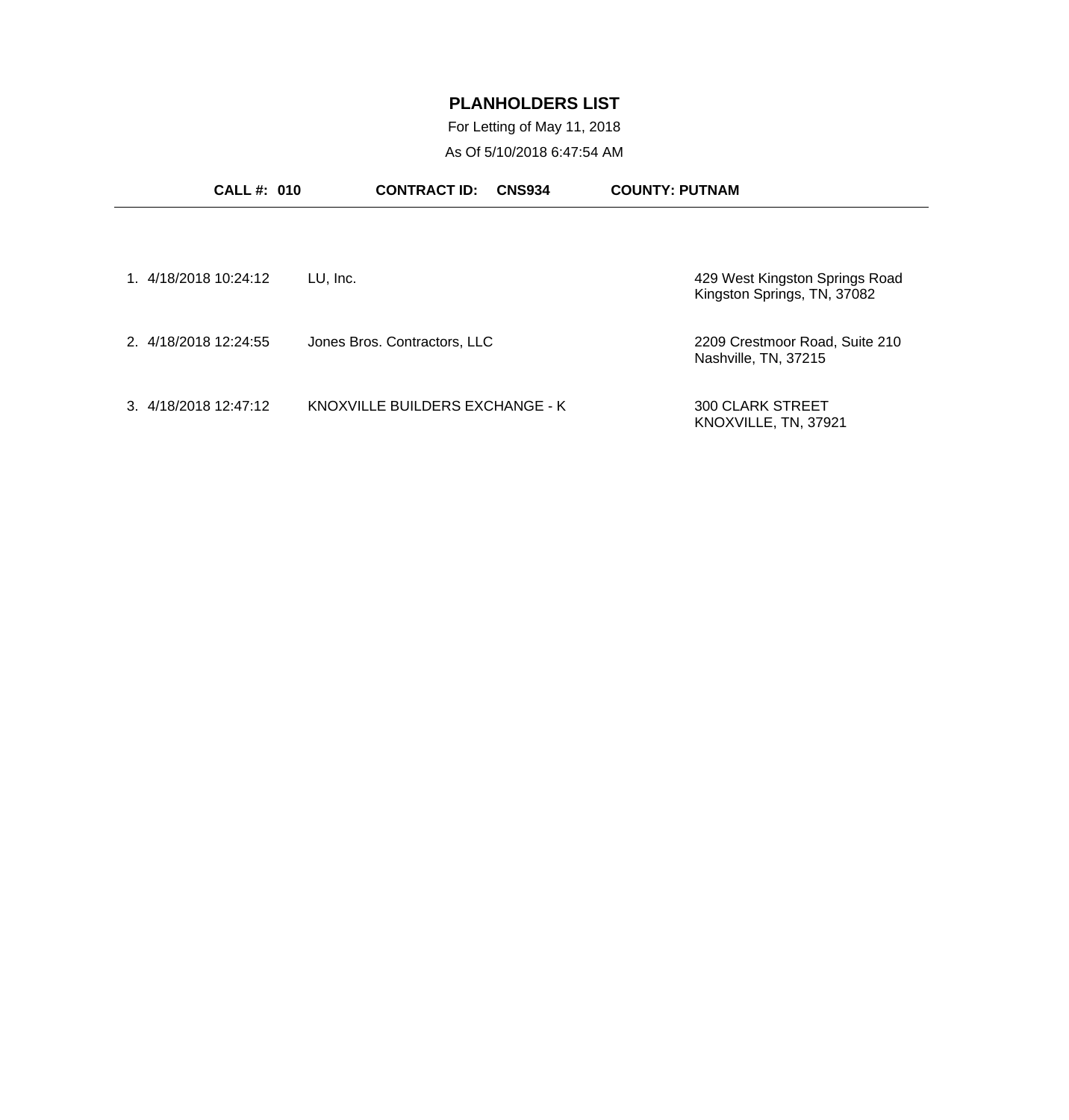# PLANHOLDERS LIST

For Letting of May 11, 2018

As Of 5/10/2018 6:47:54 AM

**CALL #: 010** **CONTRACT ID: CNS934** **COUNTY: PUTNAM**

| # | Date/Time | Planholder | Address |
|---|---|---|---|
| 1. | 4/18/2018 10:24:12 | LU, Inc. | 429 West Kingston Springs Road<br>Kingston Springs, TN, 37082 |
| 2. | 4/18/2018 12:24:55 | Jones Bros. Contractors, LLC | 2209 Crestmoor Road, Suite 210<br>Nashville, TN, 37215 |
| 3. | 4/18/2018 12:47:12 | KNOXVILLE BUILDERS EXCHANGE - K | 300 CLARK STREET<br>KNOXVILLE, TN, 37921 |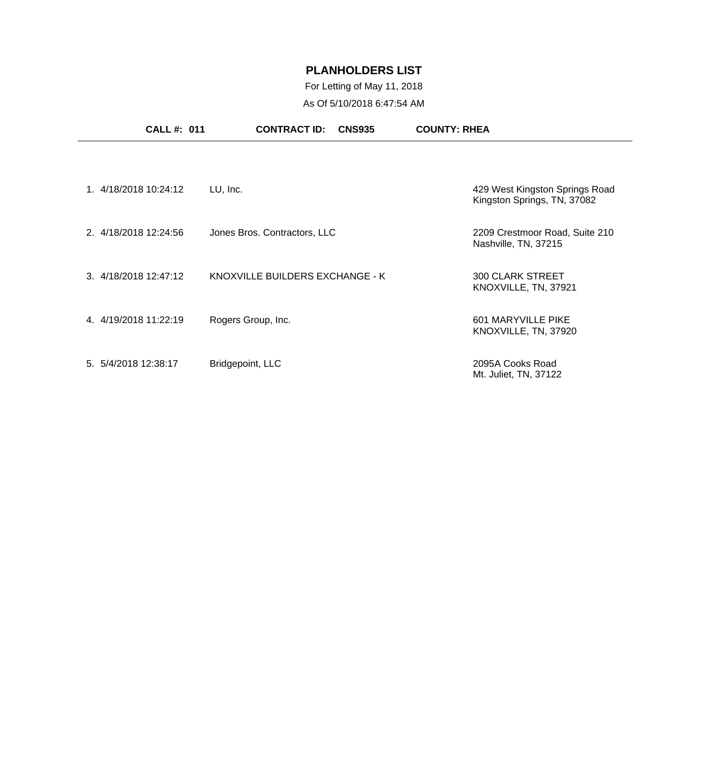# PLANHOLDERS LIST

For Letting of May 11, 2018

As Of 5/10/2018 6:47:54 AM

**CALL #: 011** **CONTRACT ID: CNS935** **COUNTY: RHEA**

---

| # | Date/Time | Company | Address |
|---|---|---|---|
| 1. | 4/18/2018 10:24:12 | LU, Inc. | 429 West Kingston Springs Road<br>Kingston Springs, TN, 37082 |
| 2. | 4/18/2018 12:24:56 | Jones Bros. Contractors, LLC | 2209 Crestmoor Road, Suite 210<br>Nashville, TN, 37215 |
| 3. | 4/18/2018 12:47:12 | KNOXVILLE BUILDERS EXCHANGE - K | 300 CLARK STREET<br>KNOXVILLE, TN, 37921 |
| 4. | 4/19/2018 11:22:19 | Rogers Group, Inc. | 601 MARYVILLE PIKE<br>KNOXVILLE, TN, 37920 |
| 5. | 5/4/2018 12:38:17 | Bridgepoint, LLC | 2095A Cooks Road<br>Mt. Juliet, TN, 37122 |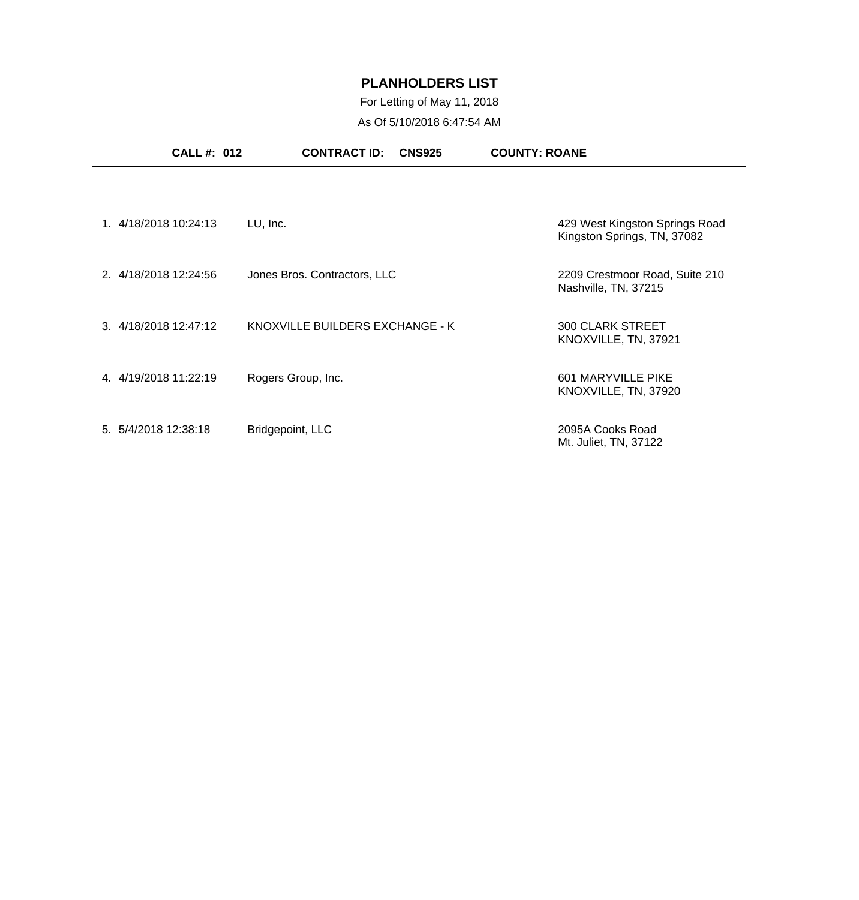# PLANHOLDERS LIST

For Letting of May 11, 2018

As Of 5/10/2018 6:47:54 AM

**CALL #: 012** **CONTRACT ID: CNS925** **COUNTY: ROANE**

---

| # | Date/Time | Planholder | Address |
|---|---|---|---|
| 1. | 4/18/2018 10:24:13 | LU, Inc. | 429 West Kingston Springs Road<br>Kingston Springs, TN, 37082 |
| 2. | 4/18/2018 12:24:56 | Jones Bros. Contractors, LLC | 2209 Crestmoor Road, Suite 210<br>Nashville, TN, 37215 |
| 3. | 4/18/2018 12:47:12 | KNOXVILLE BUILDERS EXCHANGE - K | 300 CLARK STREET<br>KNOXVILLE, TN, 37921 |
| 4. | 4/19/2018 11:22:19 | Rogers Group, Inc. | 601 MARYVILLE PIKE<br>KNOXVILLE, TN, 37920 |
| 5. | 5/4/2018 12:38:18 | Bridgepoint, LLC | 2095A Cooks Road<br>Mt. Juliet, TN, 37122 |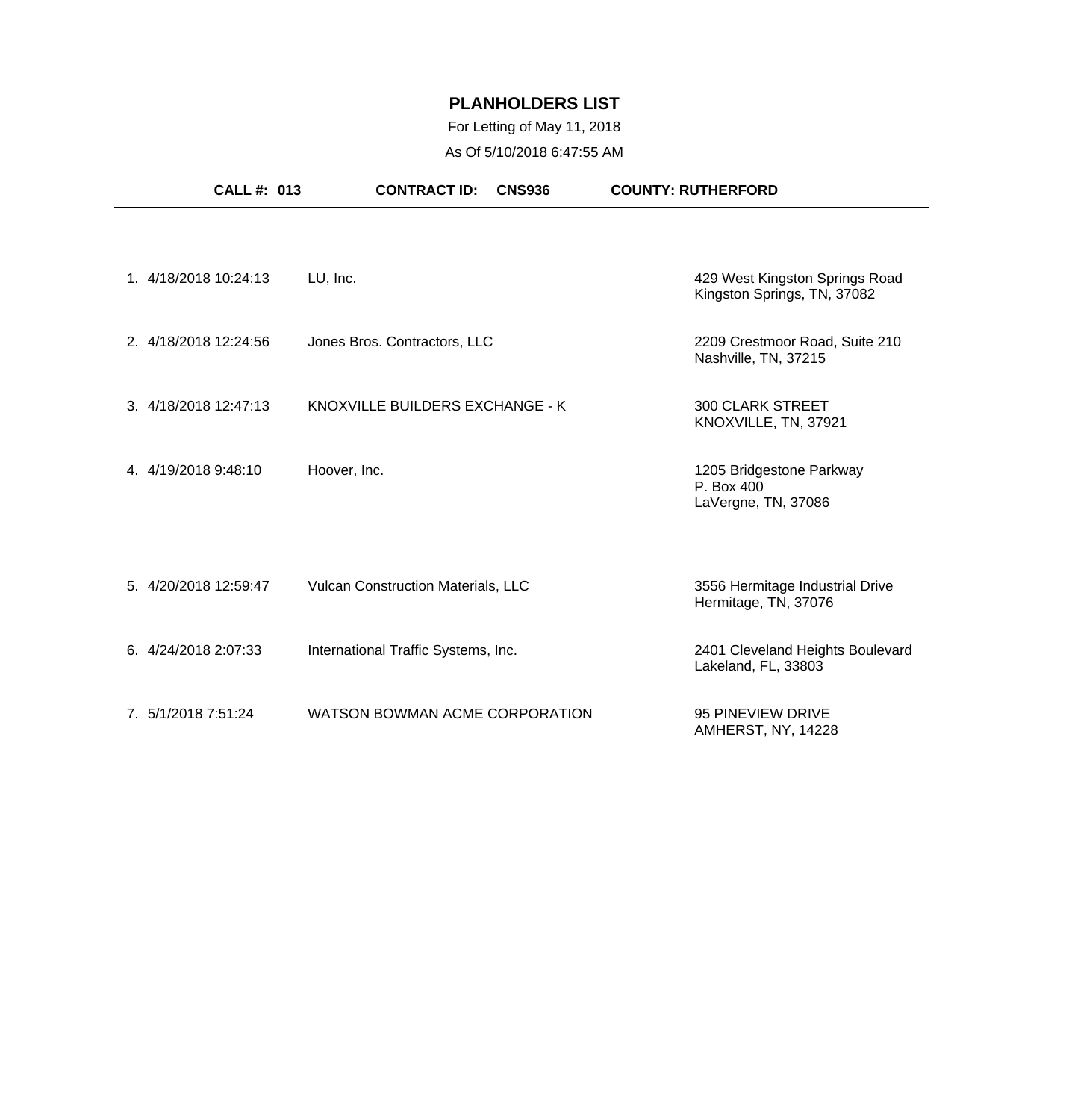# PLANHOLDERS LIST

For Letting of May 11, 2018

As Of 5/10/2018 6:47:55 AM

**CALL #: 013** **CONTRACT ID: CNS936** **COUNTY: RUTHERFORD**

| # | Date/Time | Name | Address |
|---|---|---|---|
| 1. | 4/18/2018 10:24:13 | LU, Inc. | 429 West Kingston Springs Road<br>Kingston Springs, TN, 37082 |
| 2. | 4/18/2018 12:24:56 | Jones Bros. Contractors, LLC | 2209 Crestmoor Road, Suite 210<br>Nashville, TN, 37215 |
| 3. | 4/18/2018 12:47:13 | KNOXVILLE BUILDERS EXCHANGE - K | 300 CLARK STREET<br>KNOXVILLE, TN, 37921 |
| 4. | 4/19/2018 9:48:10 | Hoover, Inc. | 1205 Bridgestone Parkway<br>P. Box 400<br>LaVergne, TN, 37086 |
| 5. | 4/20/2018 12:59:47 | Vulcan Construction Materials, LLC | 3556 Hermitage Industrial Drive<br>Hermitage, TN, 37076 |
| 6. | 4/24/2018 2:07:33 | International Traffic Systems, Inc. | 2401 Cleveland Heights Boulevard<br>Lakeland, FL, 33803 |
| 7. | 5/1/2018 7:51:24 | WATSON BOWMAN ACME CORPORATION | 95 PINEVIEW DRIVE<br>AMHERST, NY, 14228 |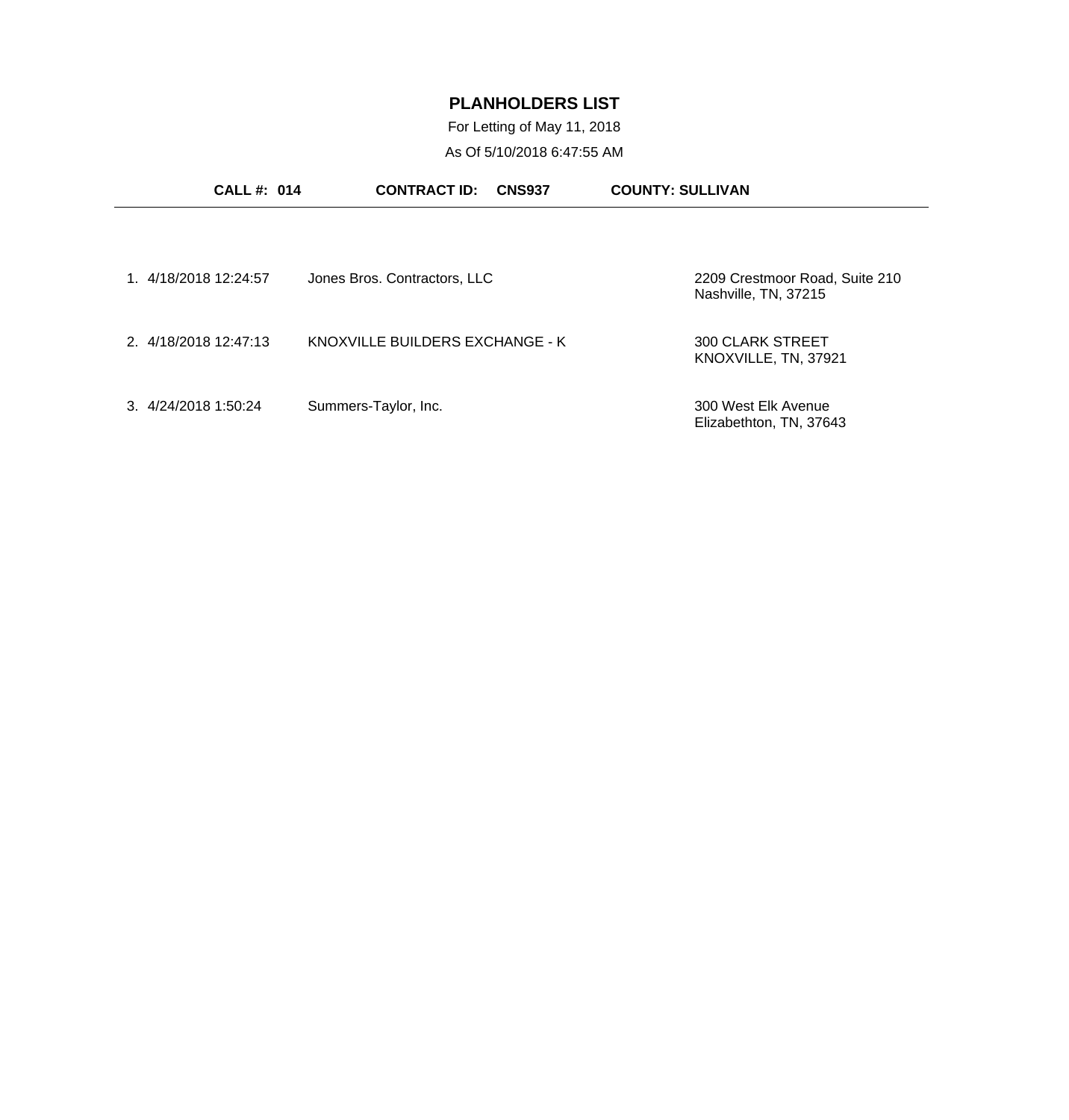# PLANHOLDERS LIST

For Letting of May 11, 2018

As Of 5/10/2018 6:47:55 AM

**CALL #: 014** **CONTRACT ID: CNS937** **COUNTY: SULLIVAN**

| # | Date/Time | Name | Address |
|---|---|---|---|
| 1. | 4/18/2018 12:24:57 | Jones Bros. Contractors, LLC | 2209 Crestmoor Road, Suite 210<br>Nashville, TN, 37215 |
| 2. | 4/18/2018 12:47:13 | KNOXVILLE BUILDERS EXCHANGE - K | 300 CLARK STREET<br>KNOXVILLE, TN, 37921 |
| 3. | 4/24/2018 1:50:24 | Summers-Taylor, Inc. | 300 West Elk Avenue<br>Elizabethton, TN, 37643 |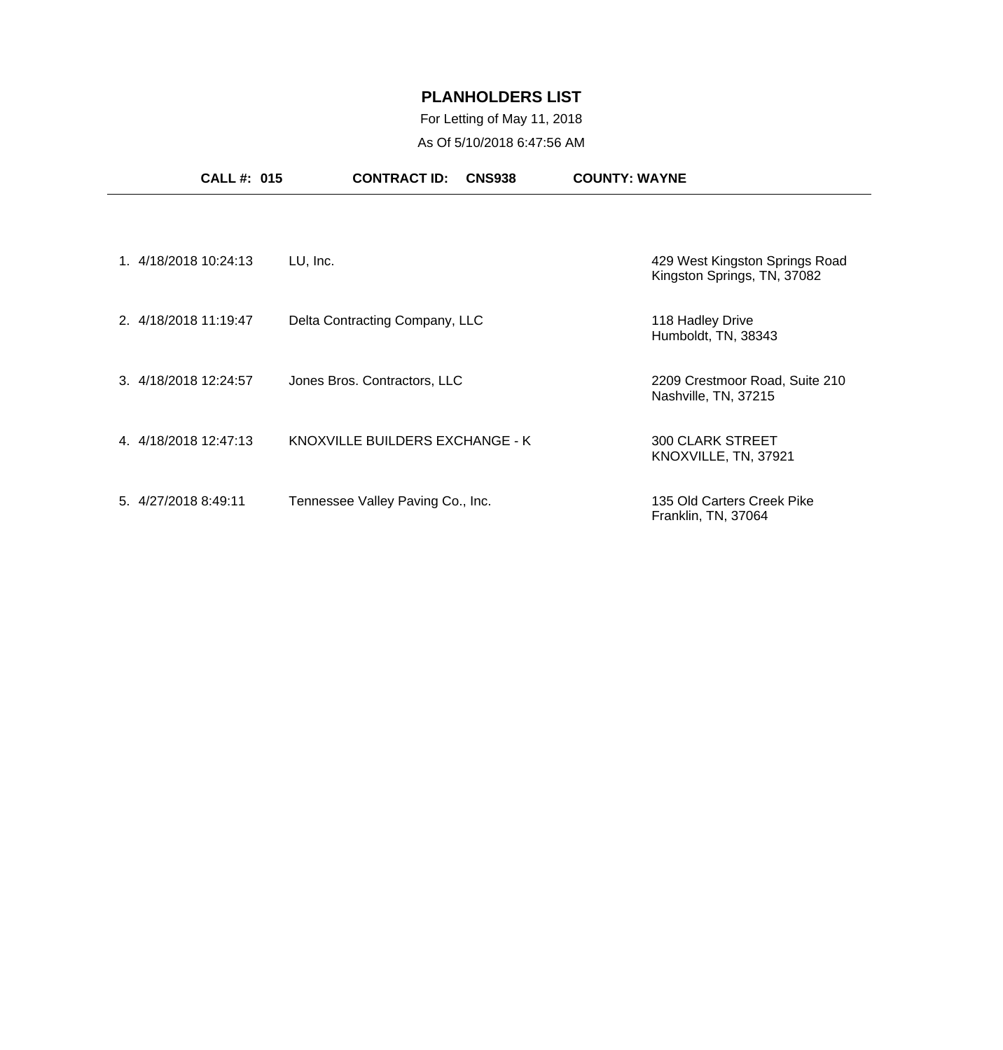# PLANHOLDERS LIST

For Letting of May 11, 2018

As Of 5/10/2018 6:47:56 AM

**CALL #: 015** **CONTRACT ID: CNS938** **COUNTY: WAYNE**

| # | Date/Time | Name | Address |
|---|---|---|---|
| 1. | 4/18/2018 10:24:13 | LU, Inc. | 429 West Kingston Springs Road<br>Kingston Springs, TN, 37082 |
| 2. | 4/18/2018 11:19:47 | Delta Contracting Company, LLC | 118 Hadley Drive<br>Humboldt, TN, 38343 |
| 3. | 4/18/2018 12:24:57 | Jones Bros. Contractors, LLC | 2209 Crestmoor Road, Suite 210<br>Nashville, TN, 37215 |
| 4. | 4/18/2018 12:47:13 | KNOXVILLE BUILDERS EXCHANGE - K | 300 CLARK STREET<br>KNOXVILLE, TN, 37921 |
| 5. | 4/27/2018 8:49:11 | Tennessee Valley Paving Co., Inc. | 135 Old Carters Creek Pike<br>Franklin, TN, 37064 |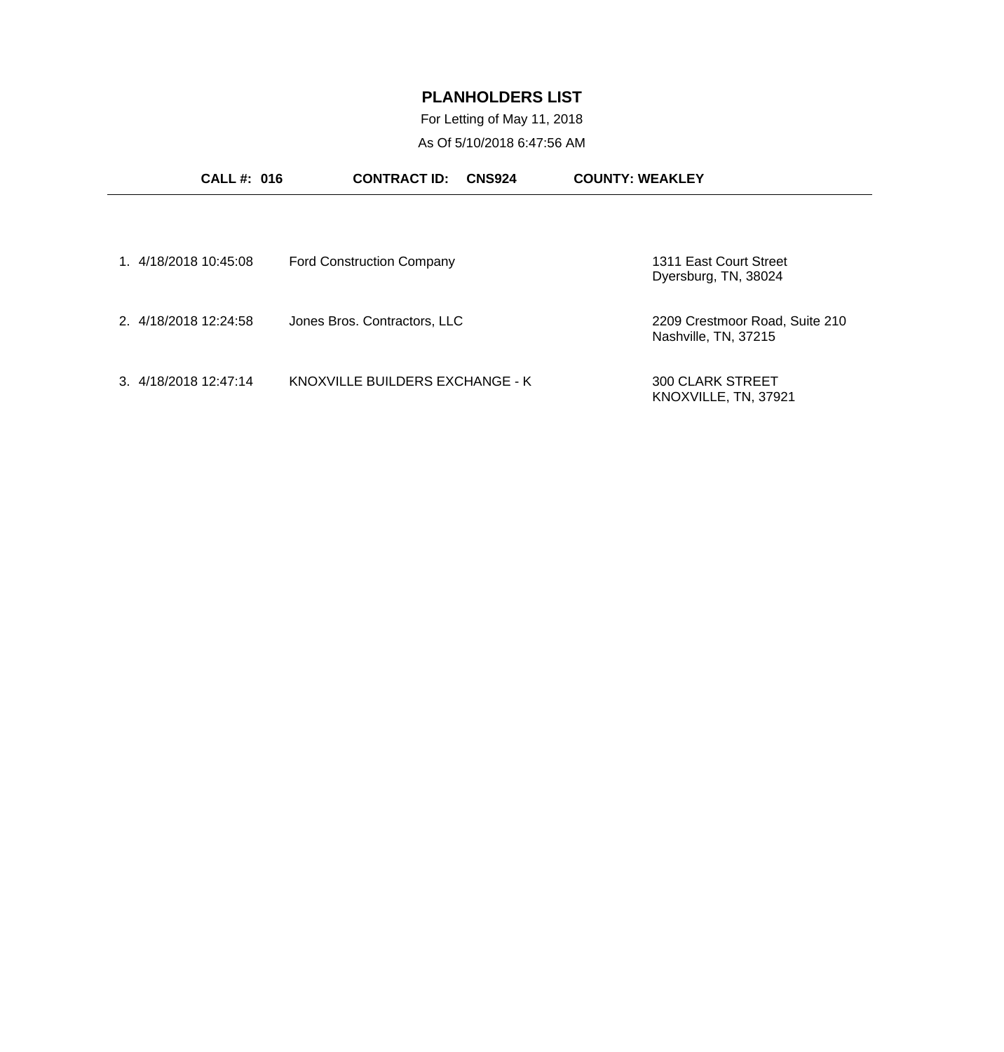# PLANHOLDERS LIST

For Letting of May 11, 2018

As Of 5/10/2018 6:47:56 AM

**CALL #: 016** **CONTRACT ID: CNS924** **COUNTY: WEAKLEY**

---

| # | Date/Time | Name | Address |
|---|---|---|---|
| 1. | 4/18/2018 10:45:08 | Ford Construction Company | 1311 East Court Street<br>Dyersburg, TN, 38024 |
| 2. | 4/18/2018 12:24:58 | Jones Bros. Contractors, LLC | 2209 Crestmoor Road, Suite 210<br>Nashville, TN, 37215 |
| 3. | 4/18/2018 12:47:14 | KNOXVILLE BUILDERS EXCHANGE - K | 300 CLARK STREET<br>KNOXVILLE, TN, 37921 |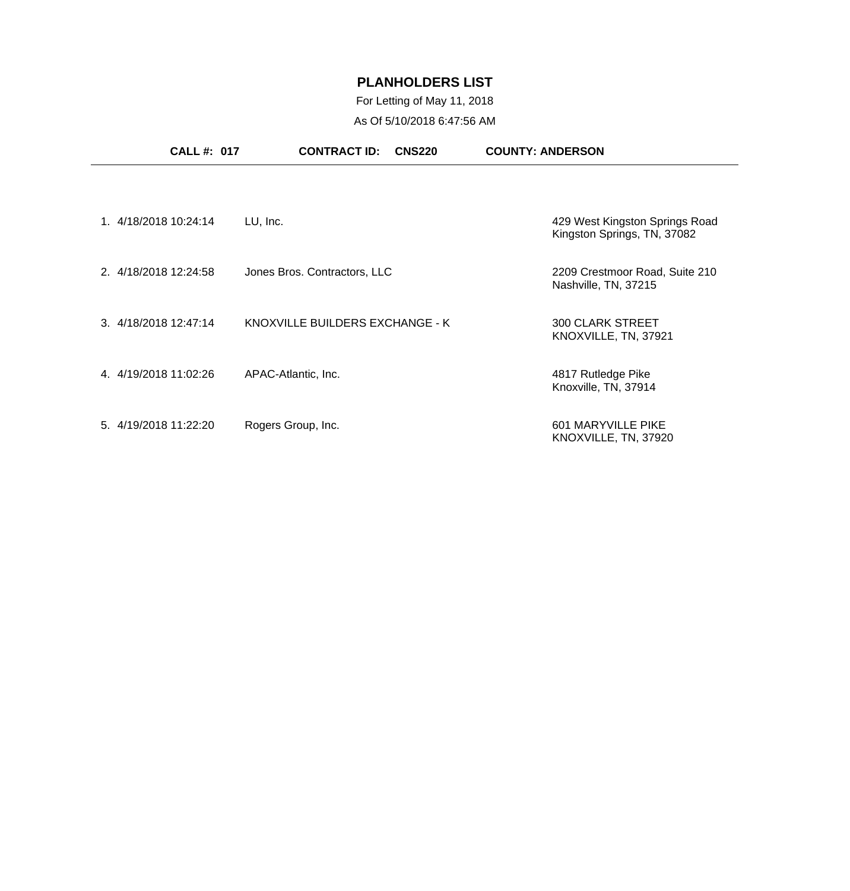# PLANHOLDERS LIST

For Letting of May 11, 2018

As Of 5/10/2018 6:47:56 AM

**CALL #: 017** **CONTRACT ID: CNS220** **COUNTY: ANDERSON**

| # | Date/Time | Planholder | Address |
|---|---|---|---|
| 1. | 4/18/2018 10:24:14 | LU, Inc. | 429 West Kingston Springs Road<br>Kingston Springs, TN, 37082 |
| 2. | 4/18/2018 12:24:58 | Jones Bros. Contractors, LLC | 2209 Crestmoor Road, Suite 210<br>Nashville, TN, 37215 |
| 3. | 4/18/2018 12:47:14 | KNOXVILLE BUILDERS EXCHANGE - K | 300 CLARK STREET<br>KNOXVILLE, TN, 37921 |
| 4. | 4/19/2018 11:02:26 | APAC-Atlantic, Inc. | 4817 Rutledge Pike<br>Knoxville, TN, 37914 |
| 5. | 4/19/2018 11:22:20 | Rogers Group, Inc. | 601 MARYVILLE PIKE<br>KNOXVILLE, TN, 37920 |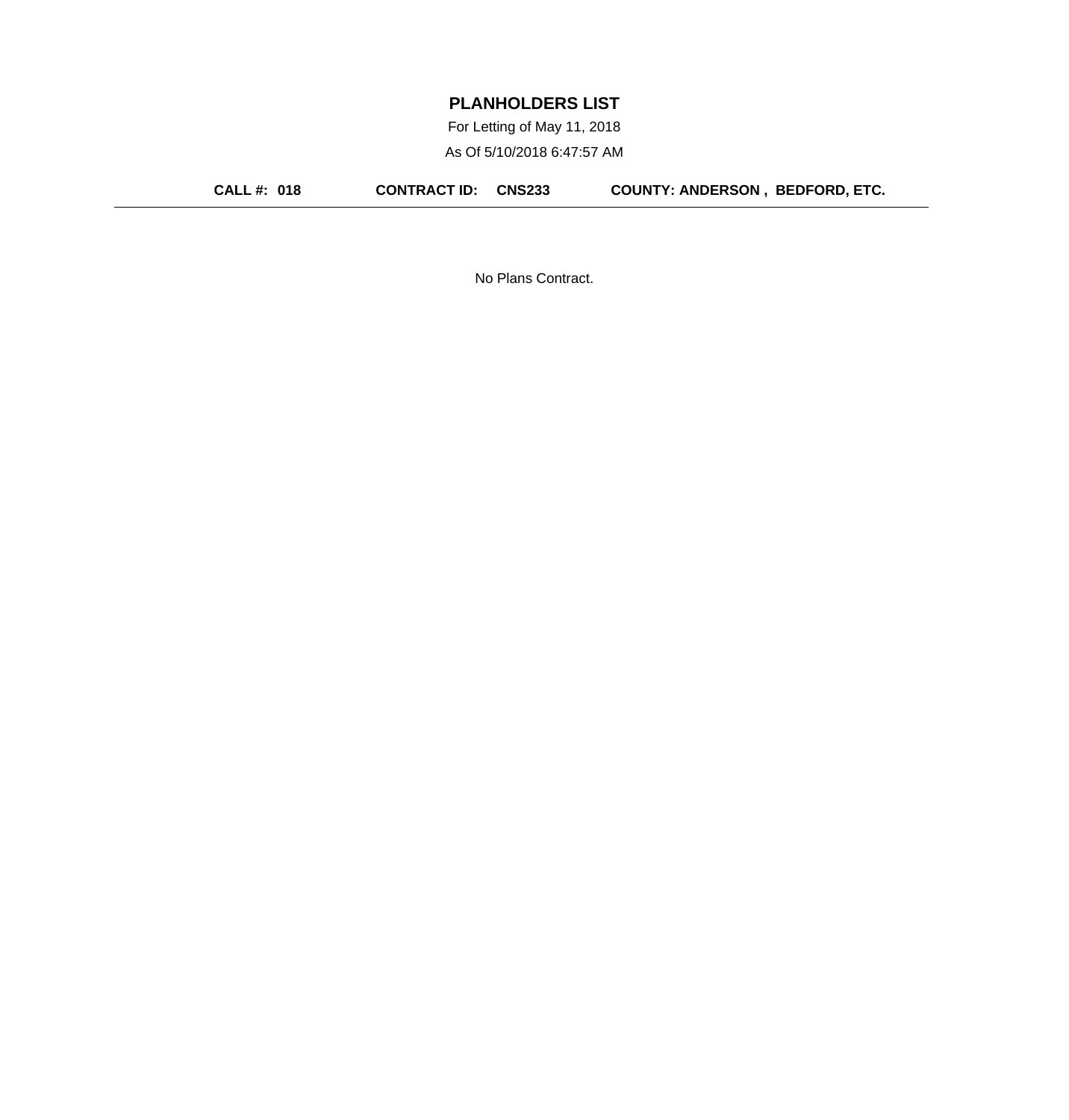# PLANHOLDERS LIST

For Letting of May 11, 2018

As Of 5/10/2018 6:47:57 AM

**CALL #: 018** **CONTRACT ID: CNS233** **COUNTY: ANDERSON , BEDFORD, ETC.**

---

No Plans Contract.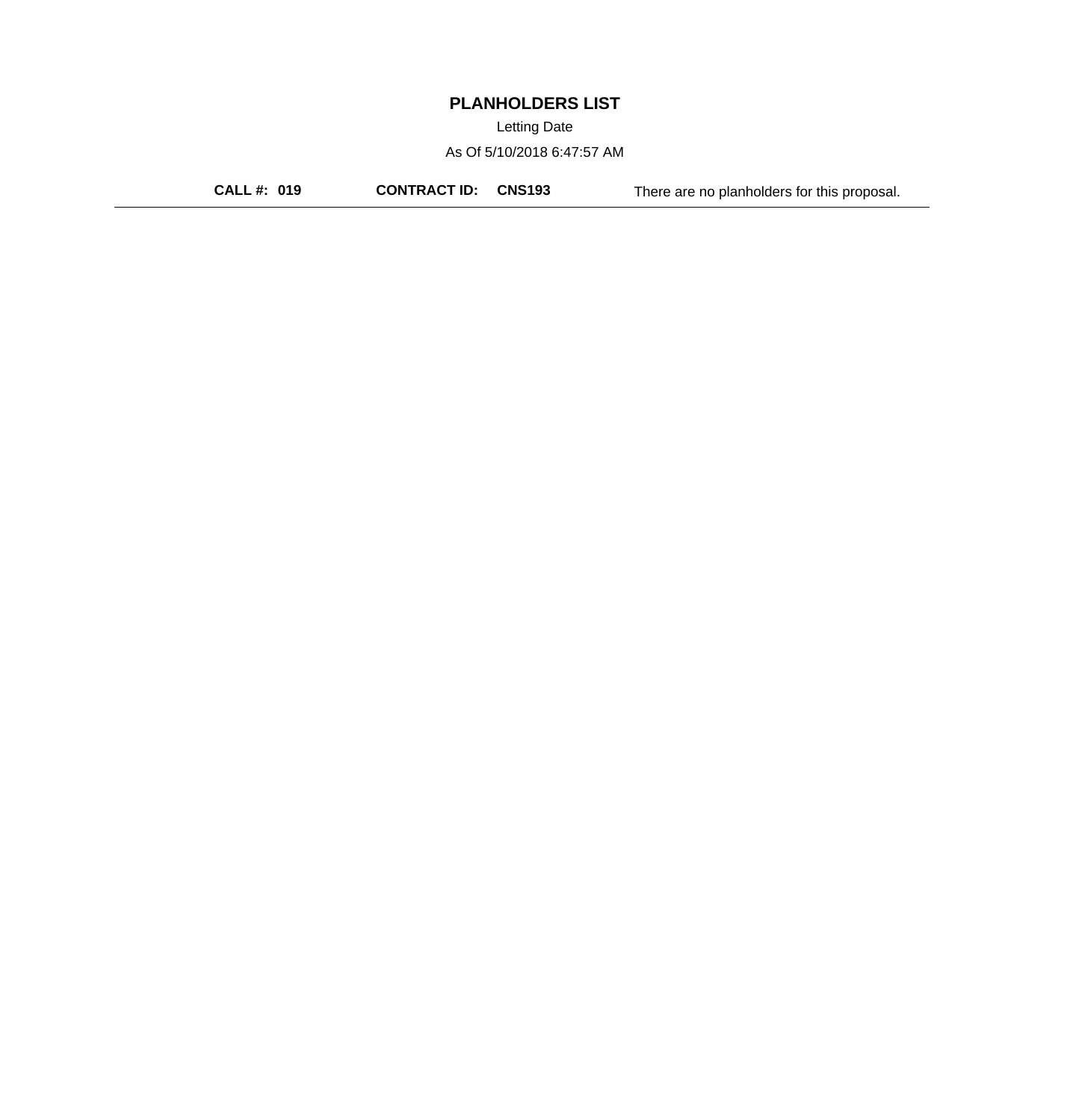# PLANHOLDERS LIST

Letting Date

As Of 5/10/2018 6:47:57 AM

**CALL #: 019** **CONTRACT ID: CNS193** There are no planholders for this proposal.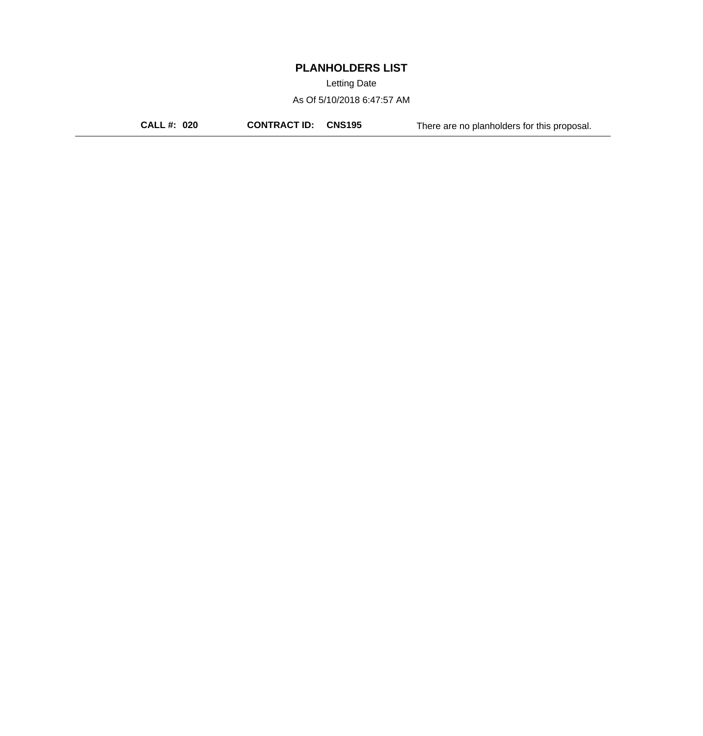# PLANHOLDERS LIST

Letting Date

As Of 5/10/2018 6:47:57 AM

**CALL #: 020** **CONTRACT ID: CNS195** There are no planholders for this proposal.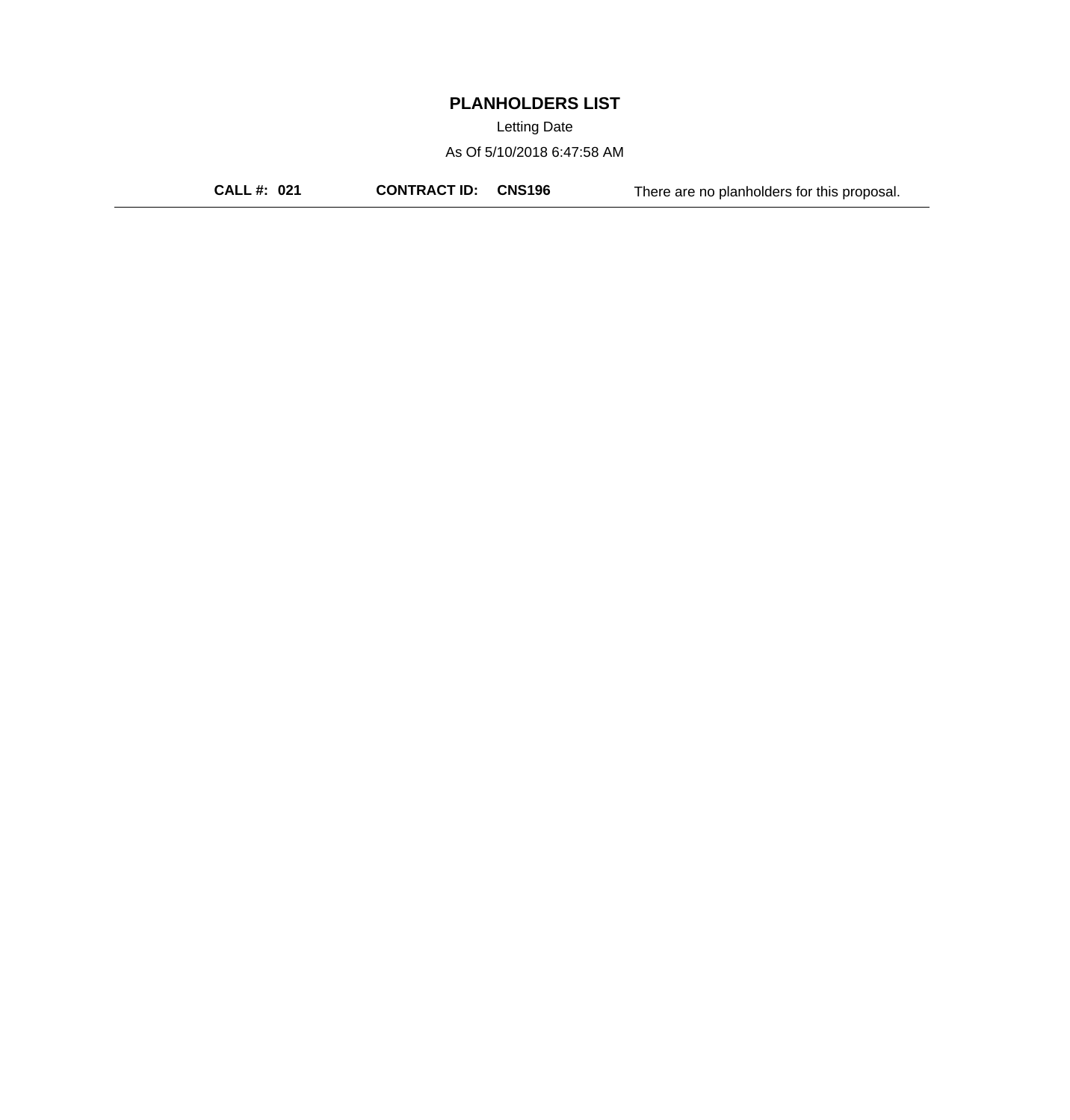# PLANHOLDERS LIST

Letting Date

As Of 5/10/2018 6:47:58 AM

**CALL #: 021** **CONTRACT ID: CNS196** There are no planholders for this proposal.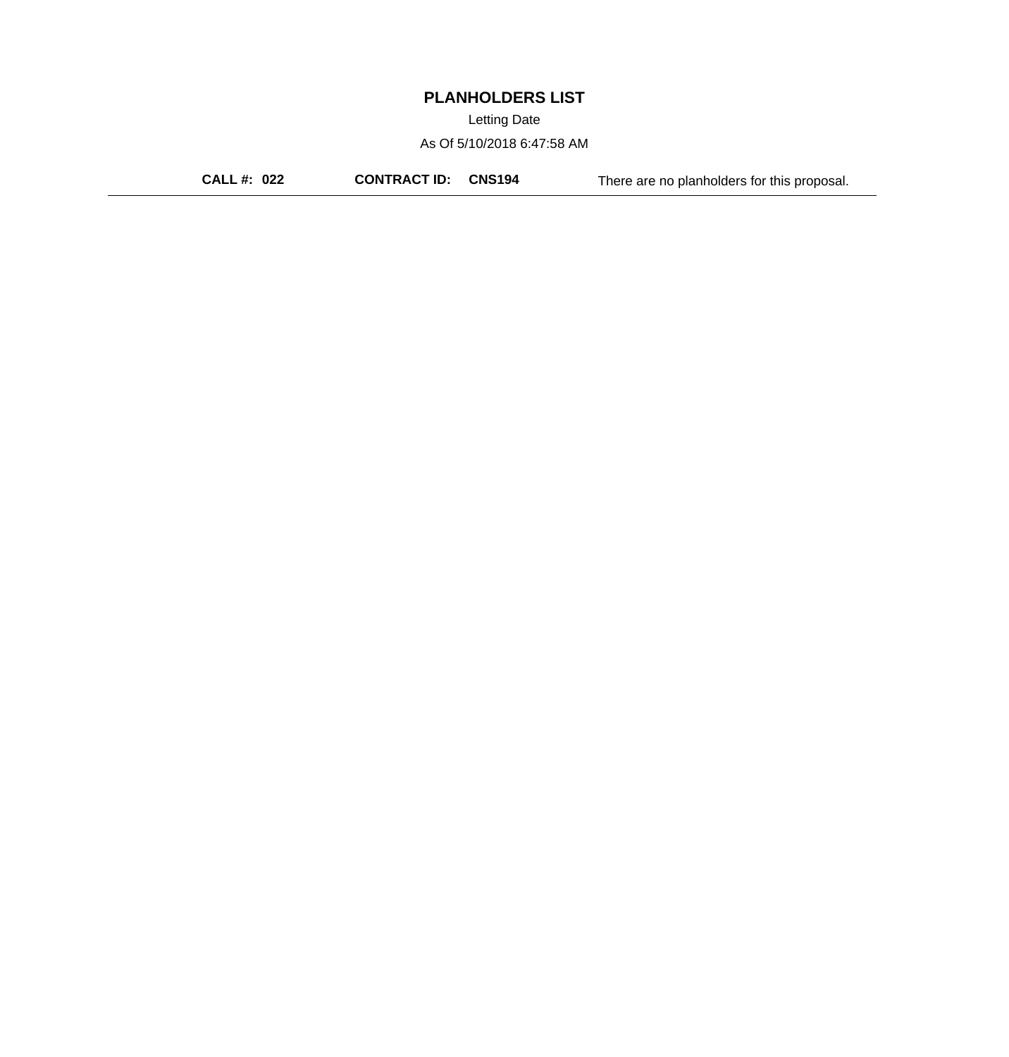# PLANHOLDERS LIST

Letting Date

As Of 5/10/2018 6:47:58 AM

**CALL #: 022** **CONTRACT ID: CNS194** There are no planholders for this proposal.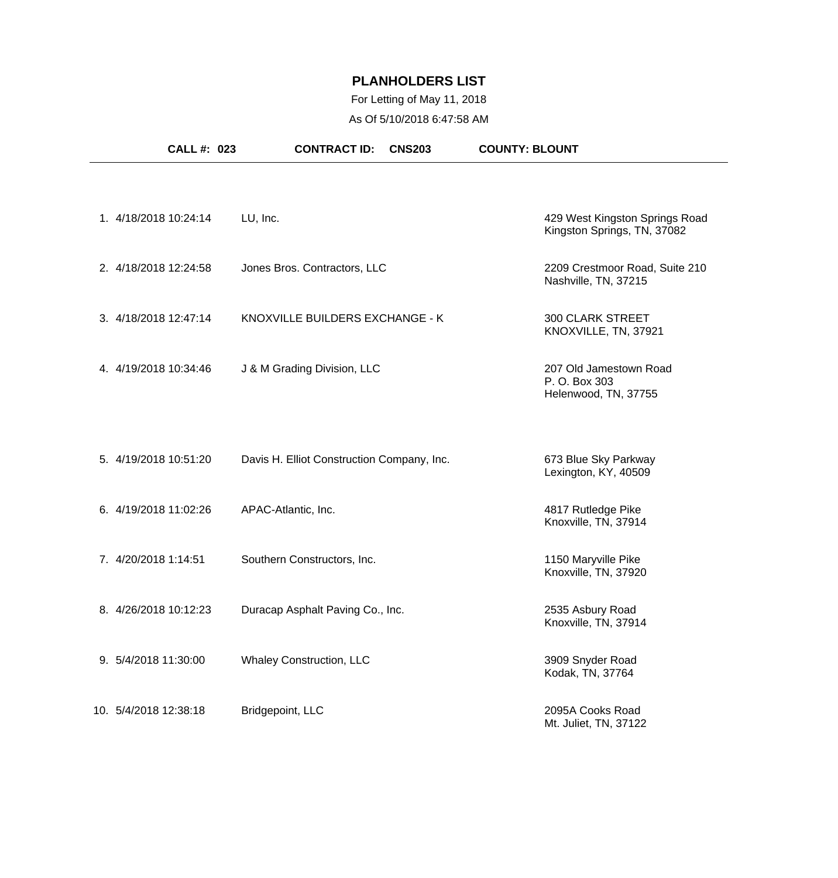# PLANHOLDERS LIST

For Letting of May 11, 2018

As Of 5/10/2018 6:47:58 AM

**CALL #: 023** **CONTRACT ID: CNS203** **COUNTY: BLOUNT**

| # | Date/Time | Name | Address |
|---|---|---|---|
| 1. | 4/18/2018 10:24:14 | LU, Inc. | 429 West Kingston Springs Road<br>Kingston Springs, TN, 37082 |
| 2. | 4/18/2018 12:24:58 | Jones Bros. Contractors, LLC | 2209 Crestmoor Road, Suite 210<br>Nashville, TN, 37215 |
| 3. | 4/18/2018 12:47:14 | KNOXVILLE BUILDERS EXCHANGE - K | 300 CLARK STREET<br>KNOXVILLE, TN, 37921 |
| 4. | 4/19/2018 10:34:46 | J & M Grading Division, LLC | 207 Old Jamestown Road<br>P. O. Box 303<br>Helenwood, TN, 37755 |
| 5. | 4/19/2018 10:51:20 | Davis H. Elliot Construction Company, Inc. | 673 Blue Sky Parkway<br>Lexington, KY, 40509 |
| 6. | 4/19/2018 11:02:26 | APAC-Atlantic, Inc. | 4817 Rutledge Pike<br>Knoxville, TN, 37914 |
| 7. | 4/20/2018 1:14:51 | Southern Constructors, Inc. | 1150 Maryville Pike<br>Knoxville, TN, 37920 |
| 8. | 4/26/2018 10:12:23 | Duracap Asphalt Paving Co., Inc. | 2535 Asbury Road<br>Knoxville, TN, 37914 |
| 9. | 5/4/2018 11:30:00 | Whaley Construction, LLC | 3909 Snyder Road<br>Kodak, TN, 37764 |
| 10. | 5/4/2018 12:38:18 | Bridgepoint, LLC | 2095A Cooks Road<br>Mt. Juliet, TN, 37122 |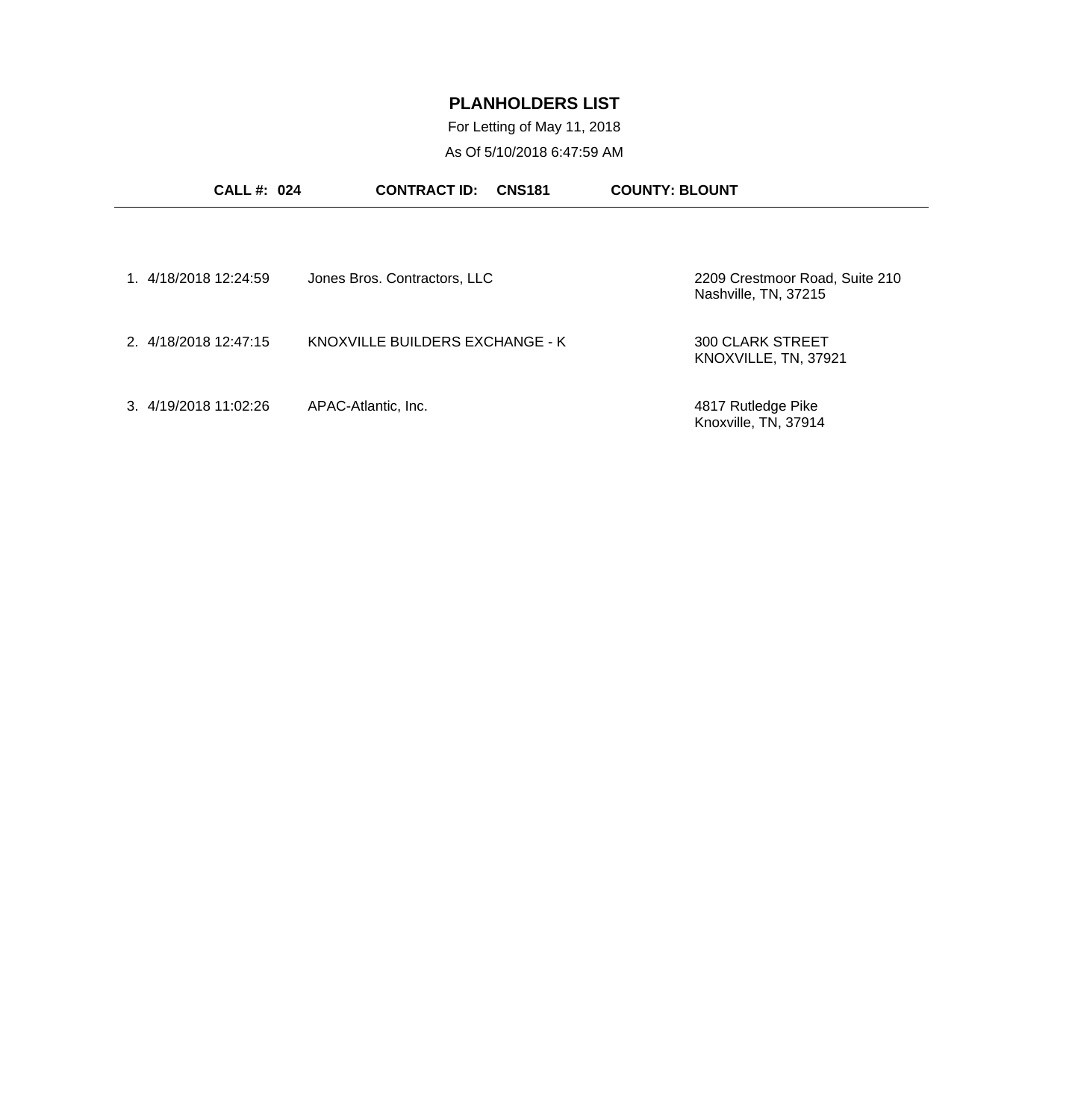# PLANHOLDERS LIST

For Letting of May 11, 2018

As Of 5/10/2018 6:47:59 AM

**CALL #: 024** **CONTRACT ID: CNS181** **COUNTY: BLOUNT**

---

| # | Date/Time | Name | Address |
|---|---|---|---|
| 1. | 4/18/2018 12:24:59 | Jones Bros. Contractors, LLC | 2209 Crestmoor Road, Suite 210<br>Nashville, TN, 37215 |
| 2. | 4/18/2018 12:47:15 | KNOXVILLE BUILDERS EXCHANGE - K | 300 CLARK STREET<br>KNOXVILLE, TN, 37921 |
| 3. | 4/19/2018 11:02:26 | APAC-Atlantic, Inc. | 4817 Rutledge Pike<br>Knoxville, TN, 37914 |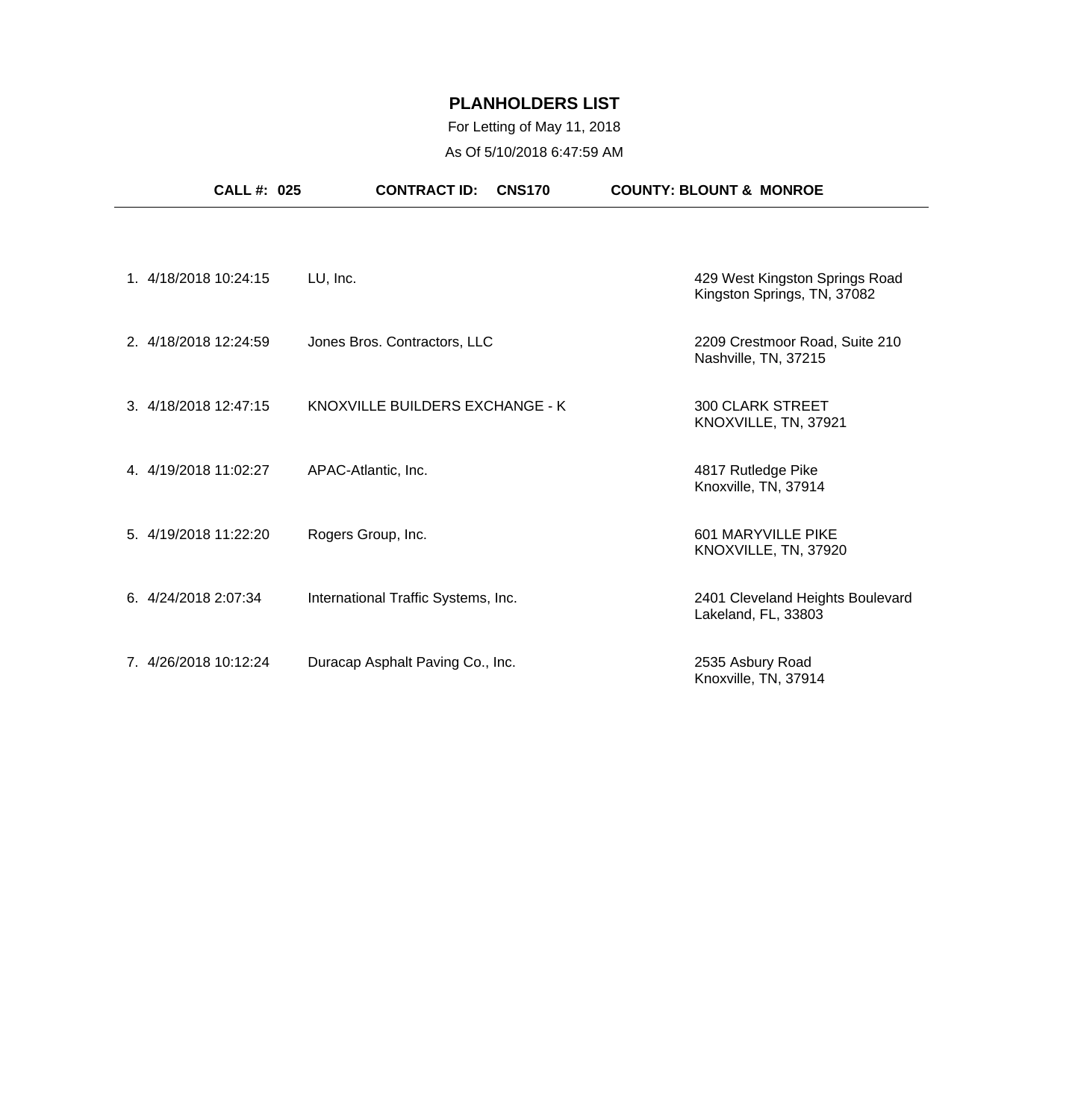# PLANHOLDERS LIST

For Letting of May 11, 2018

As Of 5/10/2018 6:47:59 AM

**CALL #: 025** **CONTRACT ID: CNS170** **COUNTY: BLOUNT & MONROE**

---

| # | Date/Time | Planholder | Address |
|---|---|---|---|
| 1. | 4/18/2018 10:24:15 | LU, Inc. | 429 West Kingston Springs Road<br>Kingston Springs, TN, 37082 |
| 2. | 4/18/2018 12:24:59 | Jones Bros. Contractors, LLC | 2209 Crestmoor Road, Suite 210<br>Nashville, TN, 37215 |
| 3. | 4/18/2018 12:47:15 | KNOXVILLE BUILDERS EXCHANGE - K | 300 CLARK STREET<br>KNOXVILLE, TN, 37921 |
| 4. | 4/19/2018 11:02:27 | APAC-Atlantic, Inc. | 4817 Rutledge Pike<br>Knoxville, TN, 37914 |
| 5. | 4/19/2018 11:22:20 | Rogers Group, Inc. | 601 MARYVILLE PIKE<br>KNOXVILLE, TN, 37920 |
| 6. | 4/24/2018 2:07:34 | International Traffic Systems, Inc. | 2401 Cleveland Heights Boulevard<br>Lakeland, FL, 33803 |
| 7. | 4/26/2018 10:12:24 | Duracap Asphalt Paving Co., Inc. | 2535 Asbury Road<br>Knoxville, TN, 37914 |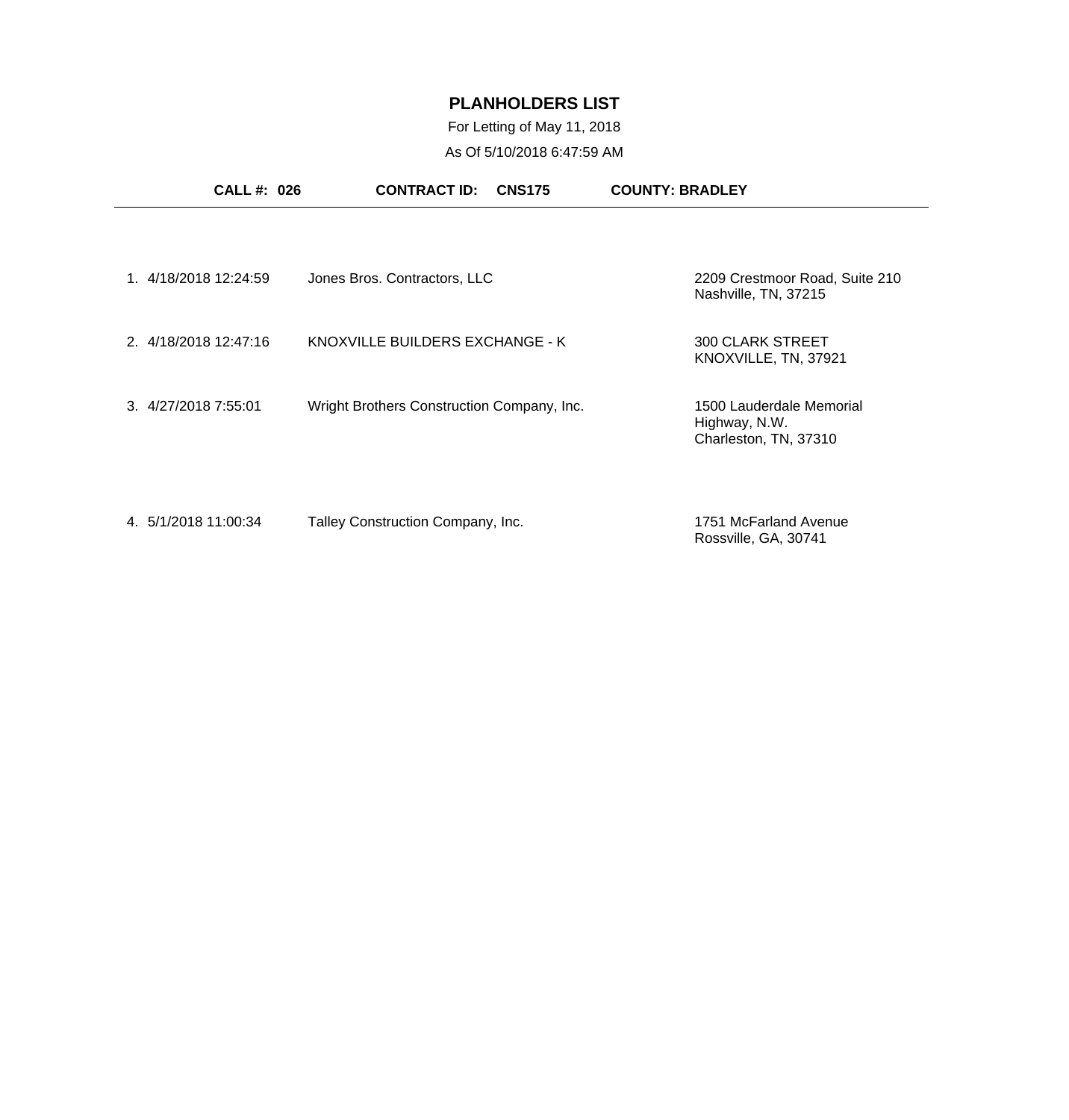# PLANHOLDERS LIST

For Letting of May 11, 2018

As Of 5/10/2018 6:47:59 AM

**CALL #: 026** **CONTRACT ID: CNS175** **COUNTY: BRADLEY**

| # | Date/Time | Name | Address |
|---|---|---|---|
| 1. | 4/18/2018 12:24:59 | Jones Bros. Contractors, LLC | 2209 Crestmoor Road, Suite 210<br>Nashville, TN, 37215 |
| 2. | 4/18/2018 12:47:16 | KNOXVILLE BUILDERS EXCHANGE - K | 300 CLARK STREET<br>KNOXVILLE, TN, 37921 |
| 3. | 4/27/2018 7:55:01 | Wright Brothers Construction Company, Inc. | 1500 Lauderdale Memorial Highway, N.W.<br>Charleston, TN, 37310 |
| 4. | 5/1/2018 11:00:34 | Talley Construction Company, Inc. | 1751 McFarland Avenue<br>Rossville, GA, 30741 |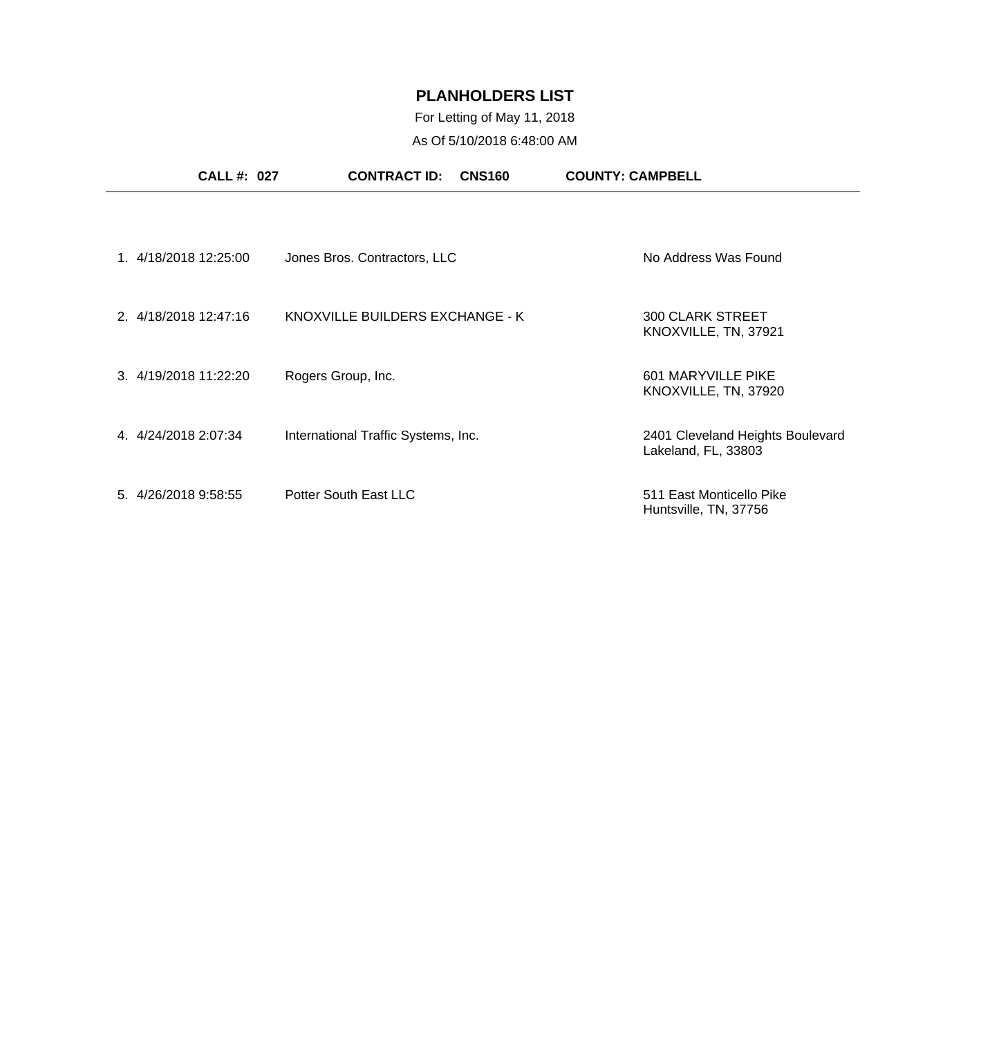# PLANHOLDERS LIST

For Letting of May 11, 2018

As Of 5/10/2018 6:48:00 AM

**CALL #: 027** **CONTRACT ID: CNS160** **COUNTY: CAMPBELL**

---

| # | Date/Time | Planholder | Address |
|---|---|---|---|
| 1. | 4/18/2018 12:25:00 | Jones Bros. Contractors, LLC | No Address Was Found |
| 2. | 4/18/2018 12:47:16 | KNOXVILLE BUILDERS EXCHANGE - K | 300 CLARK STREET<br>KNOXVILLE, TN, 37921 |
| 3. | 4/19/2018 11:22:20 | Rogers Group, Inc. | 601 MARYVILLE PIKE<br>KNOXVILLE, TN, 37920 |
| 4. | 4/24/2018 2:07:34 | International Traffic Systems, Inc. | 2401 Cleveland Heights Boulevard<br>Lakeland, FL, 33803 |
| 5. | 4/26/2018 9:58:55 | Potter South East LLC | 511 East Monticello Pike<br>Huntsville, TN, 37756 |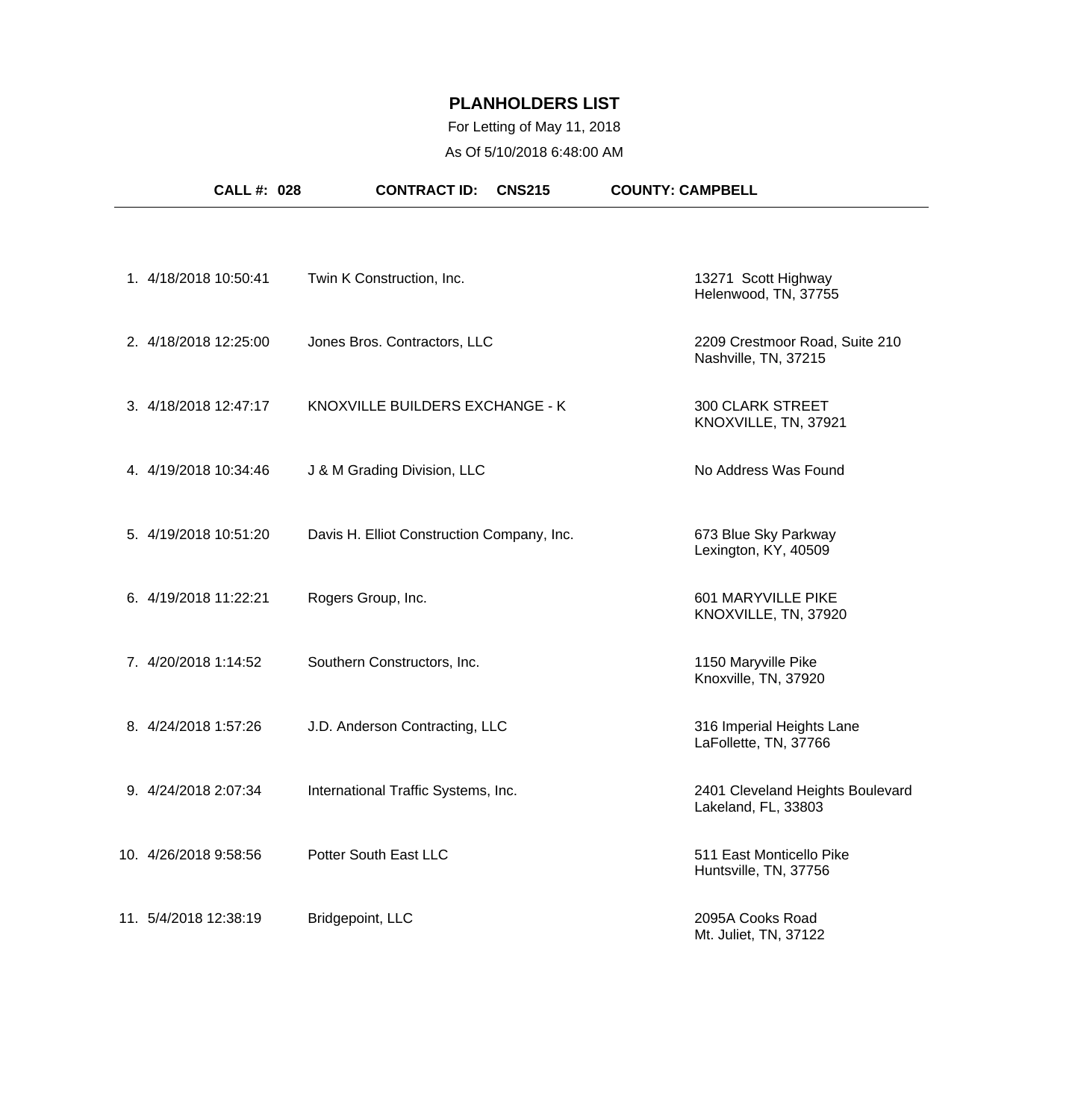# PLANHOLDERS LIST

For Letting of May 11, 2018

As Of 5/10/2018 6:48:00 AM

**CALL #: 028** **CONTRACT ID: CNS215** **COUNTY: CAMPBELL**

| # | Date/Time | Planholder | Address |
|---|---|---|---|
| 1. | 4/18/2018 10:50:41 | Twin K Construction, Inc. | 13271 Scott Highway<br>Helenwood, TN, 37755 |
| 2. | 4/18/2018 12:25:00 | Jones Bros. Contractors, LLC | 2209 Crestmoor Road, Suite 210<br>Nashville, TN, 37215 |
| 3. | 4/18/2018 12:47:17 | KNOXVILLE BUILDERS EXCHANGE - K | 300 CLARK STREET<br>KNOXVILLE, TN, 37921 |
| 4. | 4/19/2018 10:34:46 | J & M Grading Division, LLC | No Address Was Found |
| 5. | 4/19/2018 10:51:20 | Davis H. Elliot Construction Company, Inc. | 673 Blue Sky Parkway<br>Lexington, KY, 40509 |
| 6. | 4/19/2018 11:22:21 | Rogers Group, Inc. | 601 MARYVILLE PIKE<br>KNOXVILLE, TN, 37920 |
| 7. | 4/20/2018 1:14:52 | Southern Constructors, Inc. | 1150 Maryville Pike<br>Knoxville, TN, 37920 |
| 8. | 4/24/2018 1:57:26 | J.D. Anderson Contracting, LLC | 316 Imperial Heights Lane<br>LaFollette, TN, 37766 |
| 9. | 4/24/2018 2:07:34 | International Traffic Systems, Inc. | 2401 Cleveland Heights Boulevard<br>Lakeland, FL, 33803 |
| 10. | 4/26/2018 9:58:56 | Potter South East LLC | 511 East Monticello Pike<br>Huntsville, TN, 37756 |
| 11. | 5/4/2018 12:38:19 | Bridgepoint, LLC | 2095A Cooks Road<br>Mt. Juliet, TN, 37122 |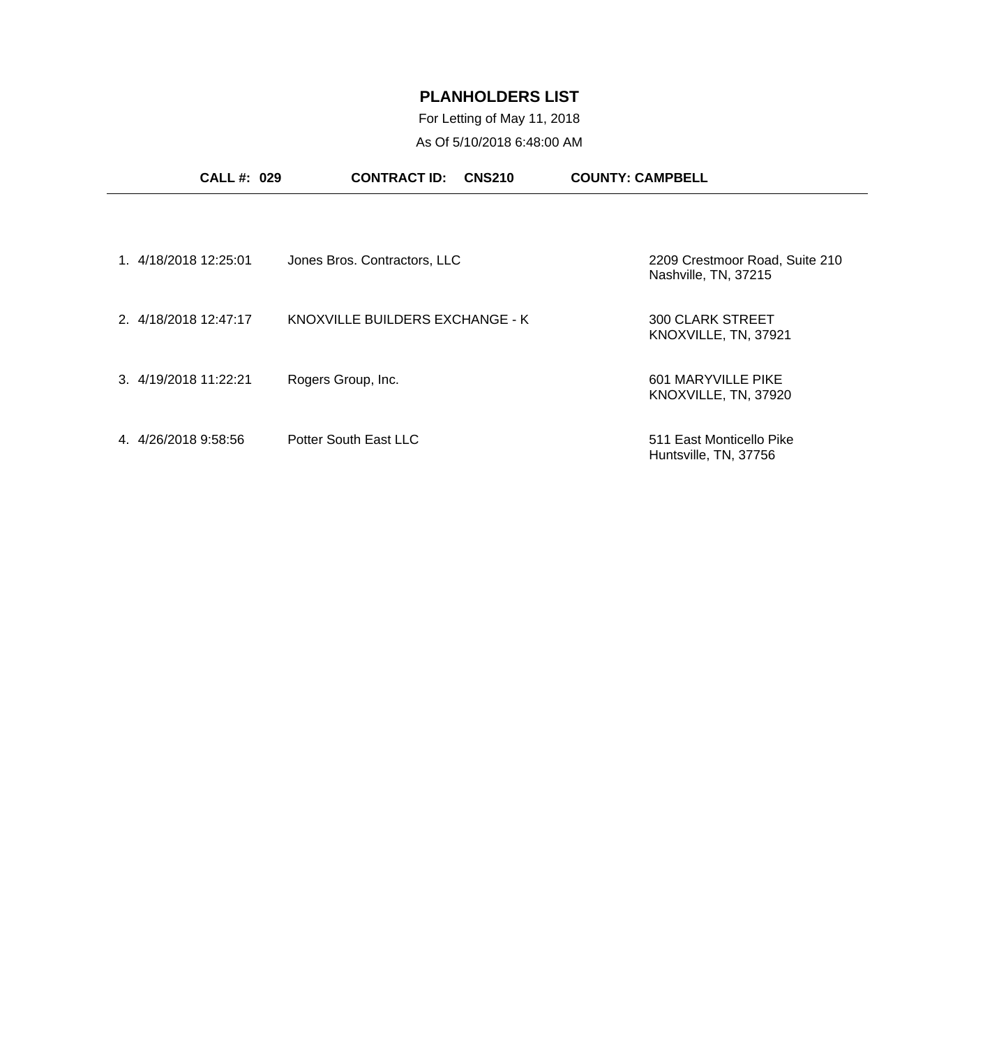# PLANHOLDERS LIST

For Letting of May 11, 2018

As Of 5/10/2018 6:48:00 AM

**CALL #: 029** **CONTRACT ID: CNS210** **COUNTY: CAMPBELL**

---

| # | Date/Time | Company | Address |
|---|---|---|---|
| 1. | 4/18/2018 12:25:01 | Jones Bros. Contractors, LLC | 2209 Crestmoor Road, Suite 210<br>Nashville, TN, 37215 |
| 2. | 4/18/2018 12:47:17 | KNOXVILLE BUILDERS EXCHANGE - K | 300 CLARK STREET<br>KNOXVILLE, TN, 37921 |
| 3. | 4/19/2018 11:22:21 | Rogers Group, Inc. | 601 MARYVILLE PIKE<br>KNOXVILLE, TN, 37920 |
| 4. | 4/26/2018 9:58:56 | Potter South East LLC | 511 East Monticello Pike<br>Huntsville, TN, 37756 |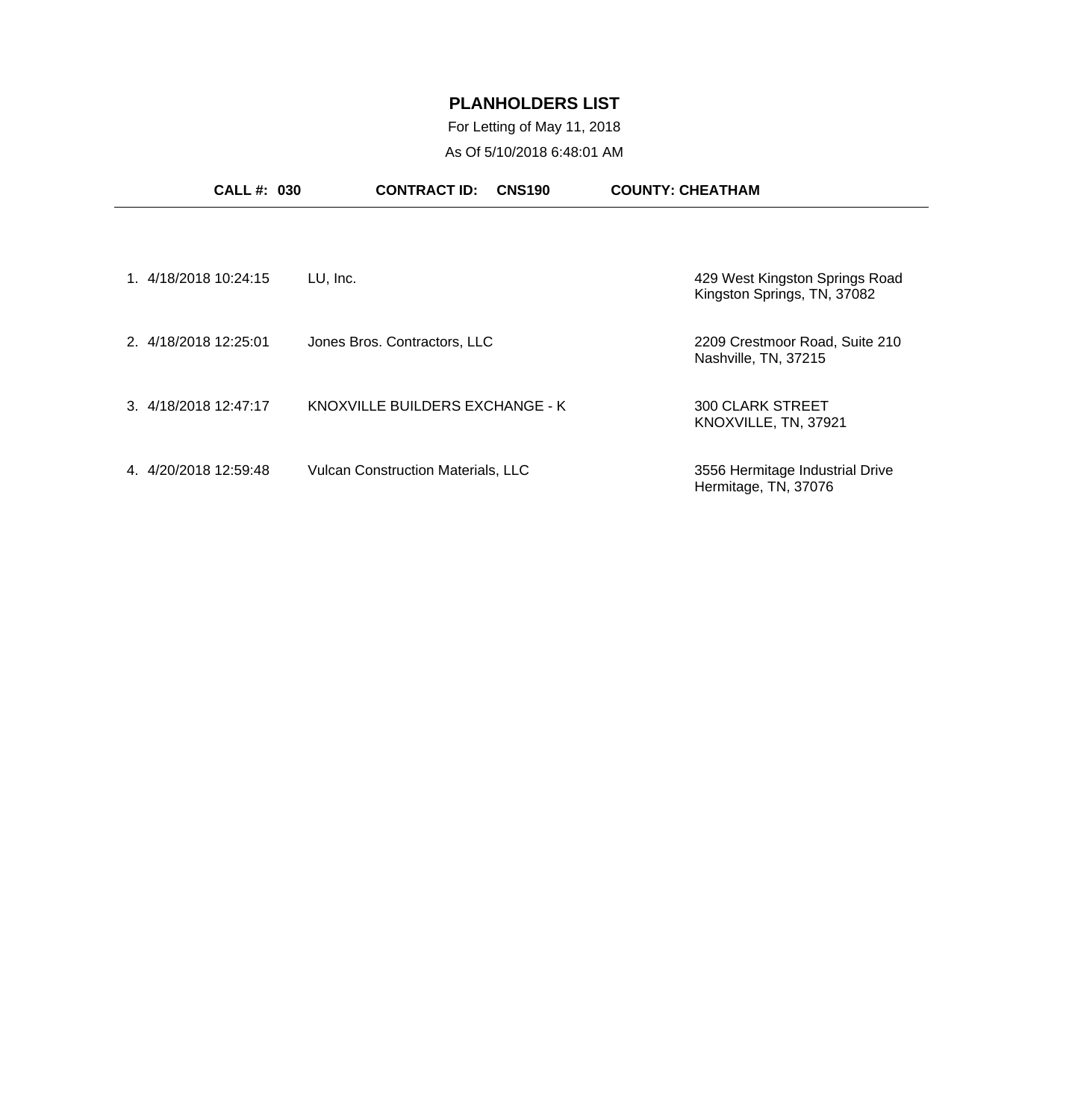# PLANHOLDERS LIST

For Letting of May 11, 2018

As Of 5/10/2018 6:48:01 AM

**CALL #: 030** **CONTRACT ID: CNS190** **COUNTY: CHEATHAM**

| # | Date/Time | Name | Address |
|---|---|---|---|
| 1. | 4/18/2018 10:24:15 | LU, Inc. | 429 West Kingston Springs Road<br>Kingston Springs, TN, 37082 |
| 2. | 4/18/2018 12:25:01 | Jones Bros. Contractors, LLC | 2209 Crestmoor Road, Suite 210<br>Nashville, TN, 37215 |
| 3. | 4/18/2018 12:47:17 | KNOXVILLE BUILDERS EXCHANGE - K | 300 CLARK STREET<br>KNOXVILLE, TN, 37921 |
| 4. | 4/20/2018 12:59:48 | Vulcan Construction Materials, LLC | 3556 Hermitage Industrial Drive<br>Hermitage, TN, 37076 |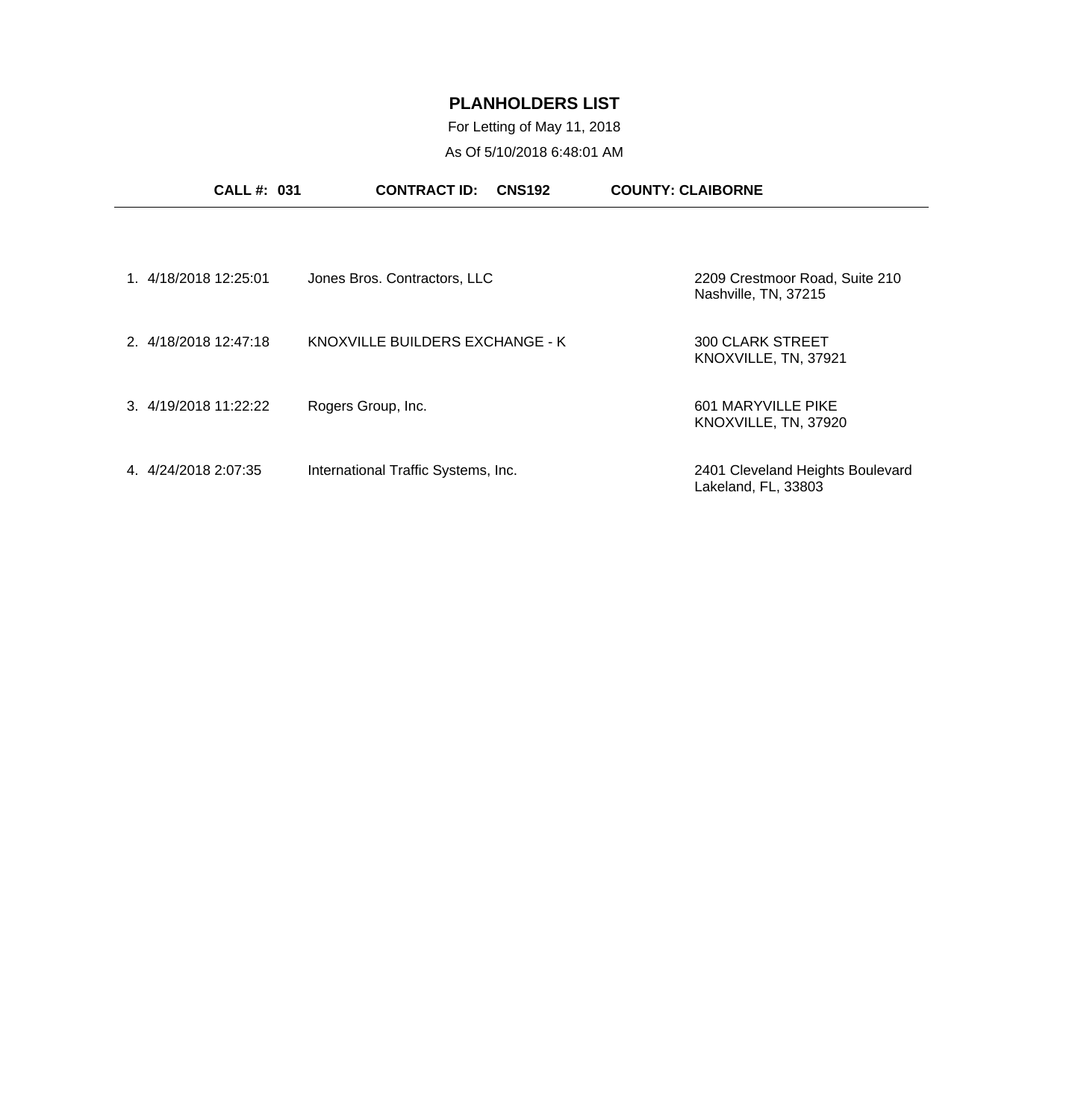# PLANHOLDERS LIST

For Letting of May 11, 2018

As Of 5/10/2018 6:48:01 AM

**CALL #: 031** **CONTRACT ID: CNS192** **COUNTY: CLAIBORNE**

| # | Date/Time | Planholder | Address |
|---|---|---|---|
| 1. | 4/18/2018 12:25:01 | Jones Bros. Contractors, LLC | 2209 Crestmoor Road, Suite 210<br>Nashville, TN, 37215 |
| 2. | 4/18/2018 12:47:18 | KNOXVILLE BUILDERS EXCHANGE - K | 300 CLARK STREET<br>KNOXVILLE, TN, 37921 |
| 3. | 4/19/2018 11:22:22 | Rogers Group, Inc. | 601 MARYVILLE PIKE<br>KNOXVILLE, TN, 37920 |
| 4. | 4/24/2018 2:07:35 | International Traffic Systems, Inc. | 2401 Cleveland Heights Boulevard<br>Lakeland, FL, 33803 |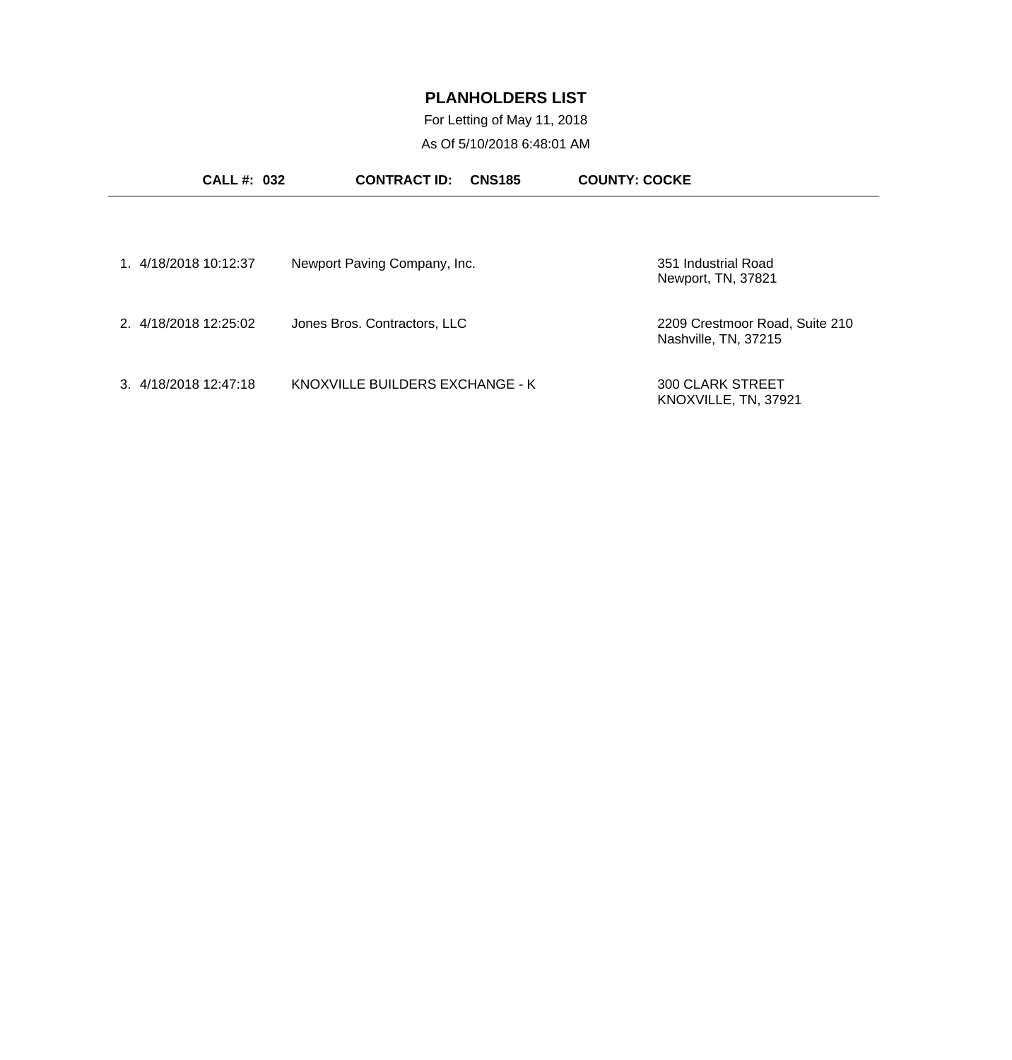# PLANHOLDERS LIST

For Letting of May 11, 2018

As Of 5/10/2018 6:48:01 AM

**CALL #: 032** **CONTRACT ID: CNS185** **COUNTY: COCKE**

| # | Date/Time | Company | Address |
|---|---|---|---|
| 1. | 4/18/2018 10:12:37 | Newport Paving Company, Inc. | 351 Industrial Road<br>Newport, TN, 37821 |
| 2. | 4/18/2018 12:25:02 | Jones Bros. Contractors, LLC | 2209 Crestmoor Road, Suite 210<br>Nashville, TN, 37215 |
| 3. | 4/18/2018 12:47:18 | KNOXVILLE BUILDERS EXCHANGE - K | 300 CLARK STREET<br>KNOXVILLE, TN, 37921 |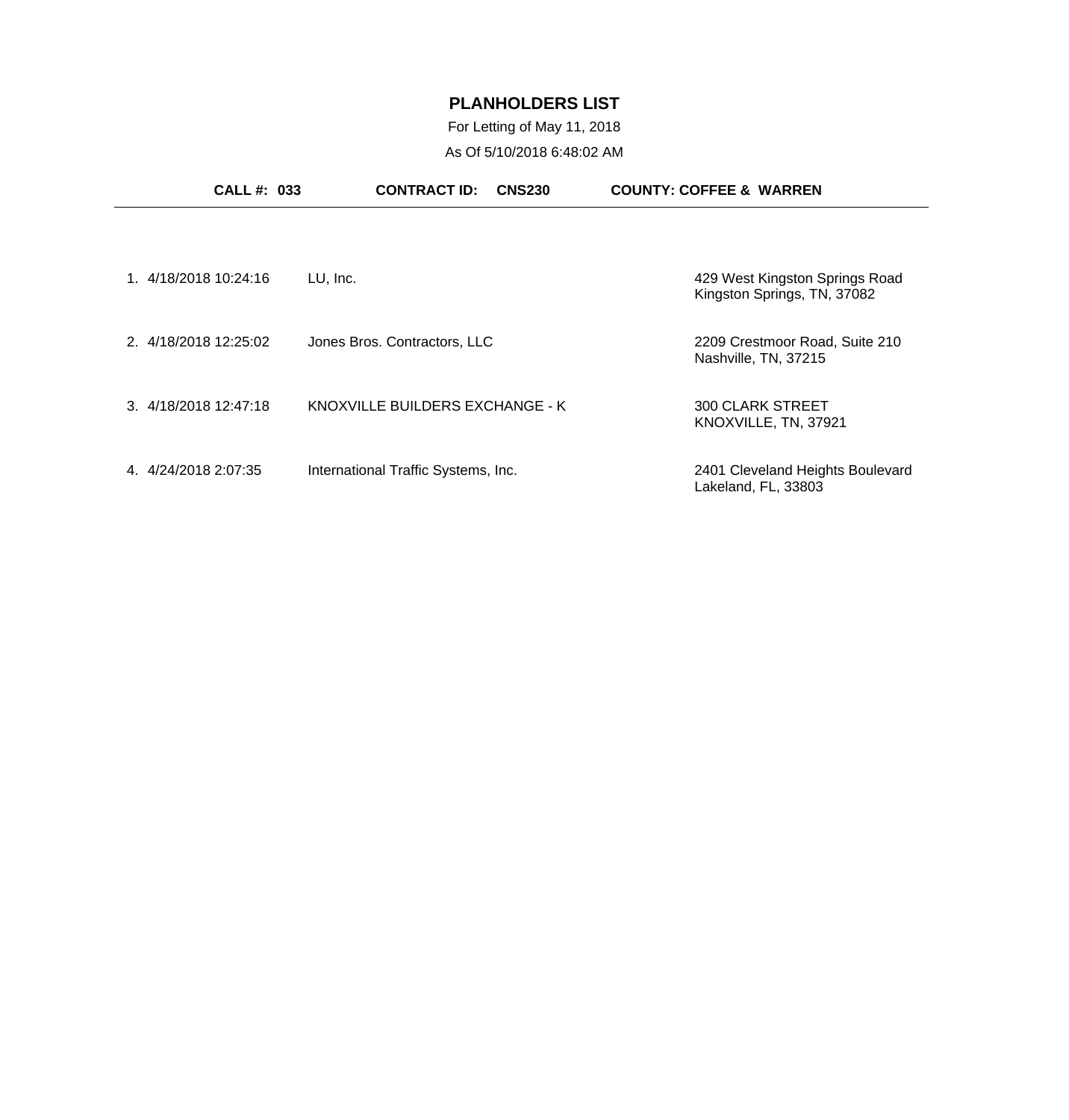# PLANHOLDERS LIST

For Letting of May 11, 2018

As Of 5/10/2018 6:48:02 AM

**CALL #: 033** **CONTRACT ID: CNS230** **COUNTY: COFFEE & WARREN**

| # | Date/Time | Name | Address |
|---|---|---|---|
| 1. | 4/18/2018 10:24:16 | LU, Inc. | 429 West Kingston Springs Road<br>Kingston Springs, TN, 37082 |
| 2. | 4/18/2018 12:25:02 | Jones Bros. Contractors, LLC | 2209 Crestmoor Road, Suite 210<br>Nashville, TN, 37215 |
| 3. | 4/18/2018 12:47:18 | KNOXVILLE BUILDERS EXCHANGE - K | 300 CLARK STREET<br>KNOXVILLE, TN, 37921 |
| 4. | 4/24/2018 2:07:35 | International Traffic Systems, Inc. | 2401 Cleveland Heights Boulevard<br>Lakeland, FL, 33803 |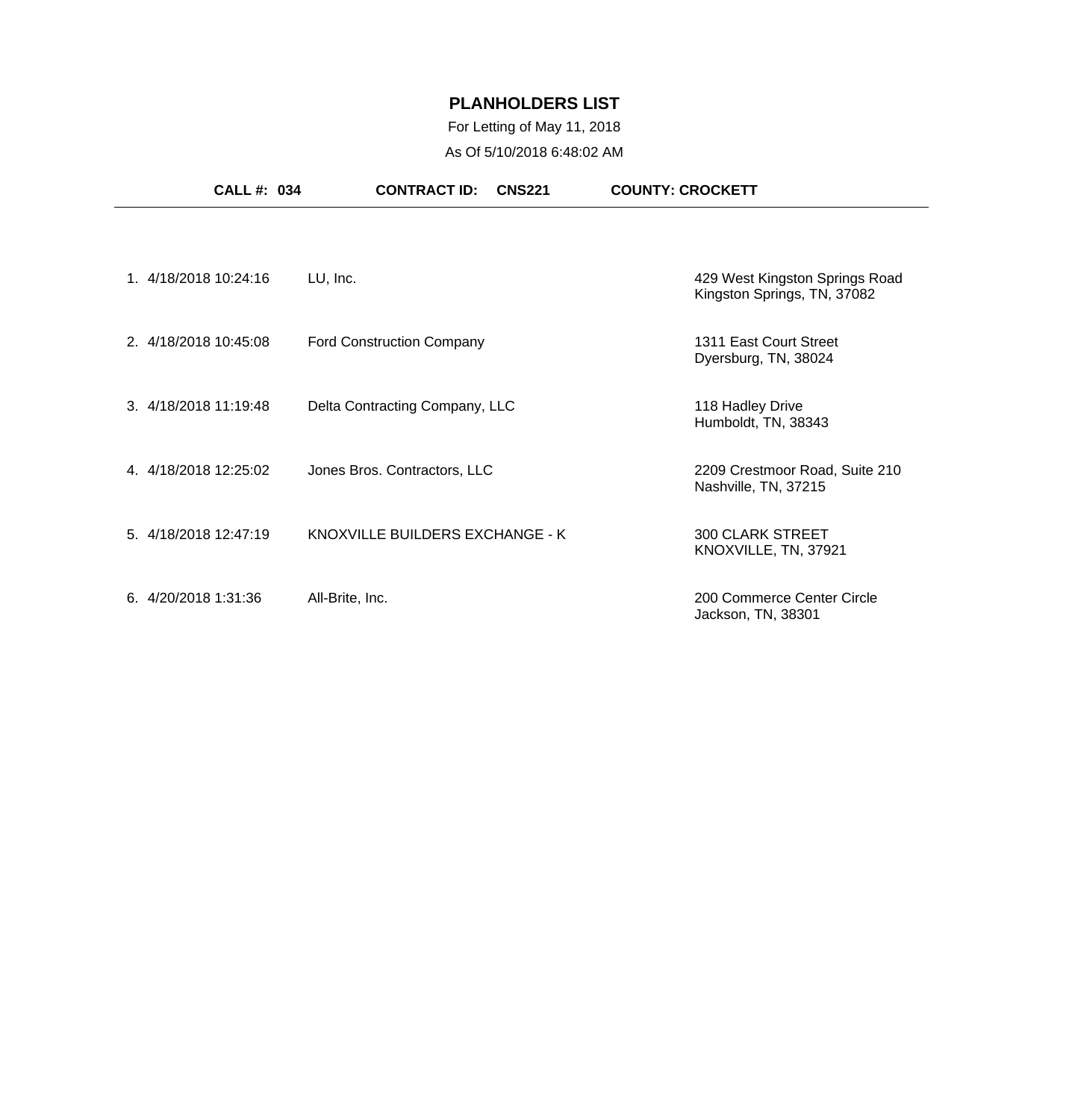# PLANHOLDERS LIST

For Letting of May 11, 2018

As Of 5/10/2018 6:48:02 AM

**CALL #: 034** **CONTRACT ID: CNS221** **COUNTY: CROCKETT**

| # | Date/Time | Planholder | Address |
|---|---|---|---|
| 1. | 4/18/2018 10:24:16 | LU, Inc. | 429 West Kingston Springs Road<br>Kingston Springs, TN, 37082 |
| 2. | 4/18/2018 10:45:08 | Ford Construction Company | 1311 East Court Street<br>Dyersburg, TN, 38024 |
| 3. | 4/18/2018 11:19:48 | Delta Contracting Company, LLC | 118 Hadley Drive<br>Humboldt, TN, 38343 |
| 4. | 4/18/2018 12:25:02 | Jones Bros. Contractors, LLC | 2209 Crestmoor Road, Suite 210<br>Nashville, TN, 37215 |
| 5. | 4/18/2018 12:47:19 | KNOXVILLE BUILDERS EXCHANGE - K | 300 CLARK STREET<br>KNOXVILLE, TN, 37921 |
| 6. | 4/20/2018 1:31:36 | All-Brite, Inc. | 200 Commerce Center Circle<br>Jackson, TN, 38301 |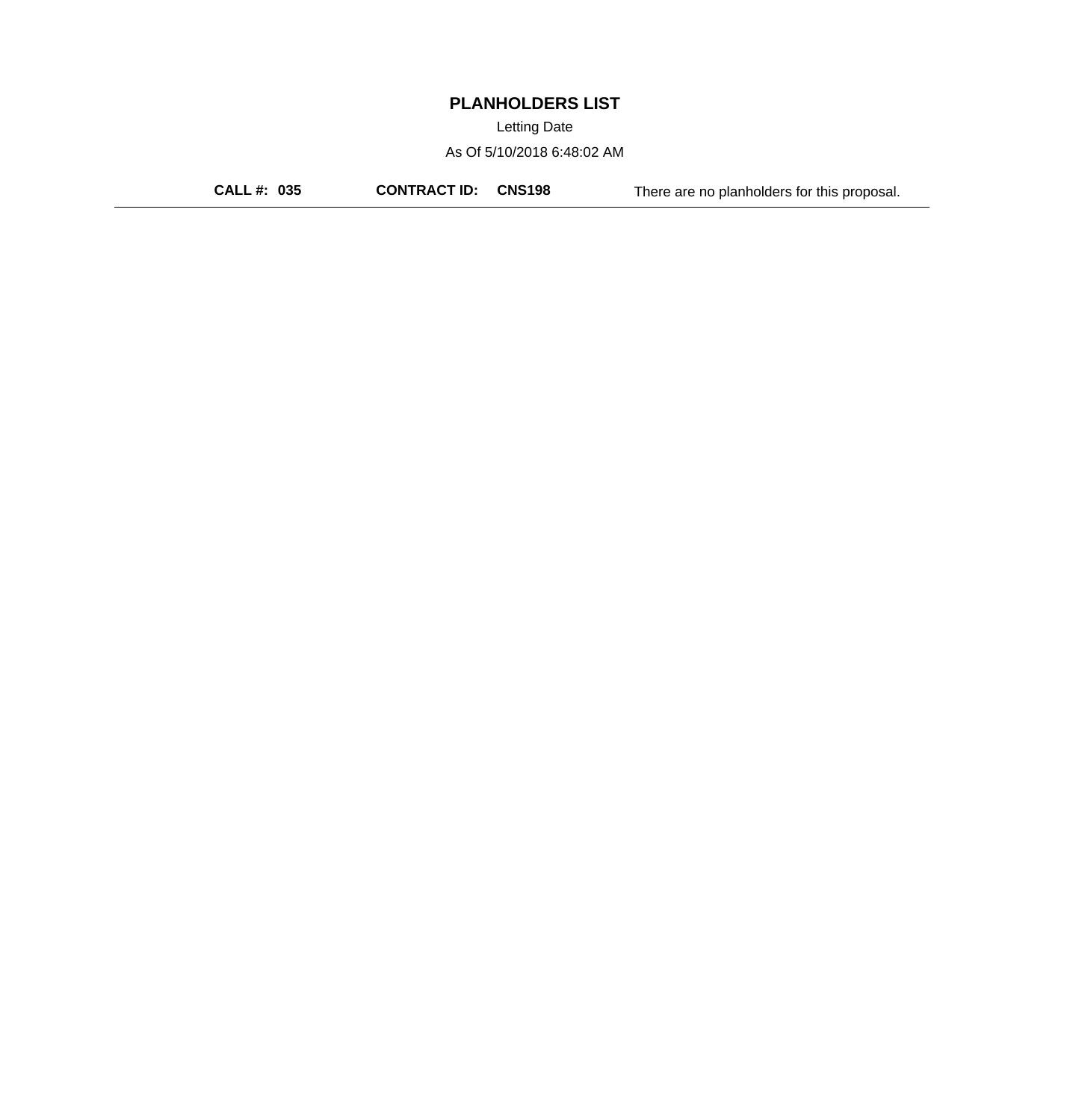# PLANHOLDERS LIST

Letting Date

As Of 5/10/2018 6:48:02 AM

**CALL #: 035** **CONTRACT ID: CNS198** There are no planholders for this proposal.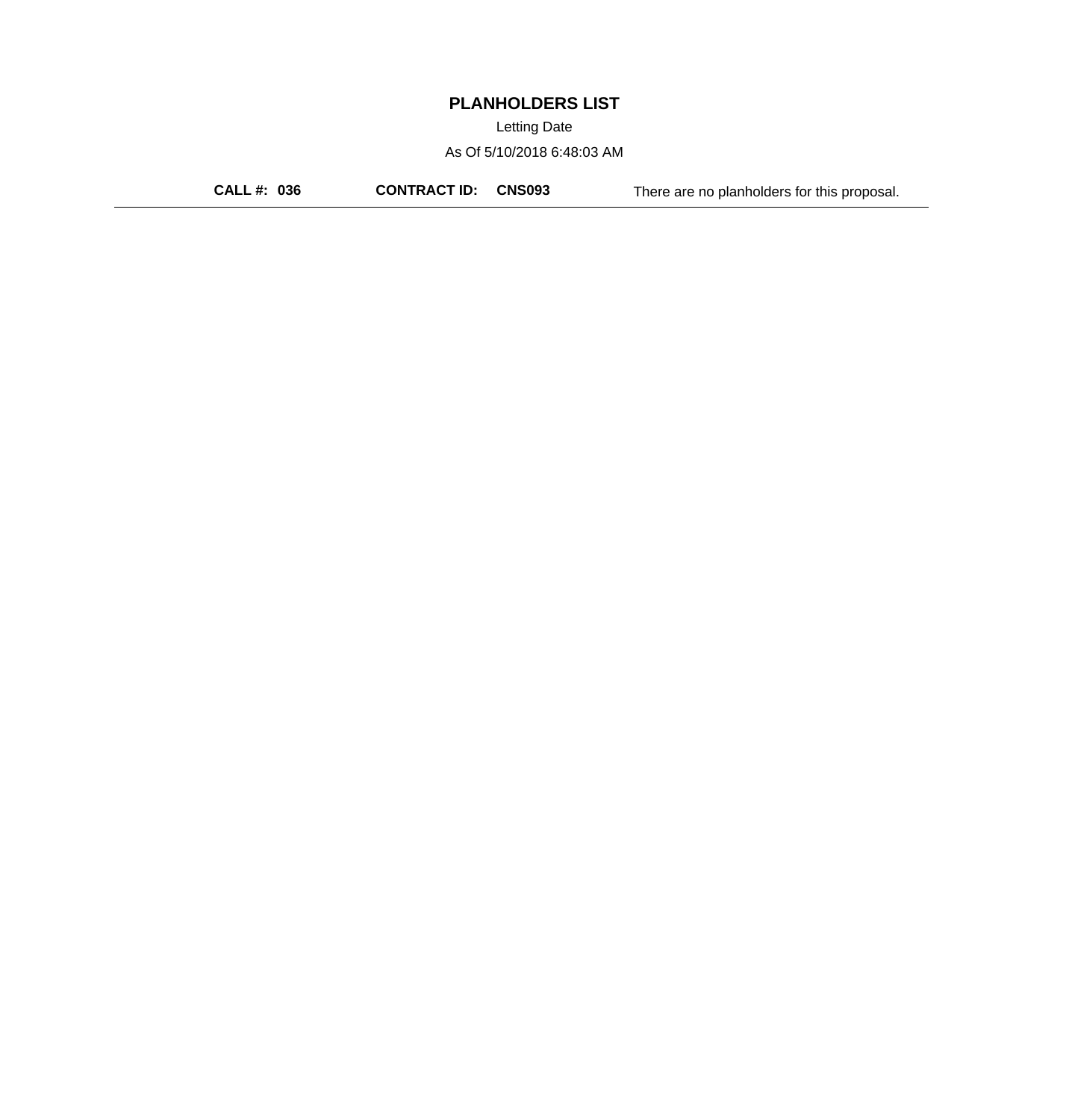# PLANHOLDERS LIST

Letting Date

As Of 5/10/2018 6:48:03 AM

**CALL #: 036** **CONTRACT ID: CNS093** There are no planholders for this proposal.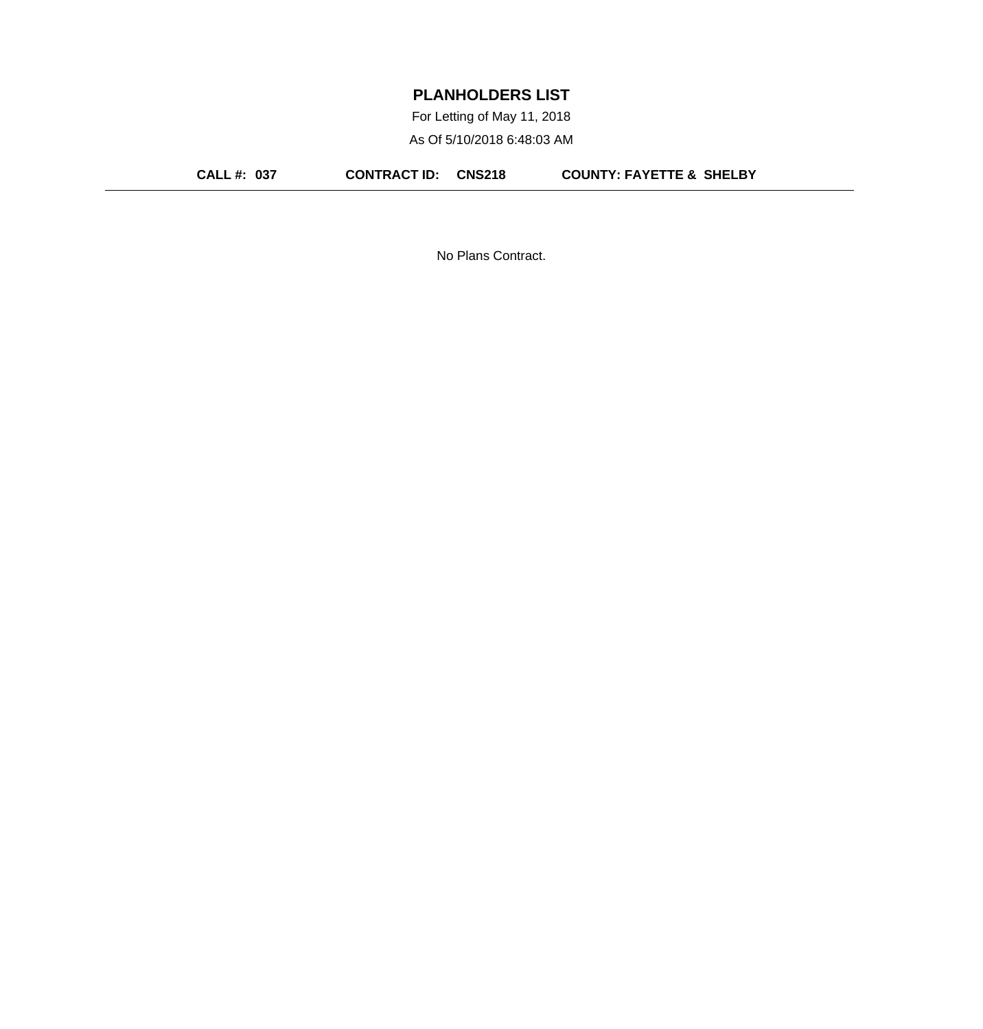# PLANHOLDERS LIST

For Letting of May 11, 2018

As Of 5/10/2018 6:48:03 AM

**CALL #: 037** **CONTRACT ID: CNS218** **COUNTY: FAYETTE & SHELBY**

---

No Plans Contract.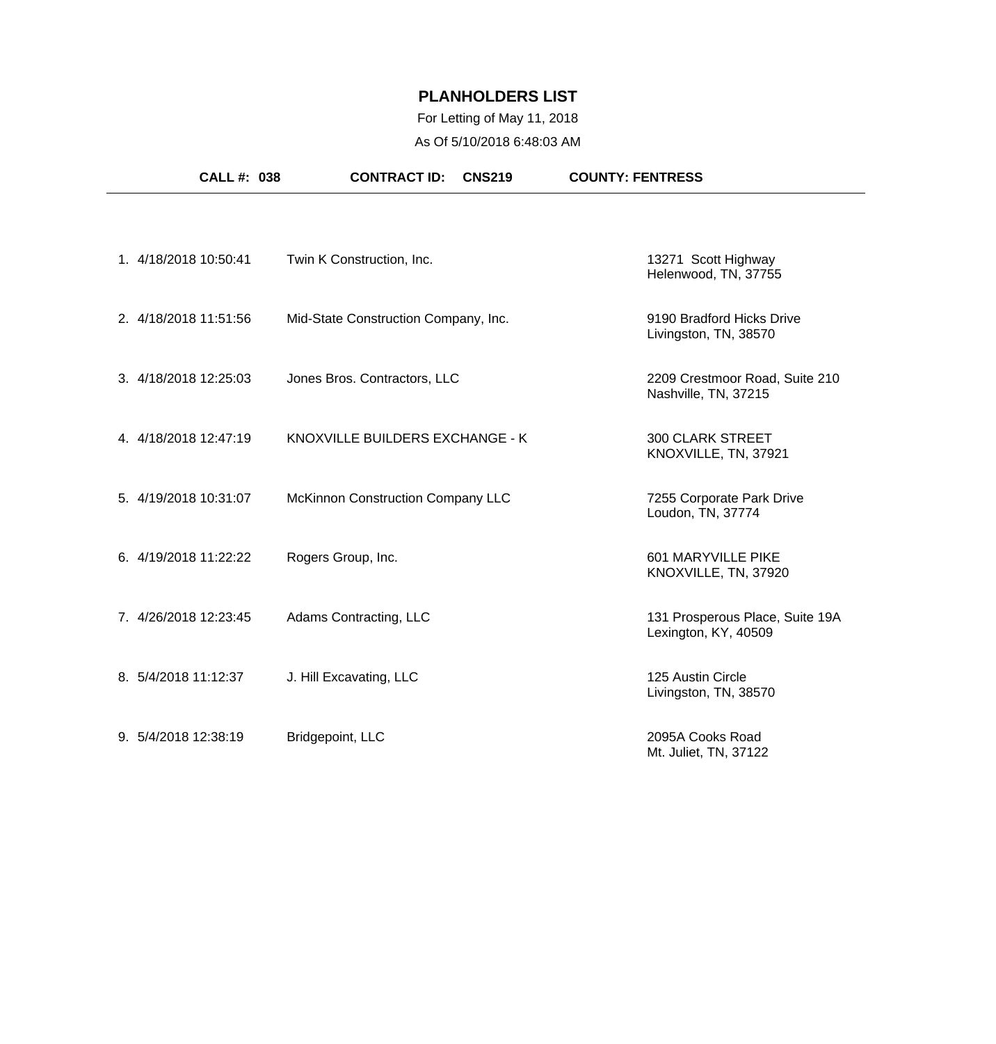# PLANHOLDERS LIST

For Letting of May 11, 2018

As Of 5/10/2018 6:48:03 AM

**CALL #: 038** **CONTRACT ID: CNS219** **COUNTY: FENTRESS**

| # | Date/Time | Company | Address |
|---|---|---|---|
| 1. | 4/18/2018 10:50:41 | Twin K Construction, Inc. | 13271 Scott Highway<br>Helenwood, TN, 37755 |
| 2. | 4/18/2018 11:51:56 | Mid-State Construction Company, Inc. | 9190 Bradford Hicks Drive<br>Livingston, TN, 38570 |
| 3. | 4/18/2018 12:25:03 | Jones Bros. Contractors, LLC | 2209 Crestmoor Road, Suite 210<br>Nashville, TN, 37215 |
| 4. | 4/18/2018 12:47:19 | KNOXVILLE BUILDERS EXCHANGE - K | 300 CLARK STREET<br>KNOXVILLE, TN, 37921 |
| 5. | 4/19/2018 10:31:07 | McKinnon Construction Company LLC | 7255 Corporate Park Drive<br>Loudon, TN, 37774 |
| 6. | 4/19/2018 11:22:22 | Rogers Group, Inc. | 601 MARYVILLE PIKE<br>KNOXVILLE, TN, 37920 |
| 7. | 4/26/2018 12:23:45 | Adams Contracting, LLC | 131 Prosperous Place, Suite 19A<br>Lexington, KY, 40509 |
| 8. | 5/4/2018 11:12:37 | J. Hill Excavating, LLC | 125 Austin Circle<br>Livingston, TN, 38570 |
| 9. | 5/4/2018 12:38:19 | Bridgepoint, LLC | 2095A Cooks Road<br>Mt. Juliet, TN, 37122 |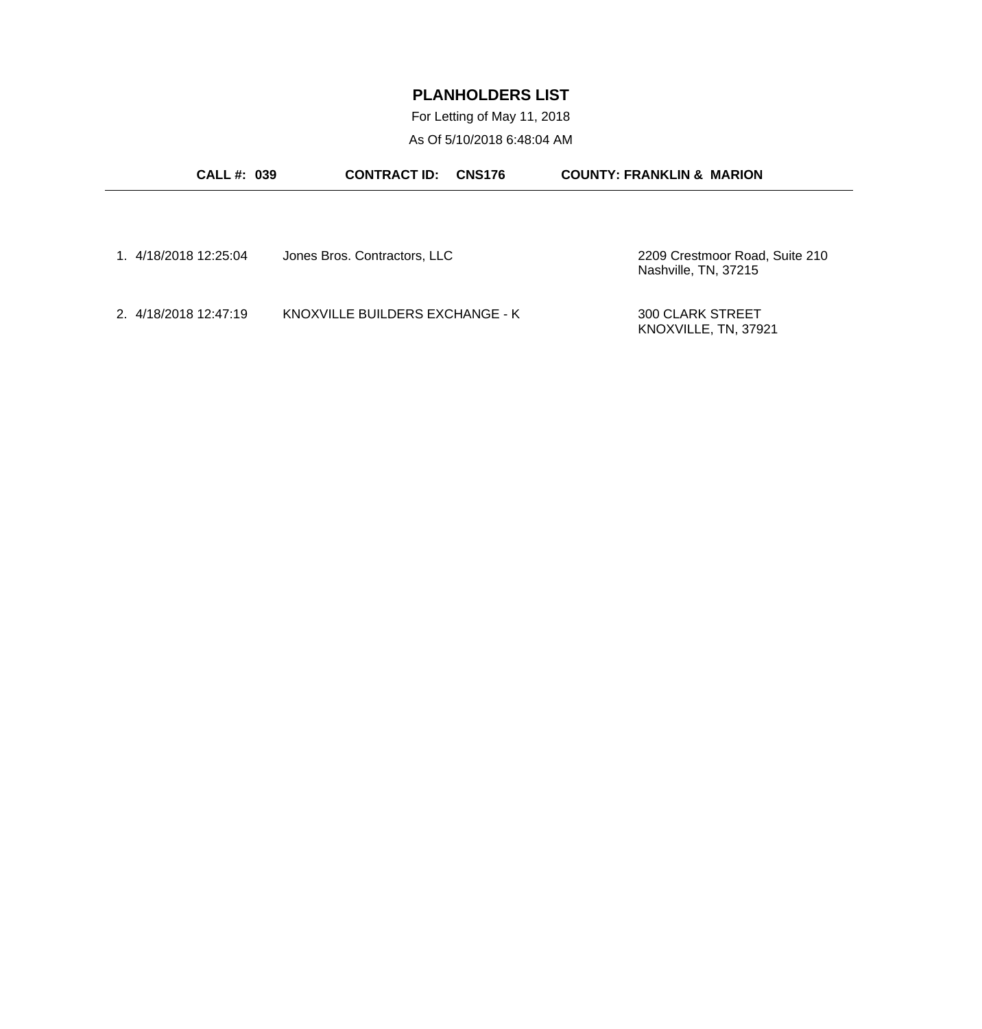# PLANHOLDERS LIST

For Letting of May 11, 2018

As Of 5/10/2018 6:48:04 AM

**CALL #: 039** **CONTRACT ID: CNS176** **COUNTY: FRANKLIN & MARION**

---

| # | Date/Time | Name | Address |
|---|---|---|---|
| 1. | 4/18/2018 12:25:04 | Jones Bros. Contractors, LLC | 2209 Crestmoor Road, Suite 210<br>Nashville, TN, 37215 |
| 2. | 4/18/2018 12:47:19 | KNOXVILLE BUILDERS EXCHANGE - K | 300 CLARK STREET<br>KNOXVILLE, TN, 37921 |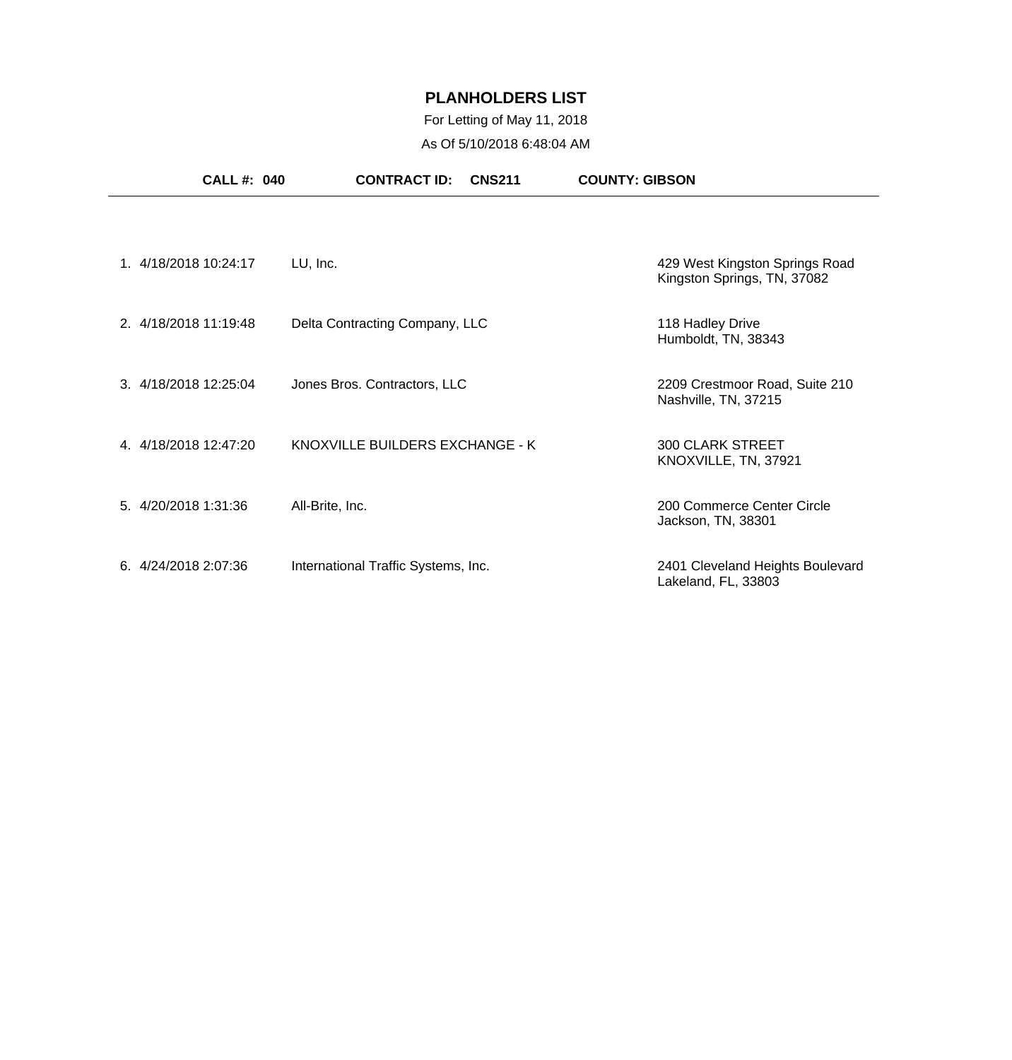# PLANHOLDERS LIST

For Letting of May 11, 2018

As Of 5/10/2018 6:48:04 AM

**CALL #: 040** **CONTRACT ID: CNS211** **COUNTY: GIBSON**

| # | Date/Time | Planholder | Address |
|---|---|---|---|
| 1. | 4/18/2018 10:24:17 | LU, Inc. | 429 West Kingston Springs Road<br>Kingston Springs, TN, 37082 |
| 2. | 4/18/2018 11:19:48 | Delta Contracting Company, LLC | 118 Hadley Drive<br>Humboldt, TN, 38343 |
| 3. | 4/18/2018 12:25:04 | Jones Bros. Contractors, LLC | 2209 Crestmoor Road, Suite 210<br>Nashville, TN, 37215 |
| 4. | 4/18/2018 12:47:20 | KNOXVILLE BUILDERS EXCHANGE - K | 300 CLARK STREET<br>KNOXVILLE, TN, 37921 |
| 5. | 4/20/2018 1:31:36 | All-Brite, Inc. | 200 Commerce Center Circle<br>Jackson, TN, 38301 |
| 6. | 4/24/2018 2:07:36 | International Traffic Systems, Inc. | 2401 Cleveland Heights Boulevard<br>Lakeland, FL, 33803 |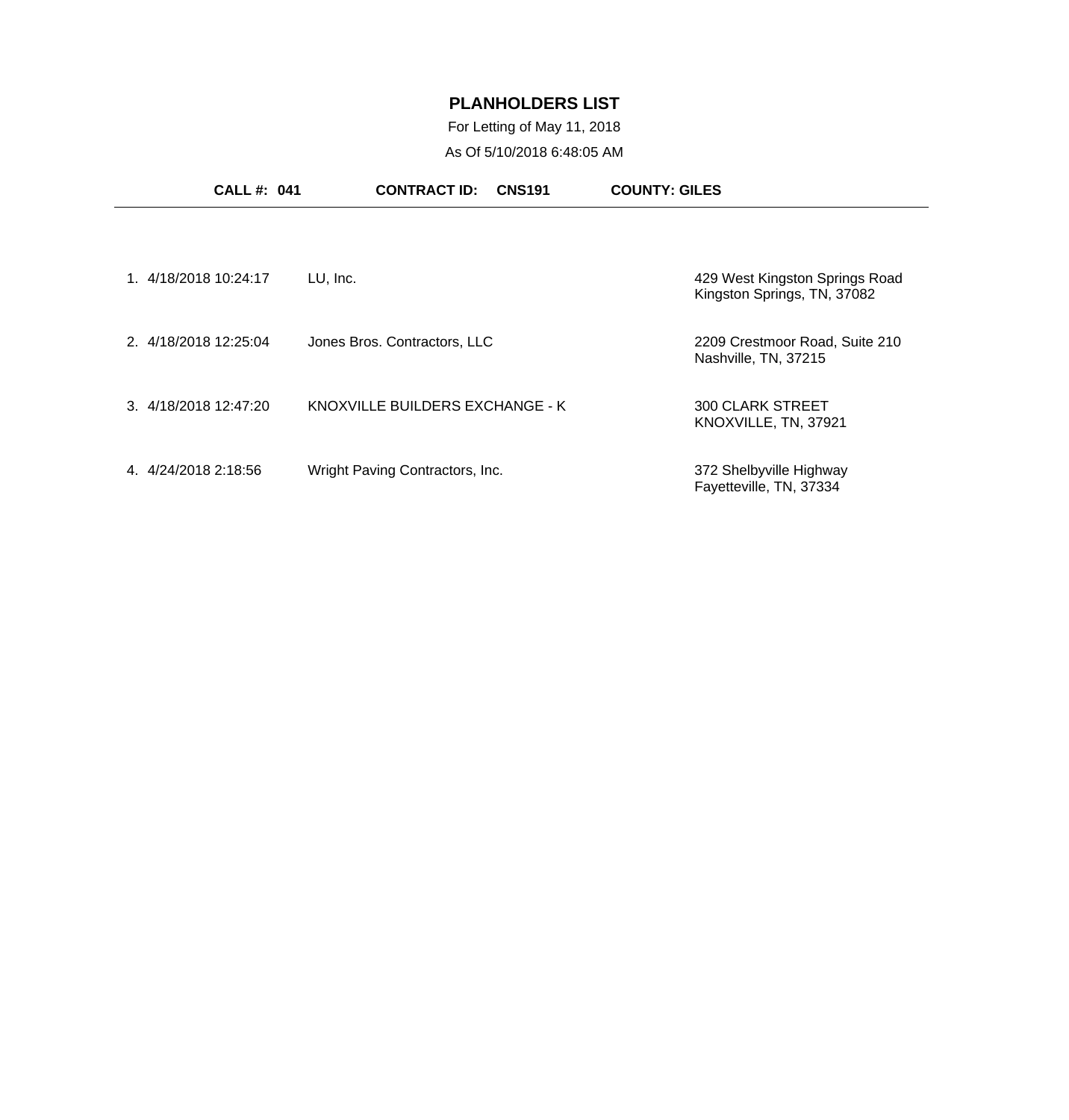# PLANHOLDERS LIST

For Letting of May 11, 2018

As Of 5/10/2018 6:48:05 AM

**CALL #: 041** **CONTRACT ID: CNS191** **COUNTY: GILES**

---

| # | Date/Time | Planholder | Address |
|---|---|---|---|
| 1. | 4/18/2018 10:24:17 | LU, Inc. | 429 West Kingston Springs Road<br>Kingston Springs, TN, 37082 |
| 2. | 4/18/2018 12:25:04 | Jones Bros. Contractors, LLC | 2209 Crestmoor Road, Suite 210<br>Nashville, TN, 37215 |
| 3. | 4/18/2018 12:47:20 | KNOXVILLE BUILDERS EXCHANGE - K | 300 CLARK STREET<br>KNOXVILLE, TN, 37921 |
| 4. | 4/24/2018 2:18:56 | Wright Paving Contractors, Inc. | 372 Shelbyville Highway<br>Fayetteville, TN, 37334 |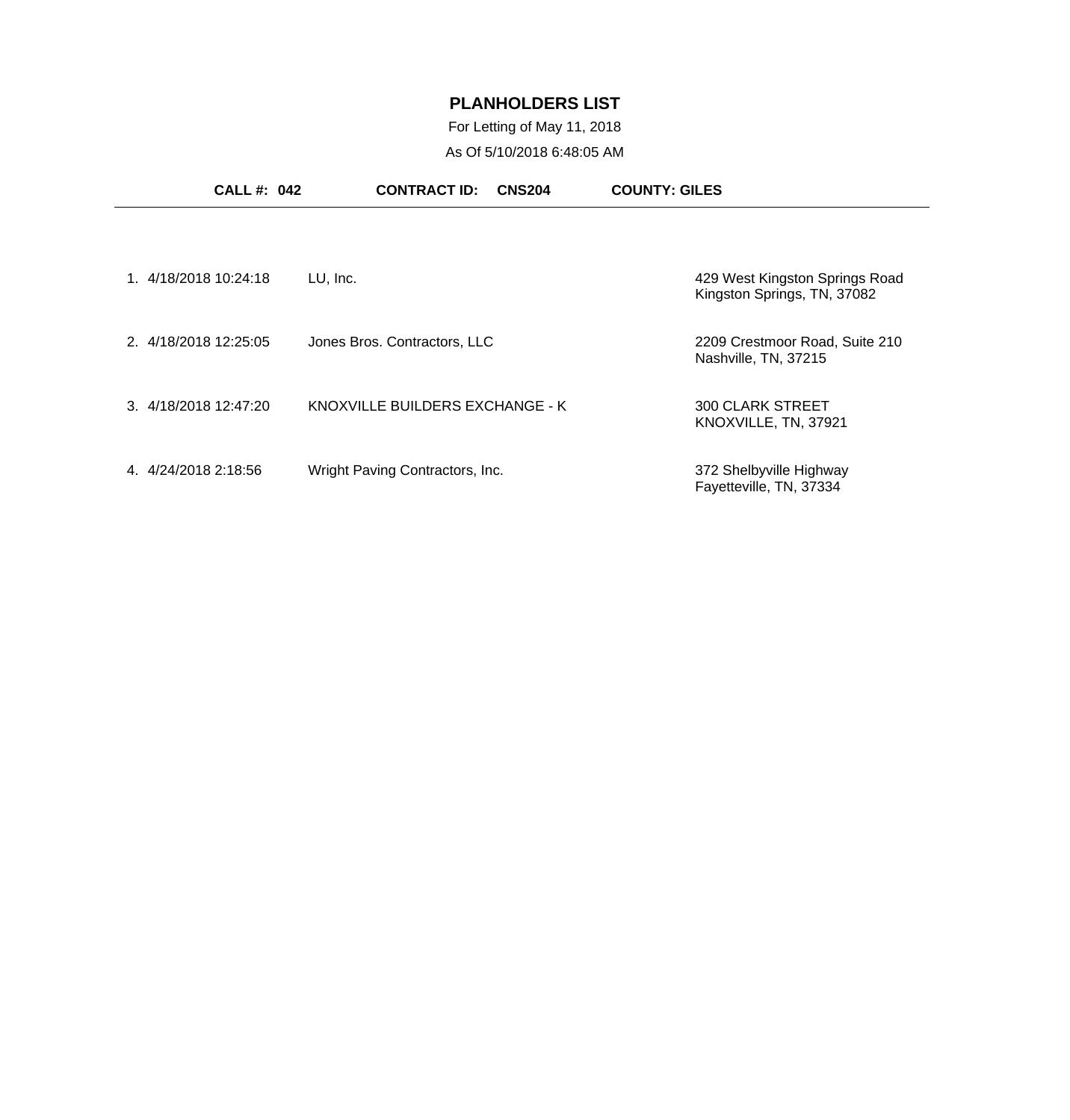# PLANHOLDERS LIST

For Letting of May 11, 2018

As Of 5/10/2018 6:48:05 AM

**CALL #: 042** **CONTRACT ID: CNS204** **COUNTY: GILES**

| # | Date/Time | Name | Address |
|---|---|---|---|
| 1. | 4/18/2018 10:24:18 | LU, Inc. | 429 West Kingston Springs Road<br>Kingston Springs, TN, 37082 |
| 2. | 4/18/2018 12:25:05 | Jones Bros. Contractors, LLC | 2209 Crestmoor Road, Suite 210<br>Nashville, TN, 37215 |
| 3. | 4/18/2018 12:47:20 | KNOXVILLE BUILDERS EXCHANGE - K | 300 CLARK STREET<br>KNOXVILLE, TN, 37921 |
| 4. | 4/24/2018 2:18:56 | Wright Paving Contractors, Inc. | 372 Shelbyville Highway<br>Fayetteville, TN, 37334 |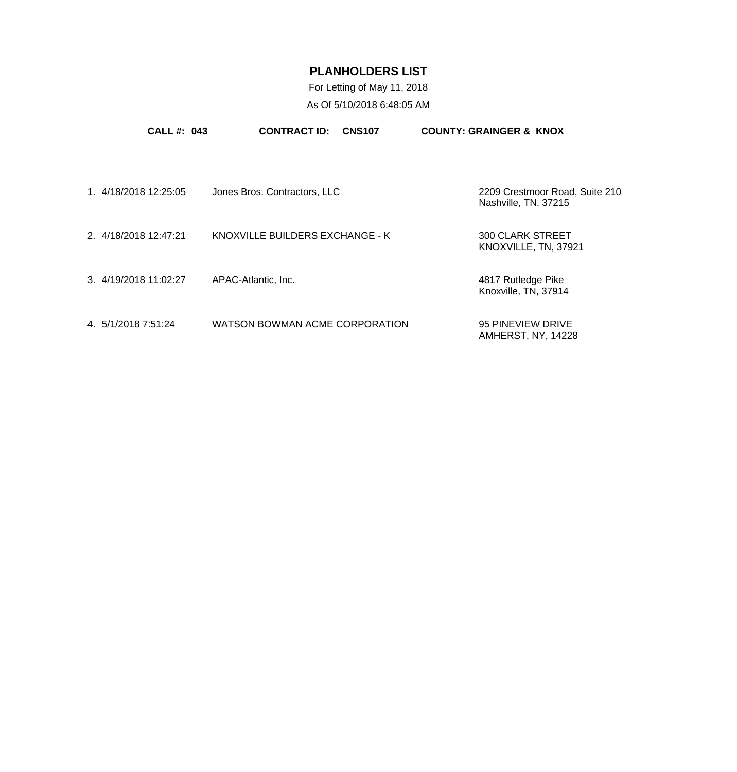# PLANHOLDERS LIST

For Letting of May 11, 2018

As Of 5/10/2018 6:48:05 AM

**CALL #: 043** **CONTRACT ID: CNS107** **COUNTY: GRAINGER & KNOX**

| # | Date/Time | Planholder | Address |
|---|---|---|---|
| 1. | 4/18/2018 12:25:05 | Jones Bros. Contractors, LLC | 2209 Crestmoor Road, Suite 210<br>Nashville, TN, 37215 |
| 2. | 4/18/2018 12:47:21 | KNOXVILLE BUILDERS EXCHANGE - K | 300 CLARK STREET<br>KNOXVILLE, TN, 37921 |
| 3. | 4/19/2018 11:02:27 | APAC-Atlantic, Inc. | 4817 Rutledge Pike<br>Knoxville, TN, 37914 |
| 4. | 5/1/2018 7:51:24 | WATSON BOWMAN ACME CORPORATION | 95 PINEVIEW DRIVE<br>AMHERST, NY, 14228 |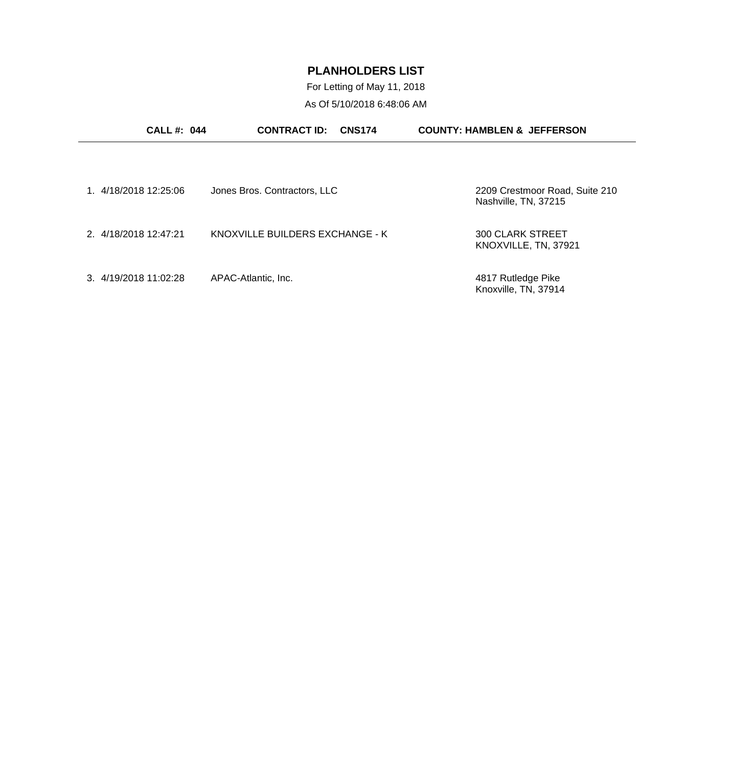# PLANHOLDERS LIST

For Letting of May 11, 2018

As Of 5/10/2018 6:48:06 AM

**CALL #: 044** **CONTRACT ID: CNS174** **COUNTY: HAMBLEN & JEFFERSON**

| # | Date/Time | Name | Address |
|---|---|---|---|
| 1. | 4/18/2018 12:25:06 | Jones Bros. Contractors, LLC | 2209 Crestmoor Road, Suite 210<br>Nashville, TN, 37215 |
| 2. | 4/18/2018 12:47:21 | KNOXVILLE BUILDERS EXCHANGE - K | 300 CLARK STREET<br>KNOXVILLE, TN, 37921 |
| 3. | 4/19/2018 11:02:28 | APAC-Atlantic, Inc. | 4817 Rutledge Pike<br>Knoxville, TN, 37914 |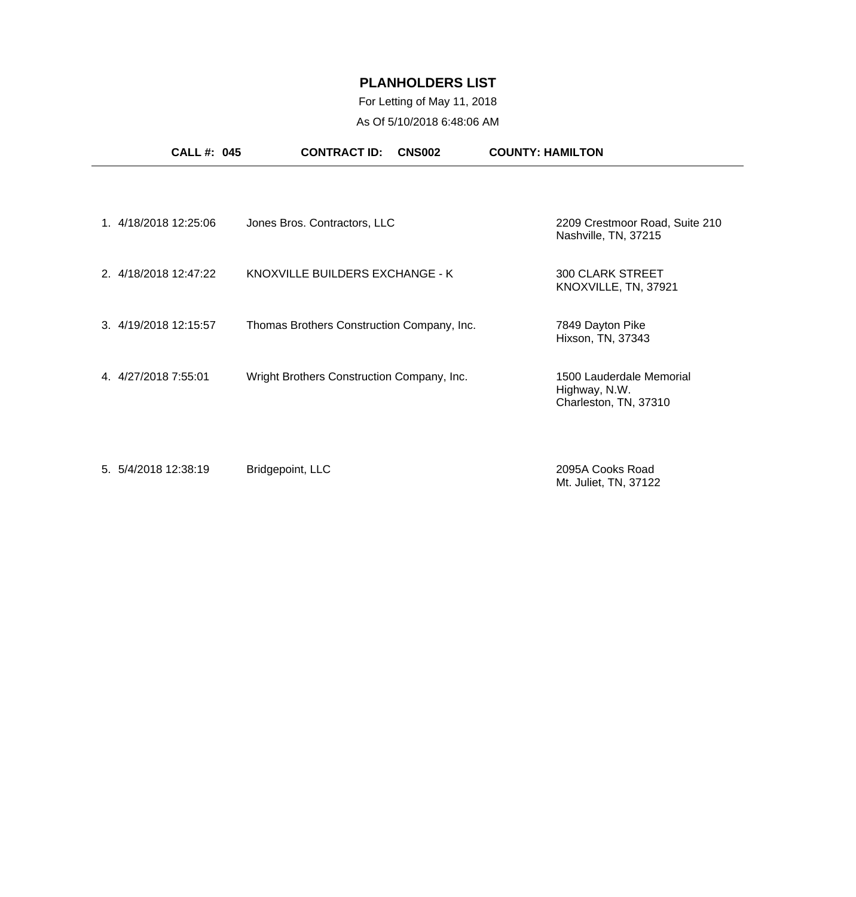# PLANHOLDERS LIST

For Letting of May 11, 2018

As Of 5/10/2018 6:48:06 AM

**CALL #: 045** **CONTRACT ID: CNS002** **COUNTY: HAMILTON**

| # | Date/Time | Name | Address |
|---|---|---|---|
| 1. | 4/18/2018 12:25:06 | Jones Bros. Contractors, LLC | 2209 Crestmoor Road, Suite 210<br>Nashville, TN, 37215 |
| 2. | 4/18/2018 12:47:22 | KNOXVILLE BUILDERS EXCHANGE - K | 300 CLARK STREET<br>KNOXVILLE, TN, 37921 |
| 3. | 4/19/2018 12:15:57 | Thomas Brothers Construction Company, Inc. | 7849 Dayton Pike<br>Hixson, TN, 37343 |
| 4. | 4/27/2018 7:55:01 | Wright Brothers Construction Company, Inc. | 1500 Lauderdale Memorial Highway, N.W.<br>Charleston, TN, 37310 |
| 5. | 5/4/2018 12:38:19 | Bridgepoint, LLC | 2095A Cooks Road<br>Mt. Juliet, TN, 37122 |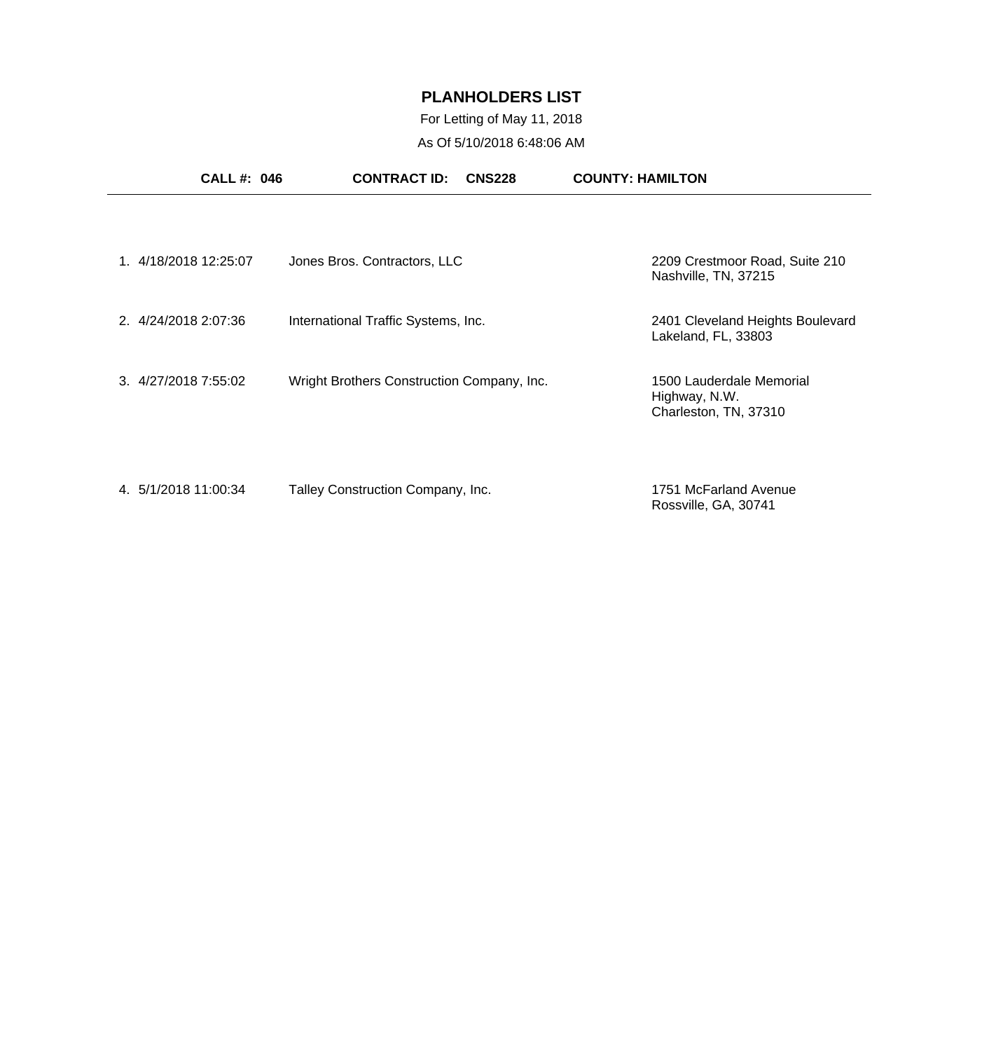# PLANHOLDERS LIST

For Letting of May 11, 2018

As Of 5/10/2018 6:48:06 AM

**CALL #: 046** **CONTRACT ID: CNS228** **COUNTY: HAMILTON**

| # | Date/Time | Company | Address |
|---|---|---|---|
| 1. | 4/18/2018 12:25:07 | Jones Bros. Contractors, LLC | 2209 Crestmoor Road, Suite 210<br>Nashville, TN, 37215 |
| 2. | 4/24/2018 2:07:36 | International Traffic Systems, Inc. | 2401 Cleveland Heights Boulevard<br>Lakeland, FL, 33803 |
| 3. | 4/27/2018 7:55:02 | Wright Brothers Construction Company, Inc. | 1500 Lauderdale Memorial Highway, N.W.<br>Charleston, TN, 37310 |
| 4. | 5/1/2018 11:00:34 | Talley Construction Company, Inc. | 1751 McFarland Avenue<br>Rossville, GA, 30741 |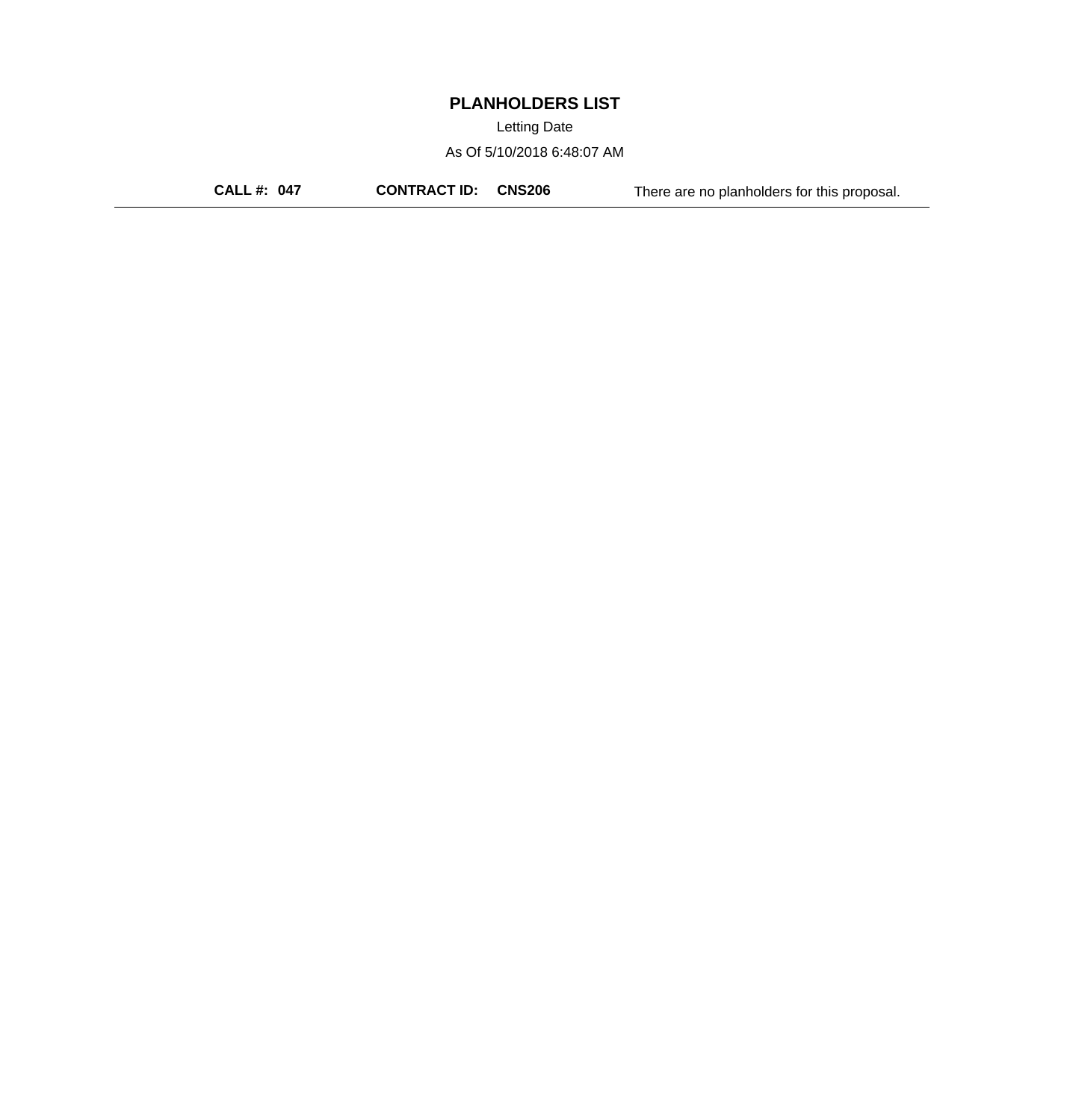# PLANHOLDERS LIST

Letting Date

As Of 5/10/2018 6:48:07 AM

**CALL #: 047** **CONTRACT ID: CNS206** There are no planholders for this proposal.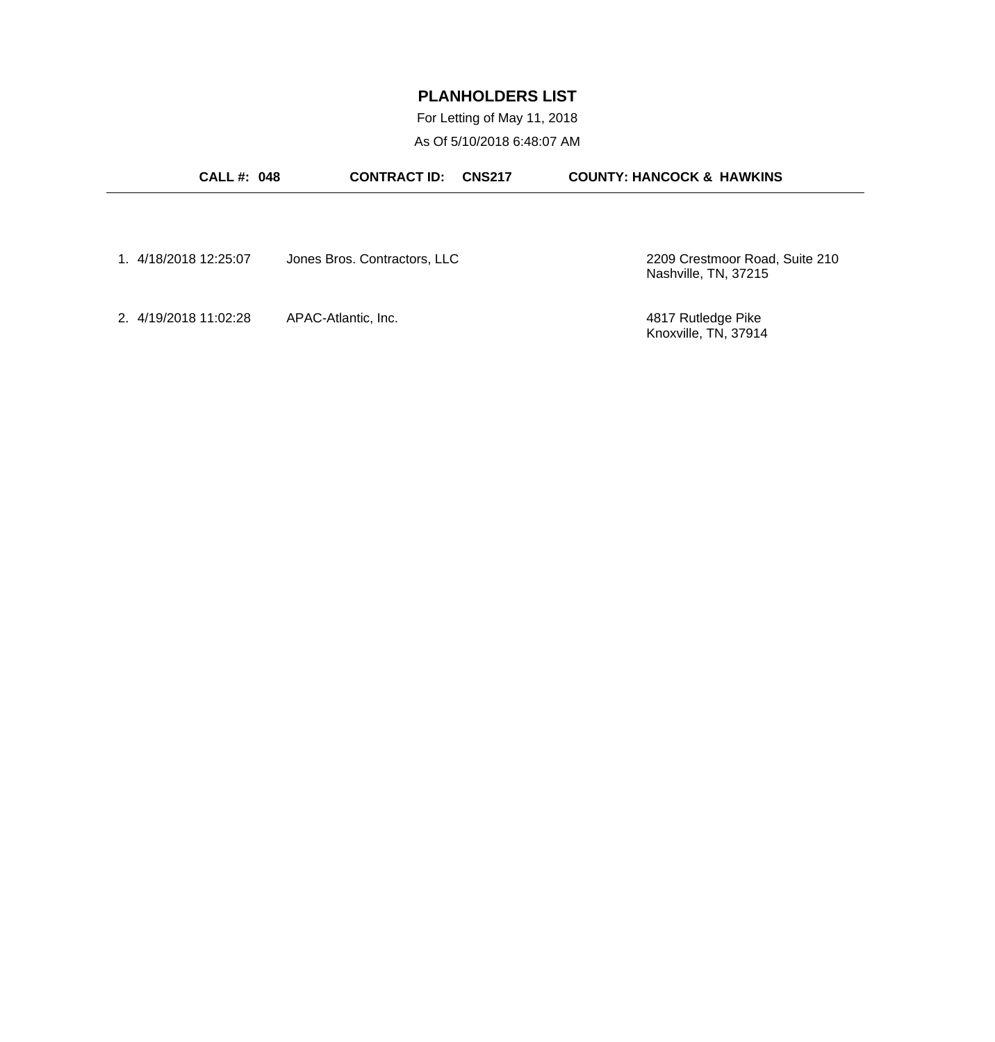# PLANHOLDERS LIST

For Letting of May 11, 2018

As Of 5/10/2018 6:48:07 AM

**CALL #: 048** **CONTRACT ID: CNS217** **COUNTY: HANCOCK & HAWKINS**

---

| # | Date/Time | Company | Address |
|---|---|---|---|
| 1. | 4/18/2018 12:25:07 | Jones Bros. Contractors, LLC | 2209 Crestmoor Road, Suite 210<br>Nashville, TN, 37215 |
| 2. | 4/19/2018 11:02:28 | APAC-Atlantic, Inc. | 4817 Rutledge Pike<br>Knoxville, TN, 37914 |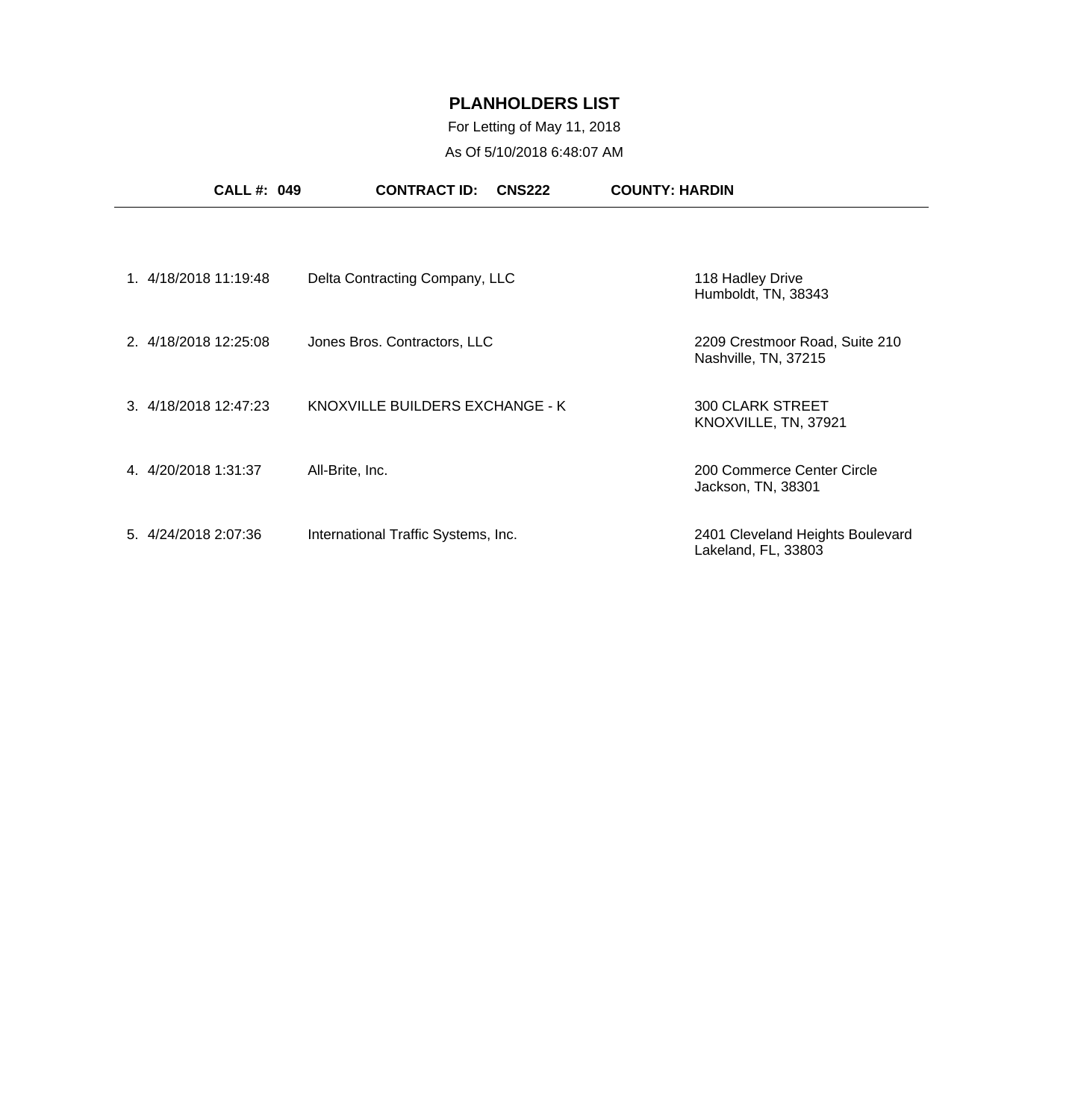# PLANHOLDERS LIST

For Letting of May 11, 2018

As Of 5/10/2018 6:48:07 AM

**CALL #: 049** **CONTRACT ID: CNS222** **COUNTY: HARDIN**

| # | Date/Time | Company | Address |
|---|---|---|---|
| 1. | 4/18/2018 11:19:48 | Delta Contracting Company, LLC | 118 Hadley Drive<br>Humboldt, TN, 38343 |
| 2. | 4/18/2018 12:25:08 | Jones Bros. Contractors, LLC | 2209 Crestmoor Road, Suite 210<br>Nashville, TN, 37215 |
| 3. | 4/18/2018 12:47:23 | KNOXVILLE BUILDERS EXCHANGE - K | 300 CLARK STREET<br>KNOXVILLE, TN, 37921 |
| 4. | 4/20/2018 1:31:37 | All-Brite, Inc. | 200 Commerce Center Circle<br>Jackson, TN, 38301 |
| 5. | 4/24/2018 2:07:36 | International Traffic Systems, Inc. | 2401 Cleveland Heights Boulevard<br>Lakeland, FL, 33803 |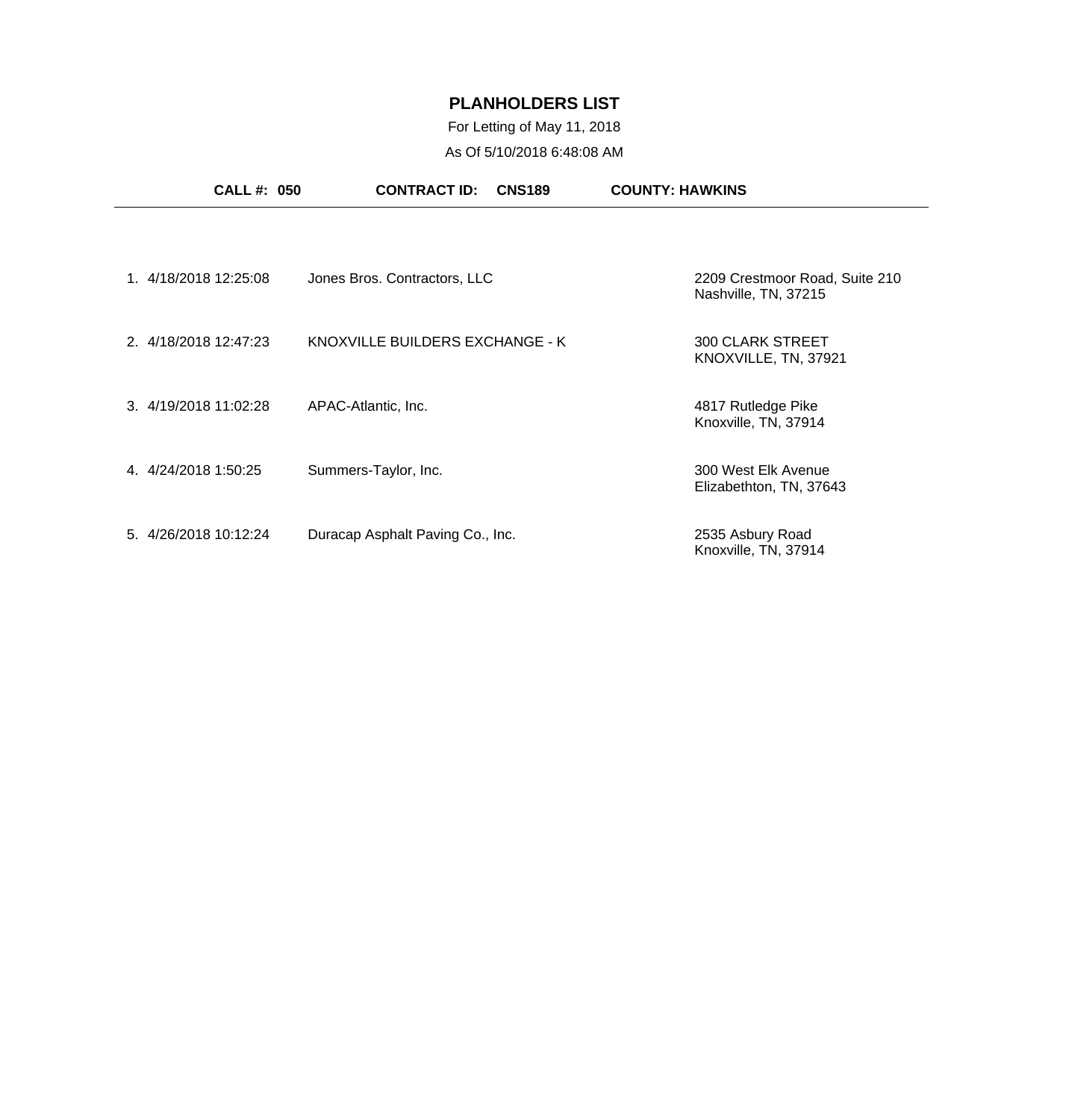# PLANHOLDERS LIST

For Letting of May 11, 2018

As Of 5/10/2018 6:48:08 AM

**CALL #: 050** **CONTRACT ID: CNS189** **COUNTY: HAWKINS**

| # | Date/Time | Company | Address |
|---|---|---|---|
| 1. | 4/18/2018 12:25:08 | Jones Bros. Contractors, LLC | 2209 Crestmoor Road, Suite 210<br>Nashville, TN, 37215 |
| 2. | 4/18/2018 12:47:23 | KNOXVILLE BUILDERS EXCHANGE - K | 300 CLARK STREET<br>KNOXVILLE, TN, 37921 |
| 3. | 4/19/2018 11:02:28 | APAC-Atlantic, Inc. | 4817 Rutledge Pike<br>Knoxville, TN, 37914 |
| 4. | 4/24/2018 1:50:25 | Summers-Taylor, Inc. | 300 West Elk Avenue<br>Elizabethton, TN, 37643 |
| 5. | 4/26/2018 10:12:24 | Duracap Asphalt Paving Co., Inc. | 2535 Asbury Road<br>Knoxville, TN, 37914 |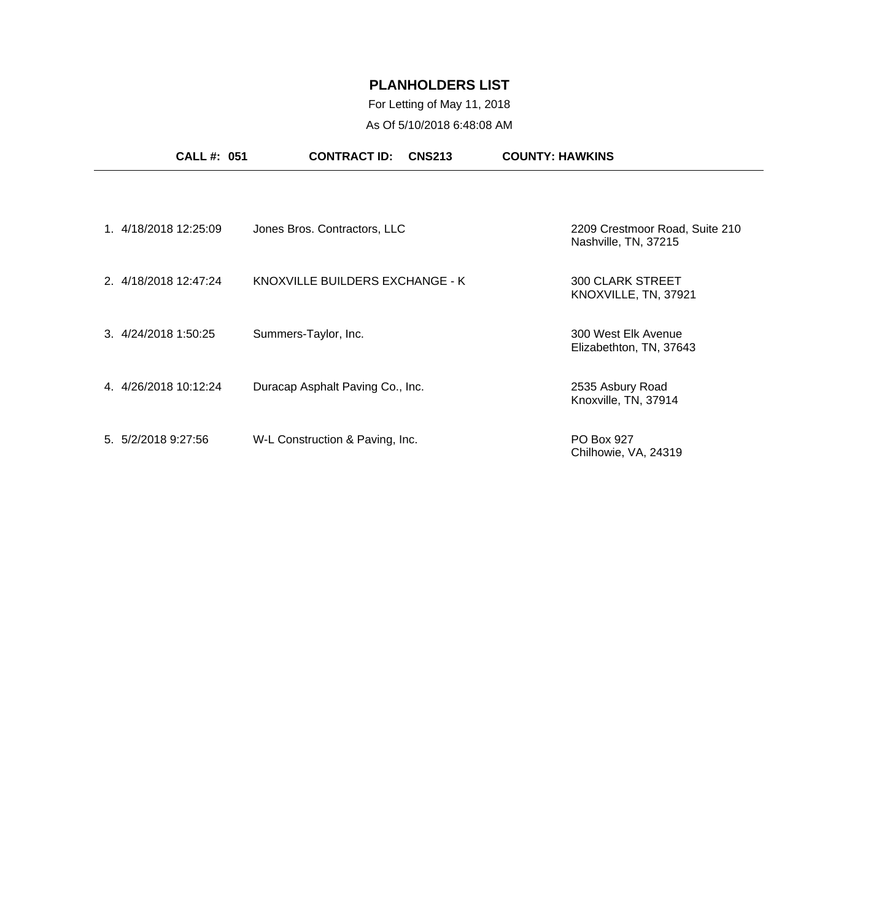# PLANHOLDERS LIST

For Letting of May 11, 2018

As Of 5/10/2018 6:48:08 AM

**CALL #: 051** **CONTRACT ID: CNS213** **COUNTY: HAWKINS**

| # | Date/Time | Name | Address |
|---|---|---|---|
| 1. | 4/18/2018 12:25:09 | Jones Bros. Contractors, LLC | 2209 Crestmoor Road, Suite 210<br>Nashville, TN, 37215 |
| 2. | 4/18/2018 12:47:24 | KNOXVILLE BUILDERS EXCHANGE - K | 300 CLARK STREET<br>KNOXVILLE, TN, 37921 |
| 3. | 4/24/2018 1:50:25 | Summers-Taylor, Inc. | 300 West Elk Avenue<br>Elizabethton, TN, 37643 |
| 4. | 4/26/2018 10:12:24 | Duracap Asphalt Paving Co., Inc. | 2535 Asbury Road<br>Knoxville, TN, 37914 |
| 5. | 5/2/2018 9:27:56 | W-L Construction & Paving, Inc. | PO Box 927<br>Chilhowie, VA, 24319 |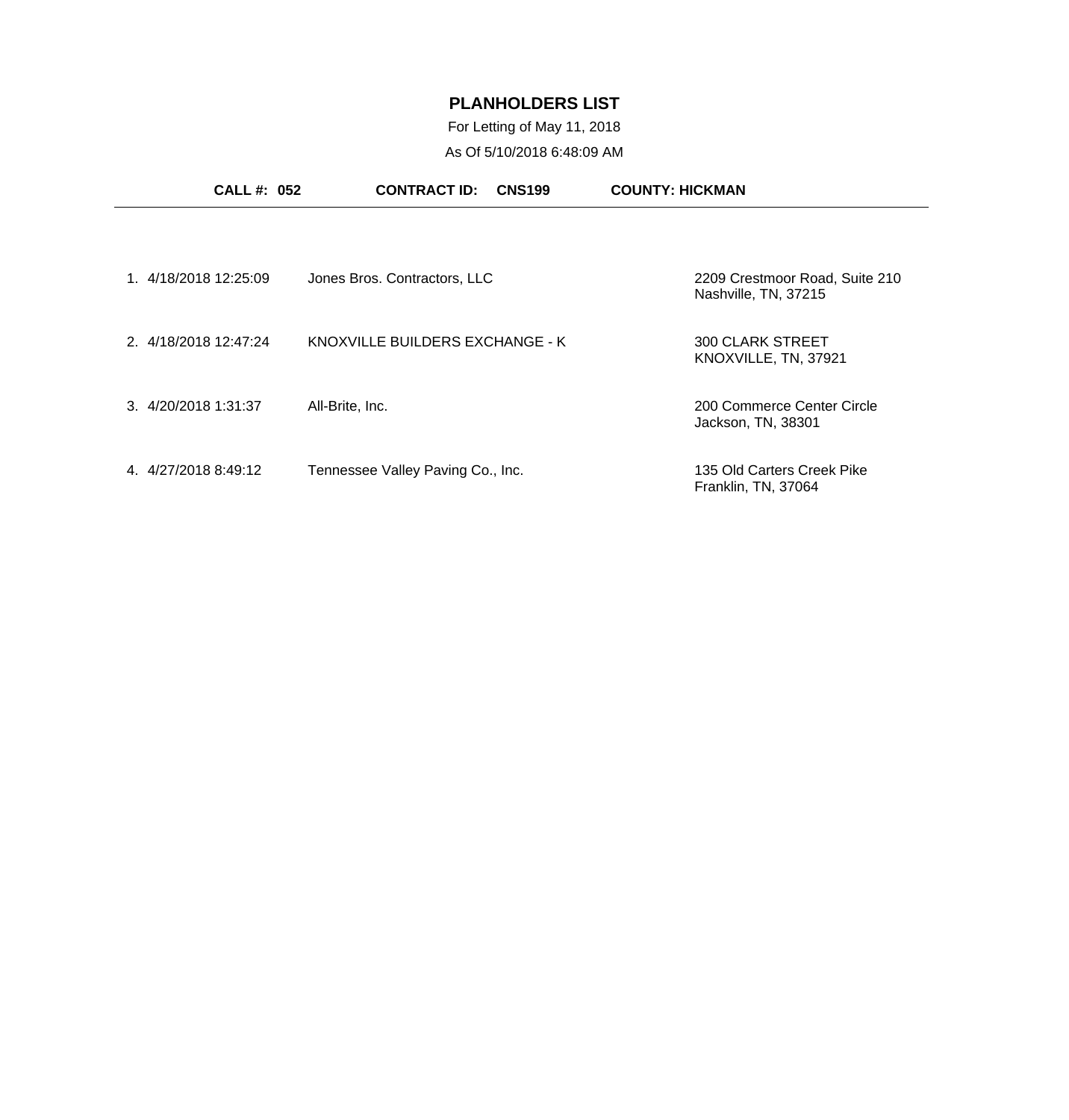# PLANHOLDERS LIST

For Letting of May 11, 2018

As Of 5/10/2018 6:48:09 AM

**CALL #: 052** **CONTRACT ID: CNS199** **COUNTY: HICKMAN**

---

| # | Date/Time | Name | Address |
|---|---|---|---|
| 1. | 4/18/2018 12:25:09 | Jones Bros. Contractors, LLC | 2209 Crestmoor Road, Suite 210<br>Nashville, TN, 37215 |
| 2. | 4/18/2018 12:47:24 | KNOXVILLE BUILDERS EXCHANGE - K | 300 CLARK STREET<br>KNOXVILLE, TN, 37921 |
| 3. | 4/20/2018 1:31:37 | All-Brite, Inc. | 200 Commerce Center Circle<br>Jackson, TN, 38301 |
| 4. | 4/27/2018 8:49:12 | Tennessee Valley Paving Co., Inc. | 135 Old Carters Creek Pike<br>Franklin, TN, 37064 |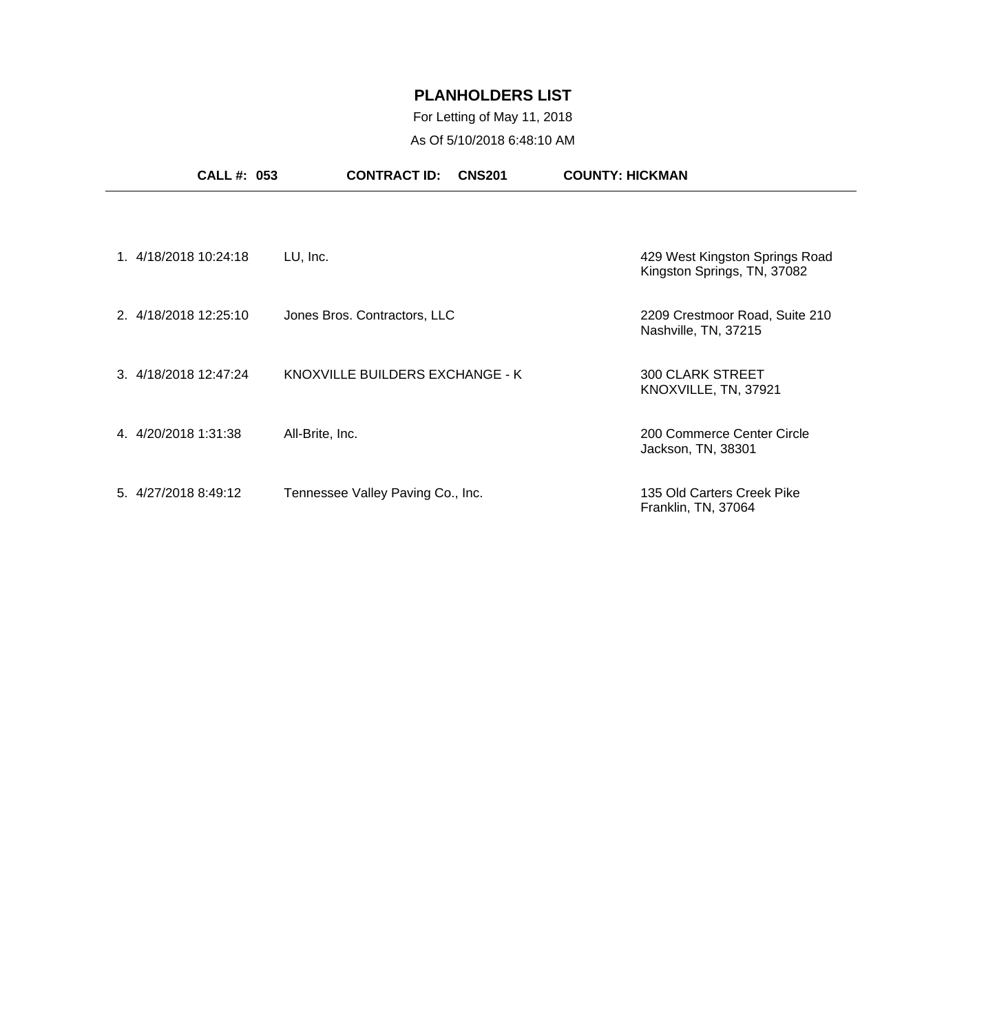# PLANHOLDERS LIST

For Letting of May 11, 2018

As Of 5/10/2018 6:48:10 AM

**CALL #: 053** **CONTRACT ID: CNS201** **COUNTY: HICKMAN**

| # | Date/Time | Name | Address |
|---|---|---|---|
| 1. | 4/18/2018 10:24:18 | LU, Inc. | 429 West Kingston Springs Road<br>Kingston Springs, TN, 37082 |
| 2. | 4/18/2018 12:25:10 | Jones Bros. Contractors, LLC | 2209 Crestmoor Road, Suite 210<br>Nashville, TN, 37215 |
| 3. | 4/18/2018 12:47:24 | KNOXVILLE BUILDERS EXCHANGE - K | 300 CLARK STREET<br>KNOXVILLE, TN, 37921 |
| 4. | 4/20/2018 1:31:38 | All-Brite, Inc. | 200 Commerce Center Circle<br>Jackson, TN, 38301 |
| 5. | 4/27/2018 8:49:12 | Tennessee Valley Paving Co., Inc. | 135 Old Carters Creek Pike<br>Franklin, TN, 37064 |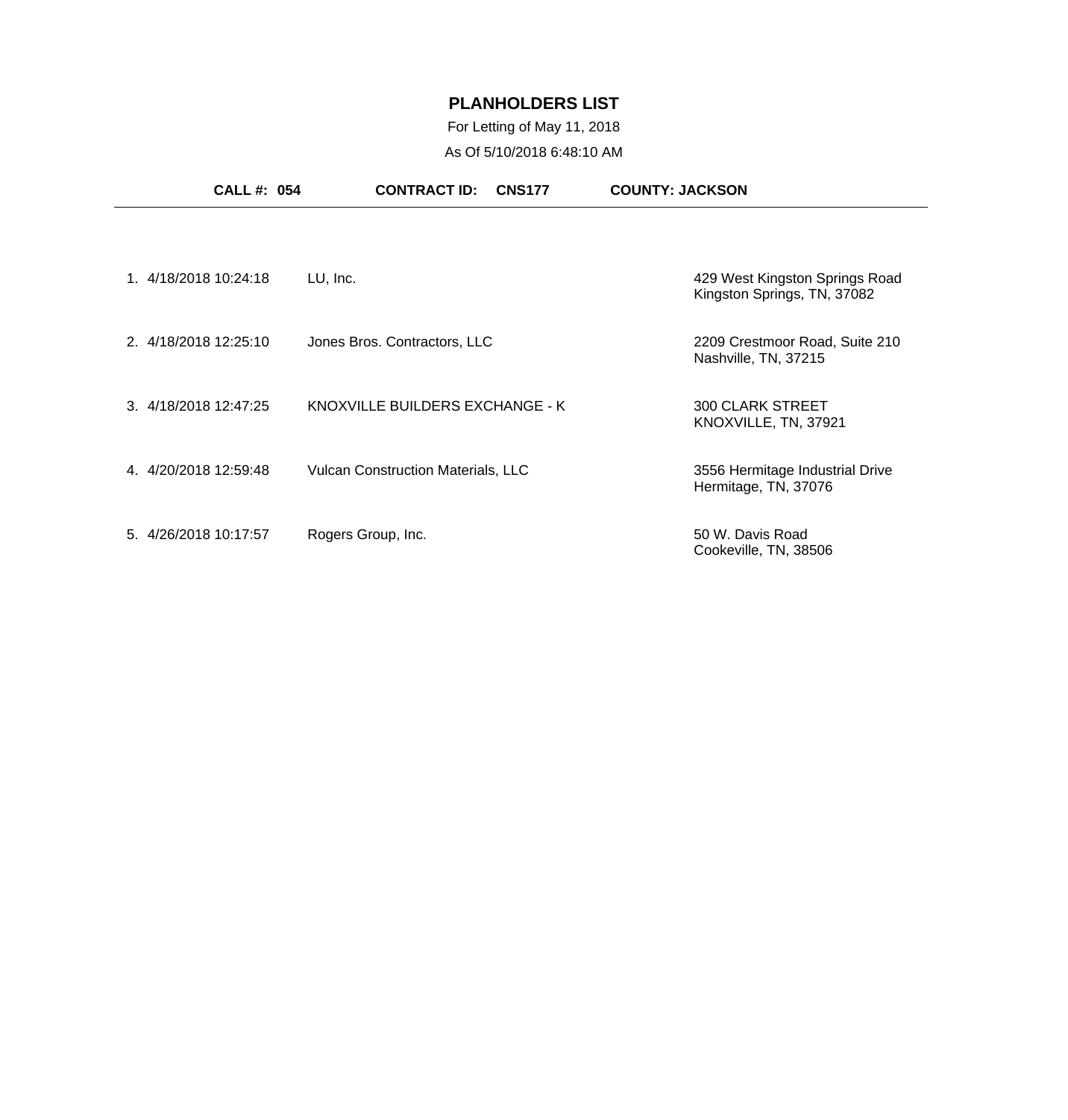# PLANHOLDERS LIST

For Letting of May 11, 2018

As Of 5/10/2018 6:48:10 AM

**CALL #: 054** **CONTRACT ID: CNS177** **COUNTY: JACKSON**

---

| # | Date/Time | Name | Address |
|---|---|---|---|
| 1. | 4/18/2018 10:24:18 | LU, Inc. | 429 West Kingston Springs Road<br>Kingston Springs, TN, 37082 |
| 2. | 4/18/2018 12:25:10 | Jones Bros. Contractors, LLC | 2209 Crestmoor Road, Suite 210<br>Nashville, TN, 37215 |
| 3. | 4/18/2018 12:47:25 | KNOXVILLE BUILDERS EXCHANGE - K | 300 CLARK STREET<br>KNOXVILLE, TN, 37921 |
| 4. | 4/20/2018 12:59:48 | Vulcan Construction Materials, LLC | 3556 Hermitage Industrial Drive<br>Hermitage, TN, 37076 |
| 5. | 4/26/2018 10:17:57 | Rogers Group, Inc. | 50 W. Davis Road<br>Cookeville, TN, 38506 |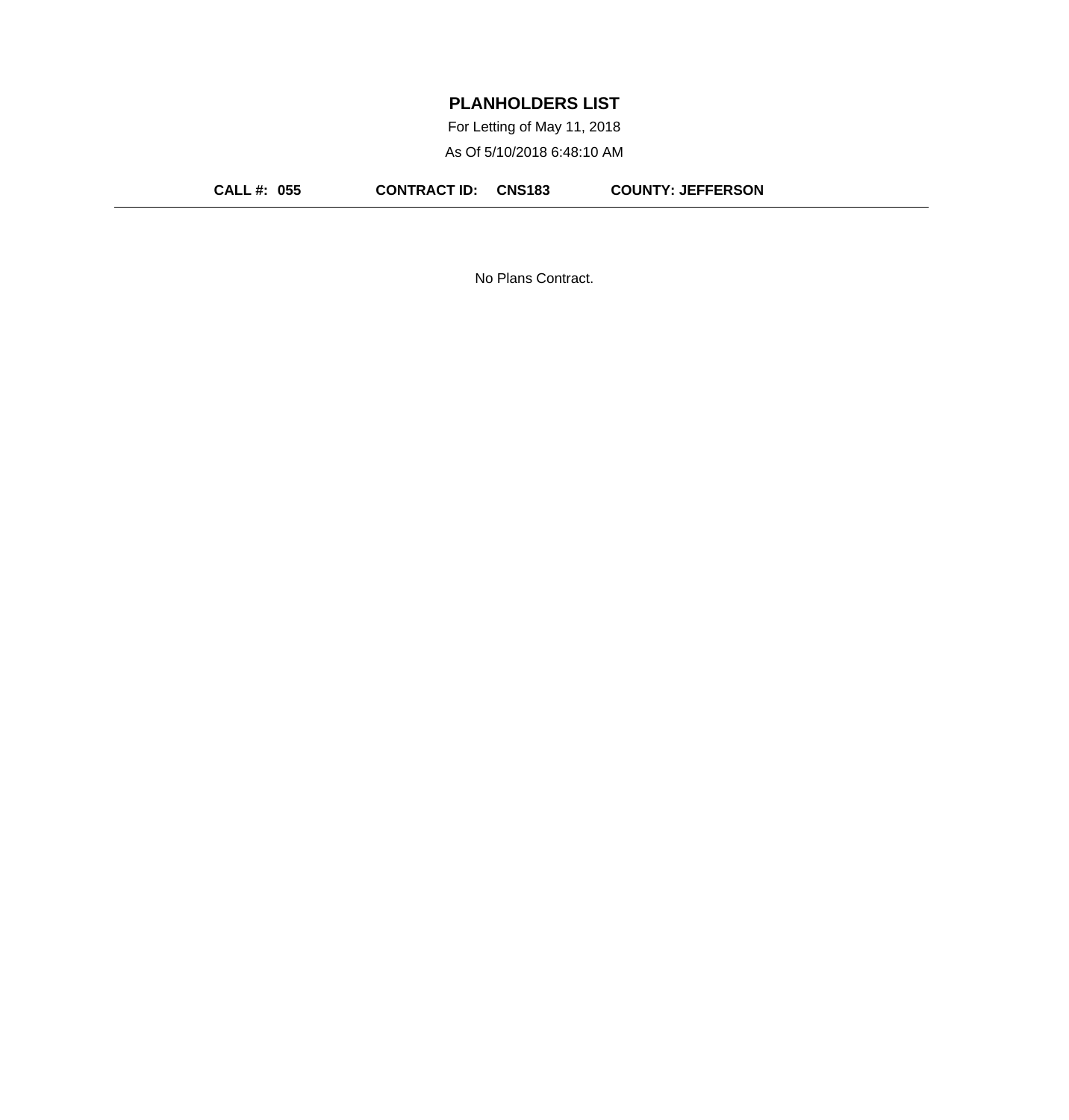# PLANHOLDERS LIST

For Letting of May 11, 2018

As Of 5/10/2018 6:48:10 AM

**CALL #: 055** **CONTRACT ID: CNS183** **COUNTY: JEFFERSON**

---

No Plans Contract.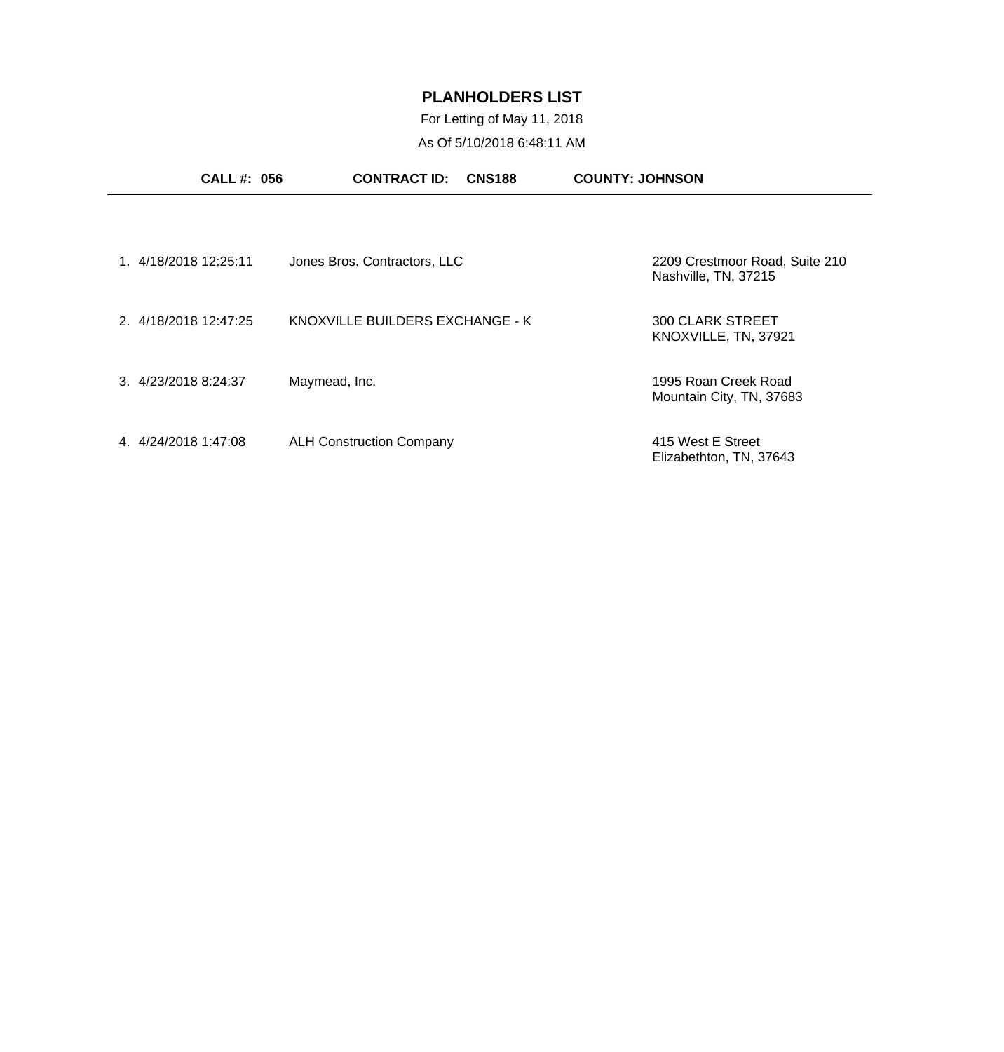# PLANHOLDERS LIST

For Letting of May 11, 2018

As Of 5/10/2018 6:48:11 AM

**CALL #: 056** **CONTRACT ID: CNS188** **COUNTY: JOHNSON**

---

| # | Date/Time | Planholder | Address |
|---|---|---|---|
| 1. | 4/18/2018 12:25:11 | Jones Bros. Contractors, LLC | 2209 Crestmoor Road, Suite 210<br>Nashville, TN, 37215 |
| 2. | 4/18/2018 12:47:25 | KNOXVILLE BUILDERS EXCHANGE - K | 300 CLARK STREET<br>KNOXVILLE, TN, 37921 |
| 3. | 4/23/2018 8:24:37 | Maymead, Inc. | 1995 Roan Creek Road<br>Mountain City, TN, 37683 |
| 4. | 4/24/2018 1:47:08 | ALH Construction Company | 415 West E Street<br>Elizabethton, TN, 37643 |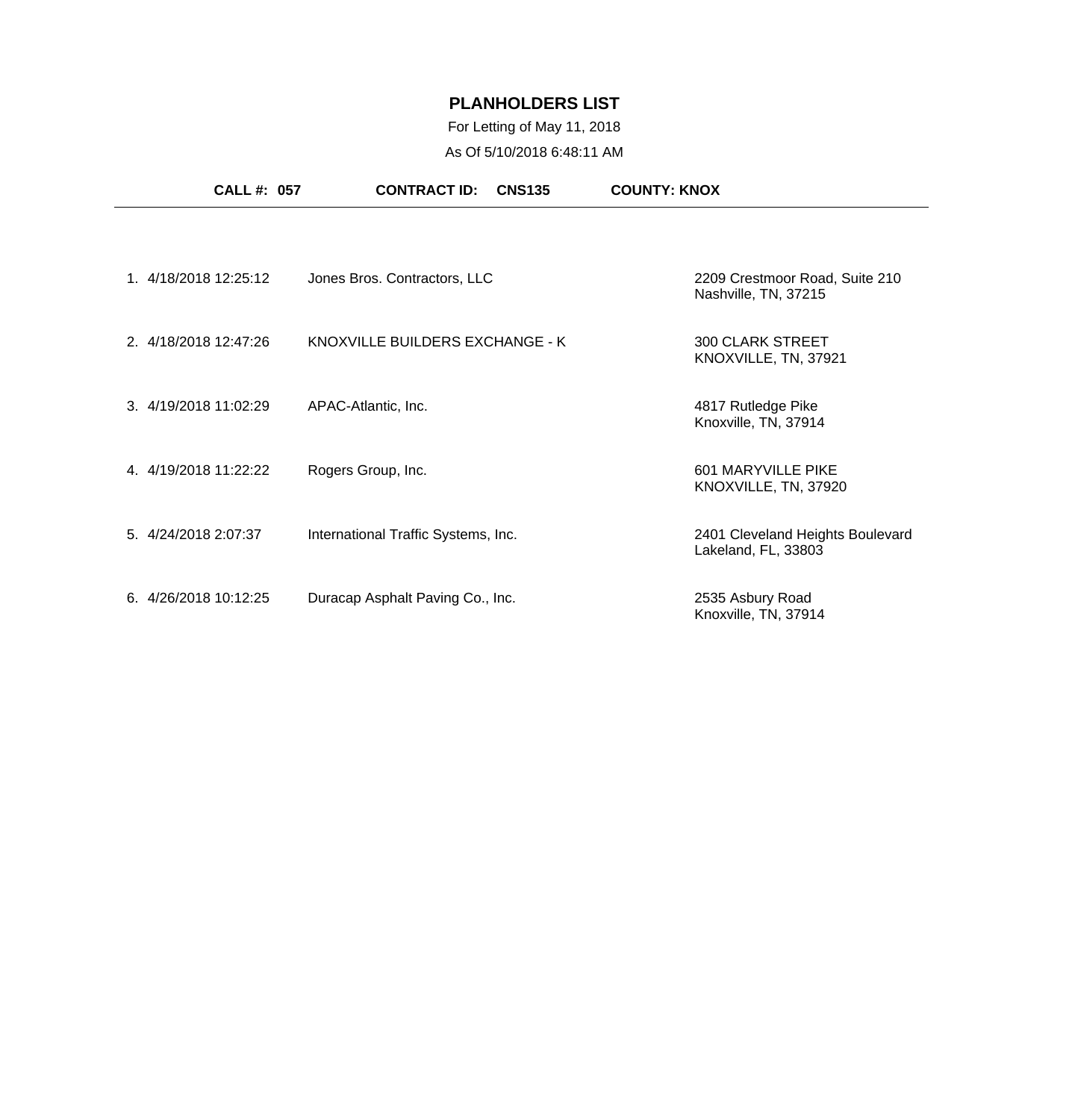# PLANHOLDERS LIST

For Letting of May 11, 2018

As Of 5/10/2018 6:48:11 AM

**CALL #: 057** **CONTRACT ID: CNS135** **COUNTY: KNOX**

| # | Date/Time | Name | Address |
|---|---|---|---|
| 1. | 4/18/2018 12:25:12 | Jones Bros. Contractors, LLC | 2209 Crestmoor Road, Suite 210<br>Nashville, TN, 37215 |
| 2. | 4/18/2018 12:47:26 | KNOXVILLE BUILDERS EXCHANGE - K | 300 CLARK STREET<br>KNOXVILLE, TN, 37921 |
| 3. | 4/19/2018 11:02:29 | APAC-Atlantic, Inc. | 4817 Rutledge Pike<br>Knoxville, TN, 37914 |
| 4. | 4/19/2018 11:22:22 | Rogers Group, Inc. | 601 MARYVILLE PIKE<br>KNOXVILLE, TN, 37920 |
| 5. | 4/24/2018 2:07:37 | International Traffic Systems, Inc. | 2401 Cleveland Heights Boulevard<br>Lakeland, FL, 33803 |
| 6. | 4/26/2018 10:12:25 | Duracap Asphalt Paving Co., Inc. | 2535 Asbury Road<br>Knoxville, TN, 37914 |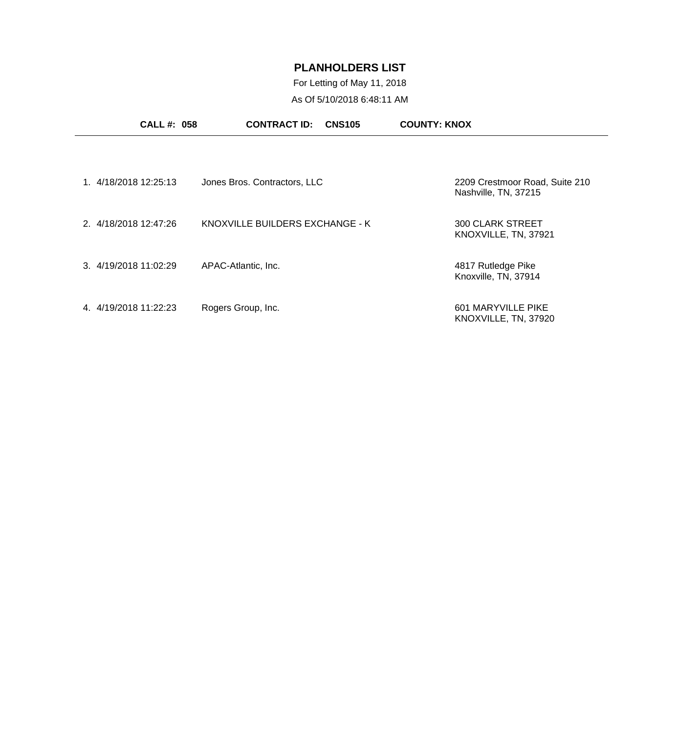# PLANHOLDERS LIST

For Letting of May 11, 2018

As Of 5/10/2018 6:48:11 AM

**CALL #: 058** **CONTRACT ID: CNS105** **COUNTY: KNOX**

---

| # | Date/Time | Planholder | Address |
|---|---|---|---|
| 1. | 4/18/2018 12:25:13 | Jones Bros. Contractors, LLC | 2209 Crestmoor Road, Suite 210<br>Nashville, TN, 37215 |
| 2. | 4/18/2018 12:47:26 | KNOXVILLE BUILDERS EXCHANGE - K | 300 CLARK STREET<br>KNOXVILLE, TN, 37921 |
| 3. | 4/19/2018 11:02:29 | APAC-Atlantic, Inc. | 4817 Rutledge Pike<br>Knoxville, TN, 37914 |
| 4. | 4/19/2018 11:22:23 | Rogers Group, Inc. | 601 MARYVILLE PIKE<br>KNOXVILLE, TN, 37920 |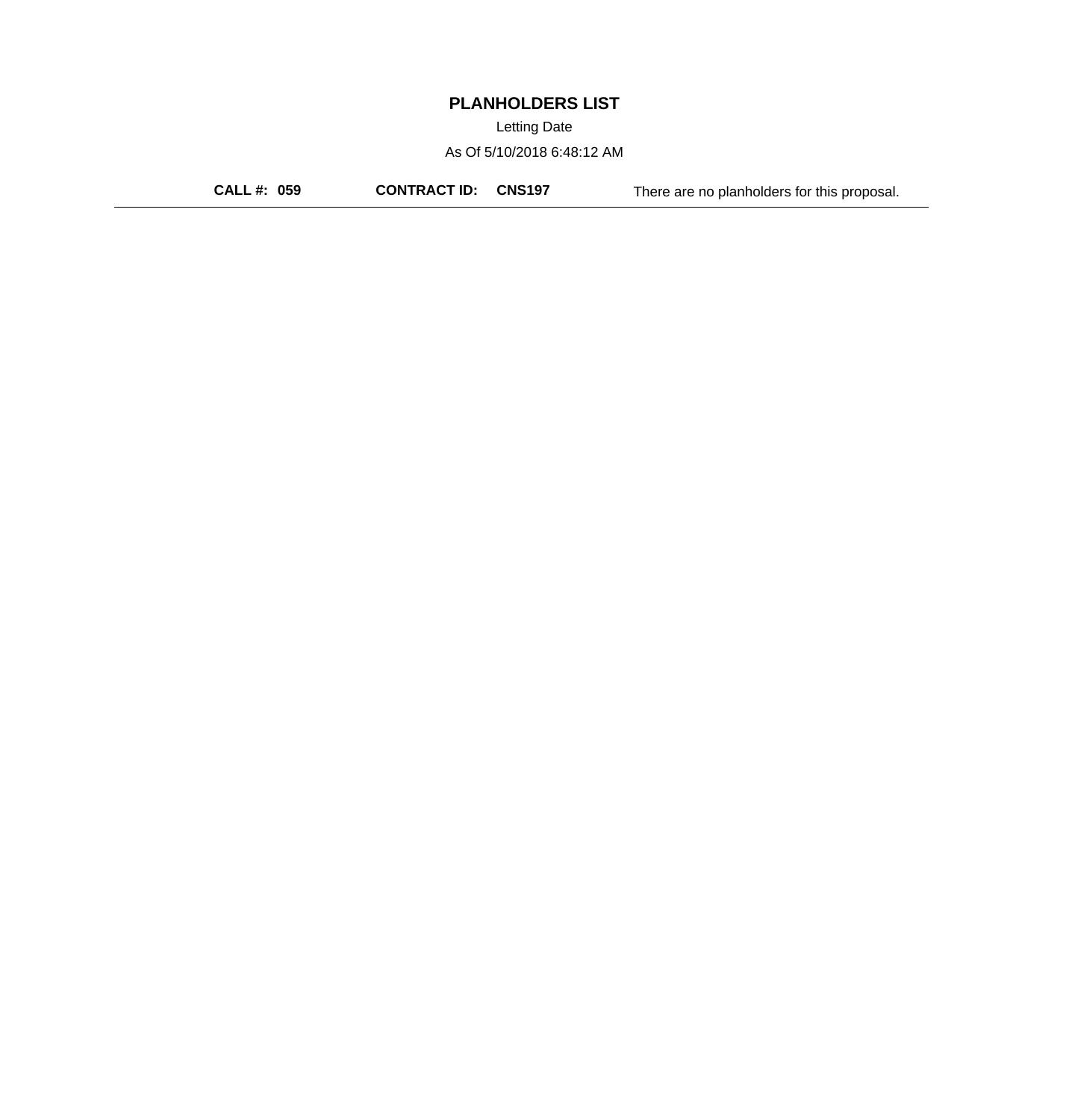# PLANHOLDERS LIST

Letting Date

As Of 5/10/2018 6:48:12 AM

**CALL #: 059** **CONTRACT ID: CNS197** There are no planholders for this proposal.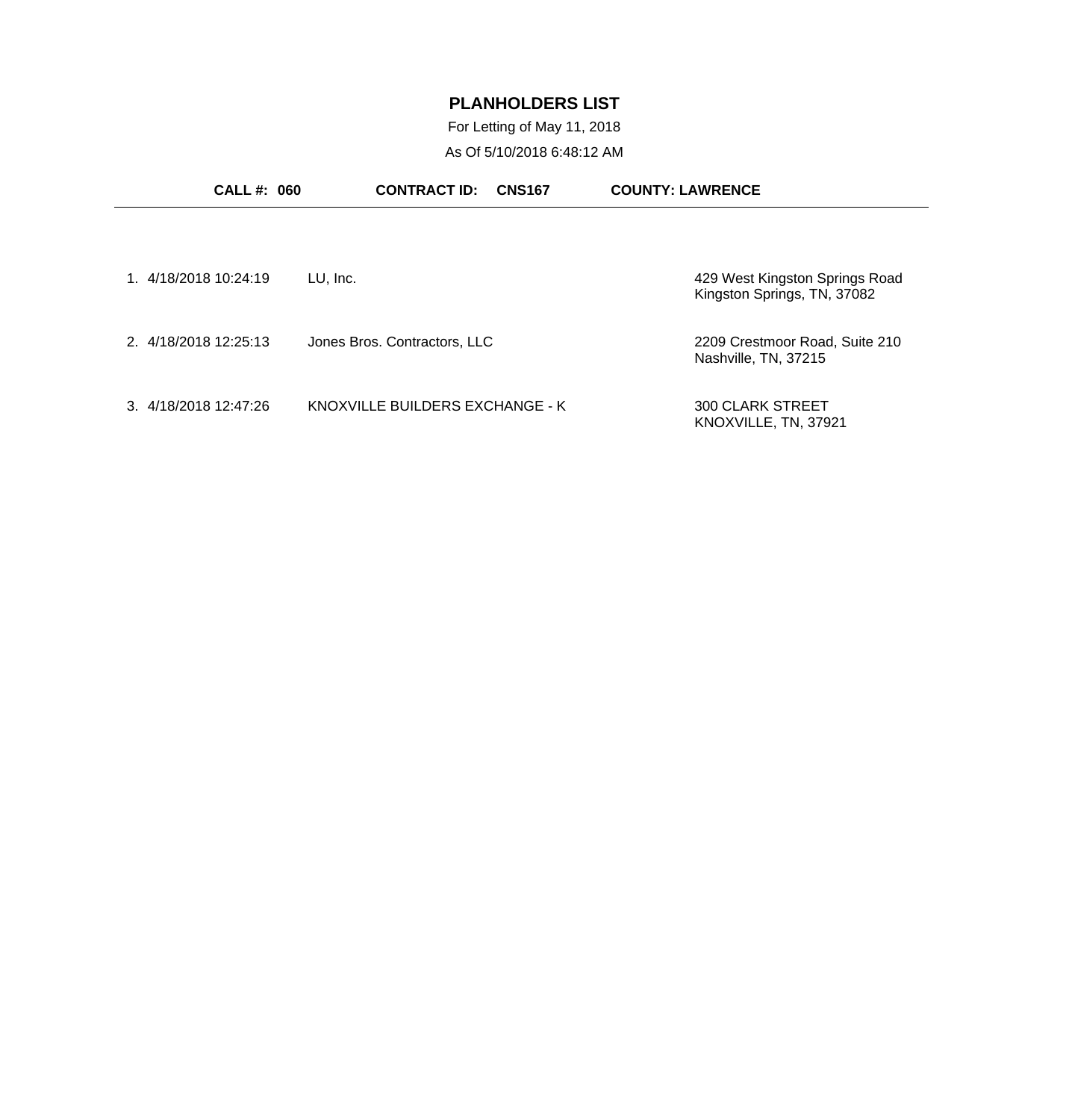# PLANHOLDERS LIST

For Letting of May 11, 2018

As Of 5/10/2018 6:48:12 AM

**CALL #: 060** **CONTRACT ID: CNS167** **COUNTY: LAWRENCE**

| # | Date/Time | Planholder | Address |
|---|---|---|---|
| 1. | 4/18/2018 10:24:19 | LU, Inc. | 429 West Kingston Springs Road<br>Kingston Springs, TN, 37082 |
| 2. | 4/18/2018 12:25:13 | Jones Bros. Contractors, LLC | 2209 Crestmoor Road, Suite 210<br>Nashville, TN, 37215 |
| 3. | 4/18/2018 12:47:26 | KNOXVILLE BUILDERS EXCHANGE - K | 300 CLARK STREET<br>KNOXVILLE, TN, 37921 |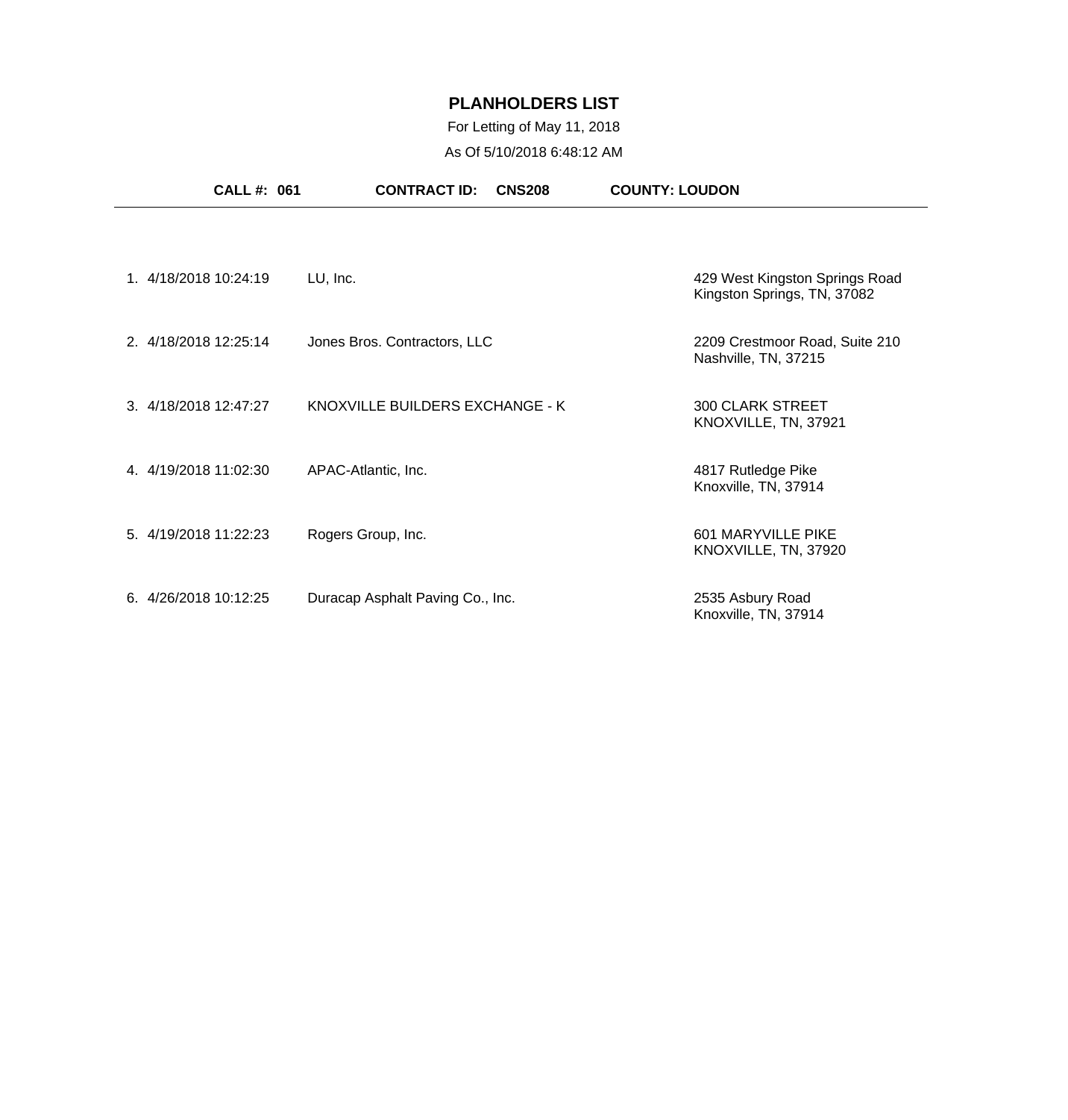# PLANHOLDERS LIST

For Letting of May 11, 2018

As Of 5/10/2018 6:48:12 AM

**CALL #: 061** **CONTRACT ID: CNS208** **COUNTY: LOUDON**

| # | Date/Time | Name | Address |
|---|---|---|---|
| 1. | 4/18/2018 10:24:19 | LU, Inc. | 429 West Kingston Springs Road<br>Kingston Springs, TN, 37082 |
| 2. | 4/18/2018 12:25:14 | Jones Bros. Contractors, LLC | 2209 Crestmoor Road, Suite 210<br>Nashville, TN, 37215 |
| 3. | 4/18/2018 12:47:27 | KNOXVILLE BUILDERS EXCHANGE - K | 300 CLARK STREET<br>KNOXVILLE, TN, 37921 |
| 4. | 4/19/2018 11:02:30 | APAC-Atlantic, Inc. | 4817 Rutledge Pike<br>Knoxville, TN, 37914 |
| 5. | 4/19/2018 11:22:23 | Rogers Group, Inc. | 601 MARYVILLE PIKE<br>KNOXVILLE, TN, 37920 |
| 6. | 4/26/2018 10:12:25 | Duracap Asphalt Paving Co., Inc. | 2535 Asbury Road<br>Knoxville, TN, 37914 |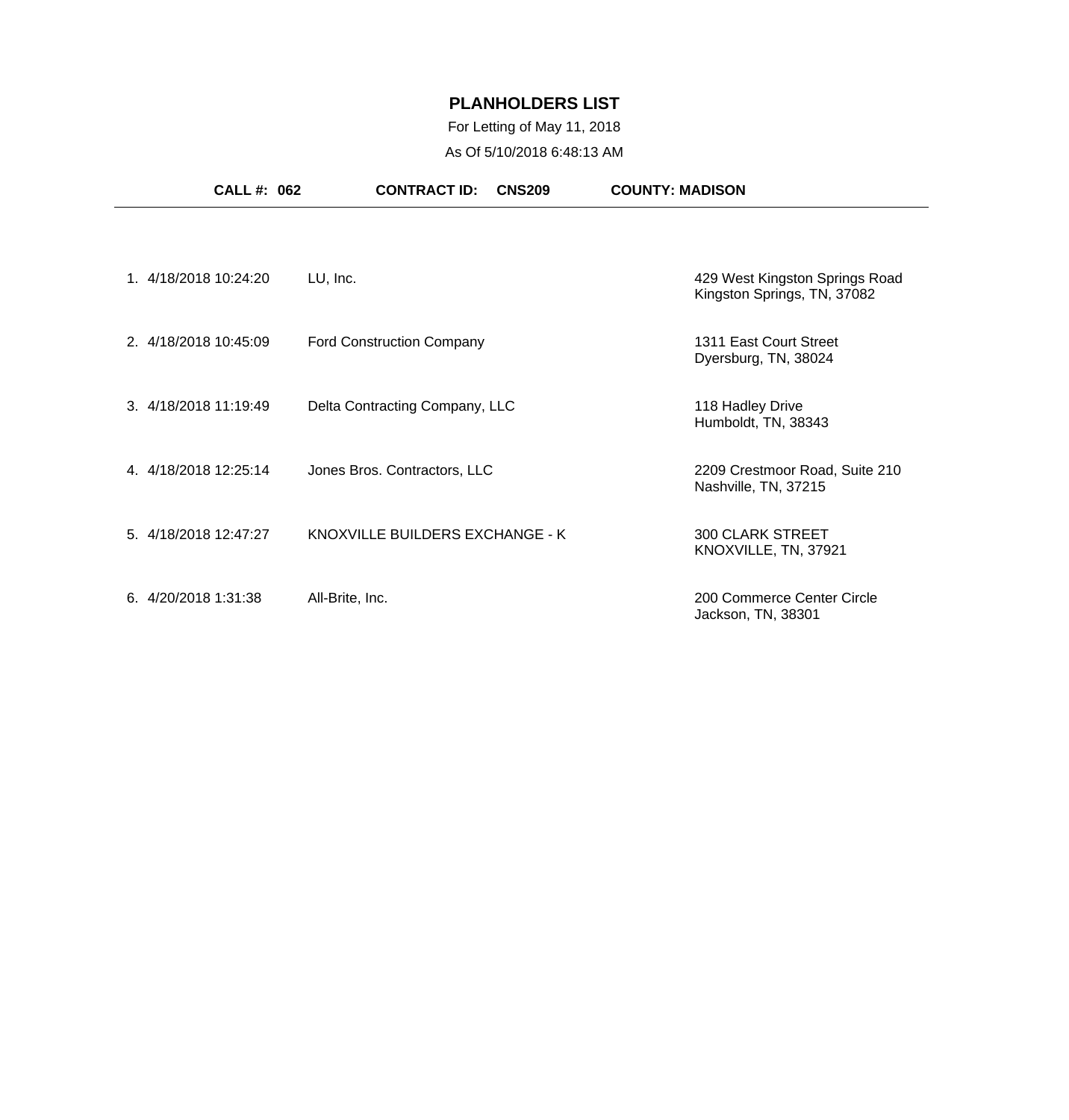# PLANHOLDERS LIST

For Letting of May 11, 2018

As Of 5/10/2018 6:48:13 AM

**CALL #: 062** **CONTRACT ID: CNS209** **COUNTY: MADISON**

| # | Date/Time | Name | Address |
|---|---|---|---|
| 1. | 4/18/2018 10:24:20 | LU, Inc. | 429 West Kingston Springs Road<br>Kingston Springs, TN, 37082 |
| 2. | 4/18/2018 10:45:09 | Ford Construction Company | 1311 East Court Street<br>Dyersburg, TN, 38024 |
| 3. | 4/18/2018 11:19:49 | Delta Contracting Company, LLC | 118 Hadley Drive<br>Humboldt, TN, 38343 |
| 4. | 4/18/2018 12:25:14 | Jones Bros. Contractors, LLC | 2209 Crestmoor Road, Suite 210<br>Nashville, TN, 37215 |
| 5. | 4/18/2018 12:47:27 | KNOXVILLE BUILDERS EXCHANGE - K | 300 CLARK STREET<br>KNOXVILLE, TN, 37921 |
| 6. | 4/20/2018 1:31:38 | All-Brite, Inc. | 200 Commerce Center Circle<br>Jackson, TN, 38301 |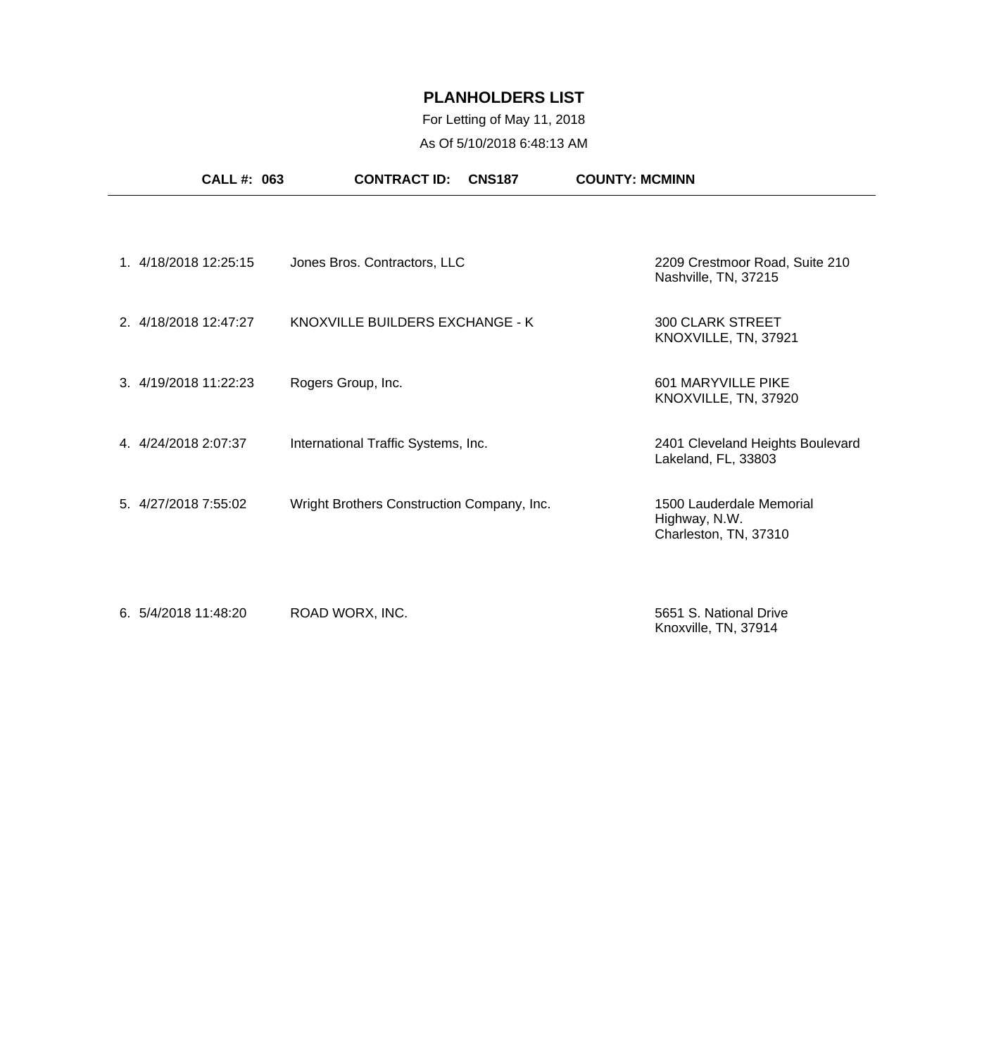# PLANHOLDERS LIST

For Letting of May 11, 2018

As Of 5/10/2018 6:48:13 AM

**CALL #: 063** **CONTRACT ID: CNS187** **COUNTY: MCMINN**

| # | Date/Time | Name | Address |
|---|---|---|---|
| 1. | 4/18/2018 12:25:15 | Jones Bros. Contractors, LLC | 2209 Crestmoor Road, Suite 210<br>Nashville, TN, 37215 |
| 2. | 4/18/2018 12:47:27 | KNOXVILLE BUILDERS EXCHANGE - K | 300 CLARK STREET<br>KNOXVILLE, TN, 37921 |
| 3. | 4/19/2018 11:22:23 | Rogers Group, Inc. | 601 MARYVILLE PIKE<br>KNOXVILLE, TN, 37920 |
| 4. | 4/24/2018 2:07:37 | International Traffic Systems, Inc. | 2401 Cleveland Heights Boulevard<br>Lakeland, FL, 33803 |
| 5. | 4/27/2018 7:55:02 | Wright Brothers Construction Company, Inc. | 1500 Lauderdale Memorial<br>Highway, N.W.<br>Charleston, TN, 37310 |
| 6. | 5/4/2018 11:48:20 | ROAD WORX, INC. | 5651 S. National Drive<br>Knoxville, TN, 37914 |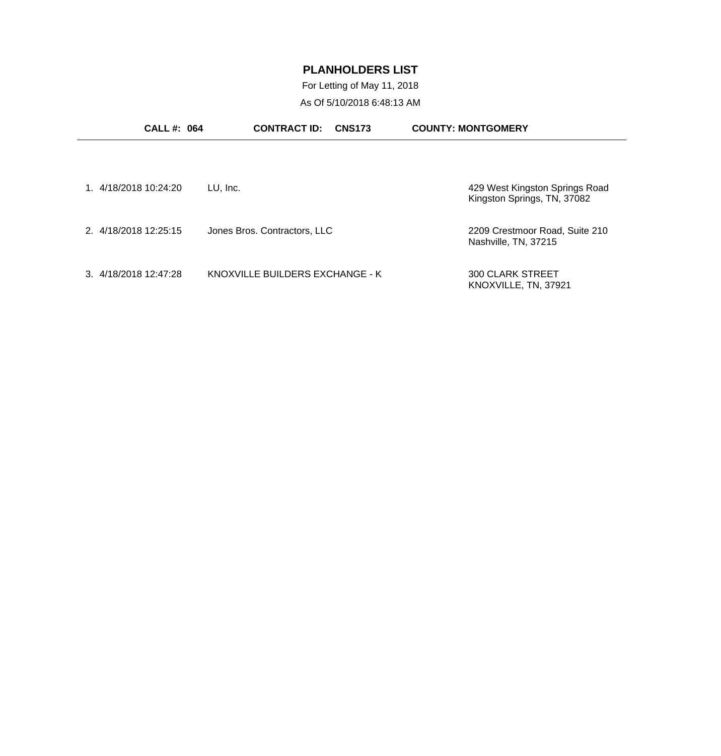# PLANHOLDERS LIST

For Letting of May 11, 2018

As Of 5/10/2018 6:48:13 AM

**CALL #: 064** **CONTRACT ID: CNS173** **COUNTY: MONTGOMERY**

| # | Date/Time | Name | Address |
|---|---|---|---|
| 1. | 4/18/2018 10:24:20 | LU, Inc. | 429 West Kingston Springs Road<br>Kingston Springs, TN, 37082 |
| 2. | 4/18/2018 12:25:15 | Jones Bros. Contractors, LLC | 2209 Crestmoor Road, Suite 210<br>Nashville, TN, 37215 |
| 3. | 4/18/2018 12:47:28 | KNOXVILLE BUILDERS EXCHANGE - K | 300 CLARK STREET<br>KNOXVILLE, TN, 37921 |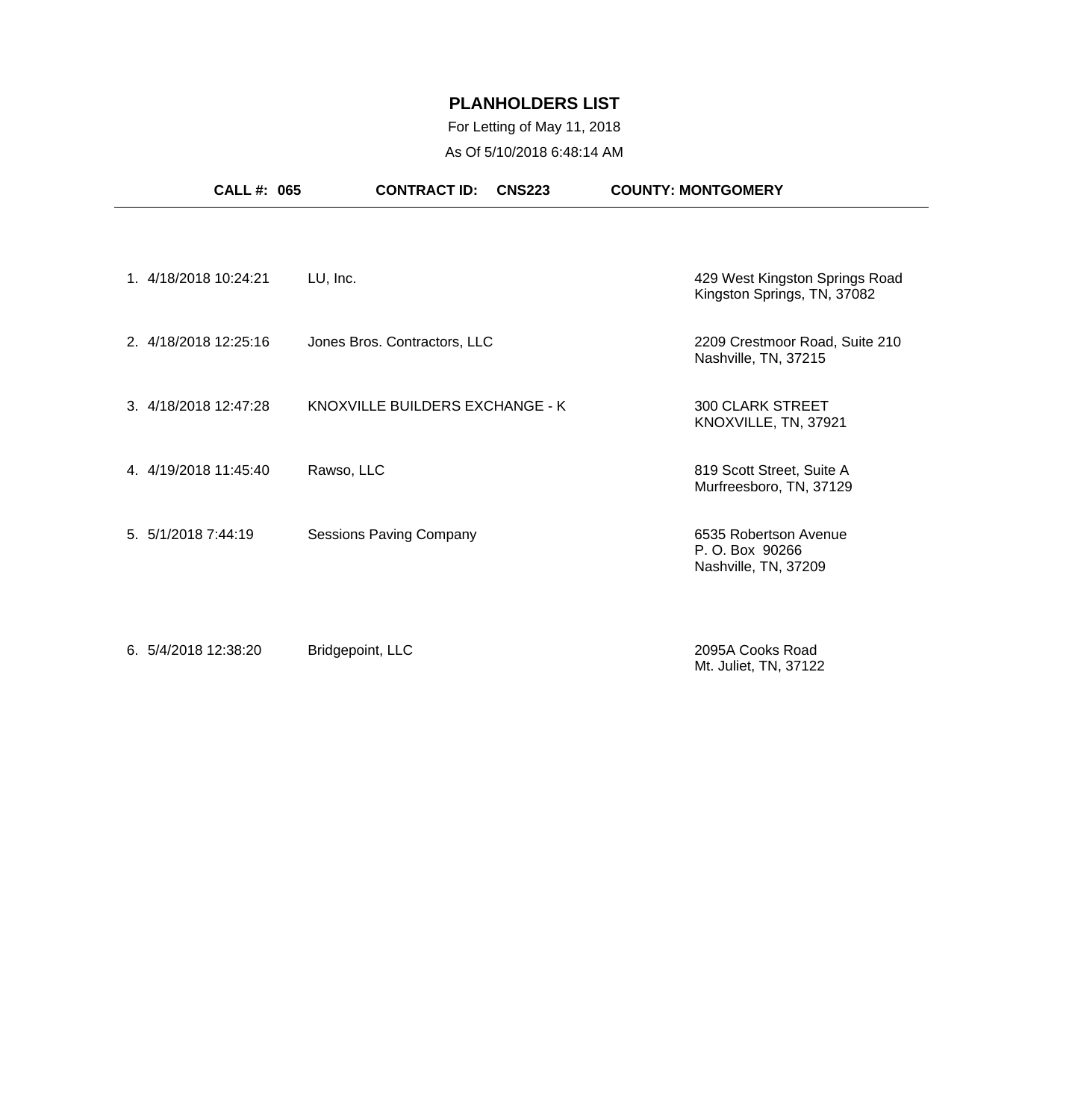# PLANHOLDERS LIST

For Letting of May 11, 2018

As Of 5/10/2018 6:48:14 AM

**CALL #: 065** **CONTRACT ID: CNS223** **COUNTY: MONTGOMERY**

---

| # | Date/Time | Company | Address |
|---|---|---|---|
| 1. | 4/18/2018 10:24:21 | LU, Inc. | 429 West Kingston Springs Road<br>Kingston Springs, TN, 37082 |
| 2. | 4/18/2018 12:25:16 | Jones Bros. Contractors, LLC | 2209 Crestmoor Road, Suite 210<br>Nashville, TN, 37215 |
| 3. | 4/18/2018 12:47:28 | KNOXVILLE BUILDERS EXCHANGE - K | 300 CLARK STREET<br>KNOXVILLE, TN, 37921 |
| 4. | 4/19/2018 11:45:40 | Rawso, LLC | 819 Scott Street, Suite A<br>Murfreesboro, TN, 37129 |
| 5. | 5/1/2018 7:44:19 | Sessions Paving Company | 6535 Robertson Avenue<br>P. O. Box 90266<br>Nashville, TN, 37209 |
| 6. | 5/4/2018 12:38:20 | Bridgepoint, LLC | 2095A Cooks Road<br>Mt. Juliet, TN, 37122 |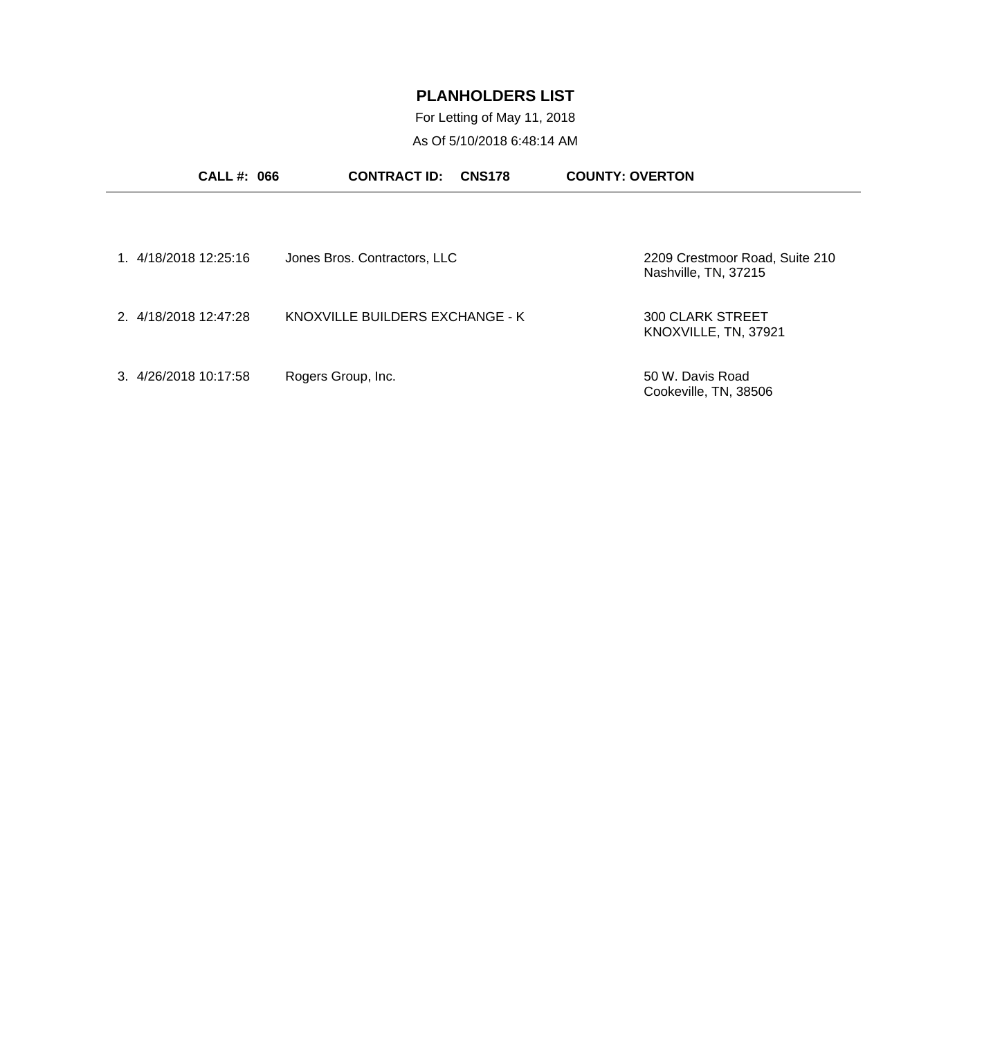# PLANHOLDERS LIST

For Letting of May 11, 2018

As Of 5/10/2018 6:48:14 AM

**CALL #: 066** **CONTRACT ID: CNS178** **COUNTY: OVERTON**

---

| # | Date/Time | Name | Address |
|---|---|---|---|
| 1. | 4/18/2018 12:25:16 | Jones Bros. Contractors, LLC | 2209 Crestmoor Road, Suite 210<br>Nashville, TN, 37215 |
| 2. | 4/18/2018 12:47:28 | KNOXVILLE BUILDERS EXCHANGE - K | 300 CLARK STREET<br>KNOXVILLE, TN, 37921 |
| 3. | 4/26/2018 10:17:58 | Rogers Group, Inc. | 50 W. Davis Road<br>Cookeville, TN, 38506 |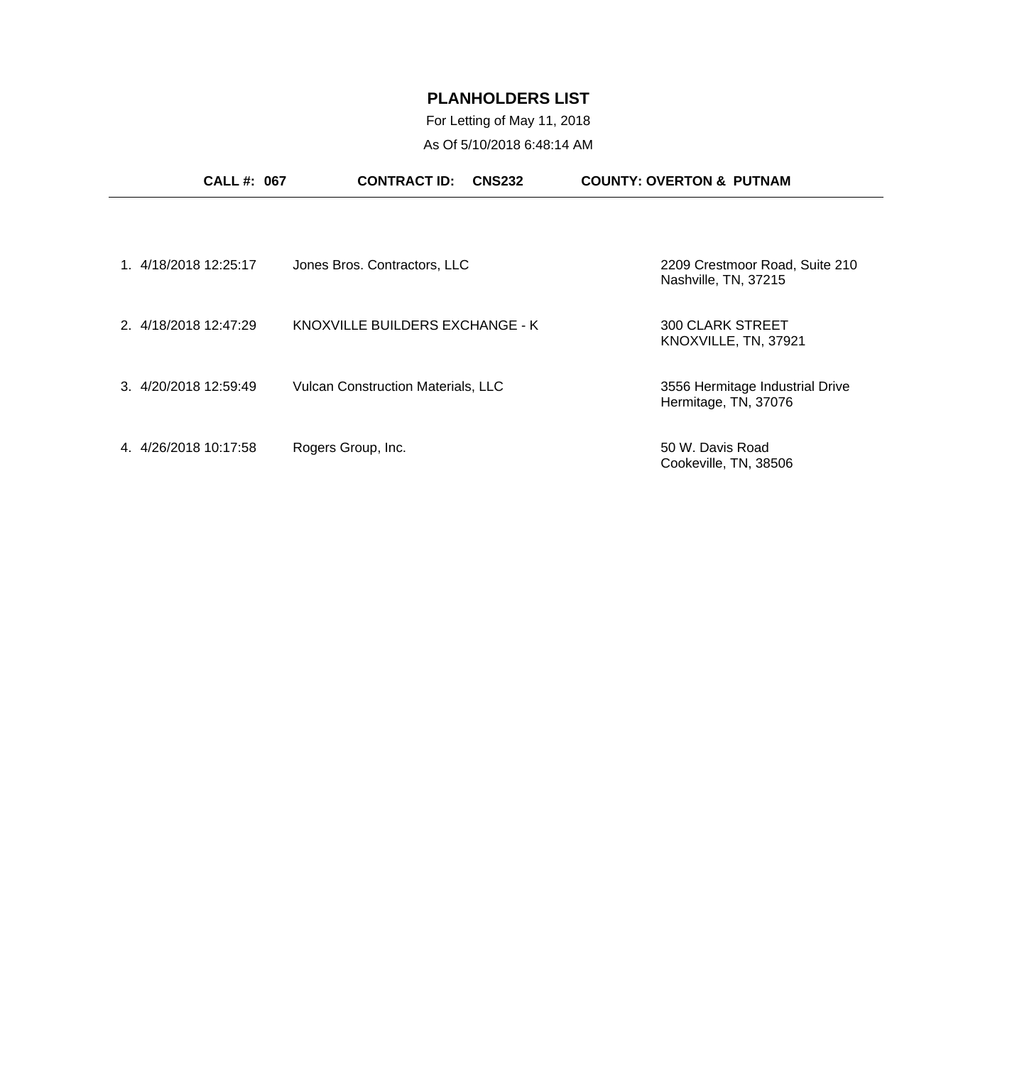# PLANHOLDERS LIST

For Letting of May 11, 2018

As Of 5/10/2018 6:48:14 AM

**CALL #: 067** **CONTRACT ID: CNS232** **COUNTY: OVERTON & PUTNAM**

| # | Date/Time | Name | Address |
|---|---|---|---|
| 1. | 4/18/2018 12:25:17 | Jones Bros. Contractors, LLC | 2209 Crestmoor Road, Suite 210<br>Nashville, TN, 37215 |
| 2. | 4/18/2018 12:47:29 | KNOXVILLE BUILDERS EXCHANGE - K | 300 CLARK STREET<br>KNOXVILLE, TN, 37921 |
| 3. | 4/20/2018 12:59:49 | Vulcan Construction Materials, LLC | 3556 Hermitage Industrial Drive<br>Hermitage, TN, 37076 |
| 4. | 4/26/2018 10:17:58 | Rogers Group, Inc. | 50 W. Davis Road<br>Cookeville, TN, 38506 |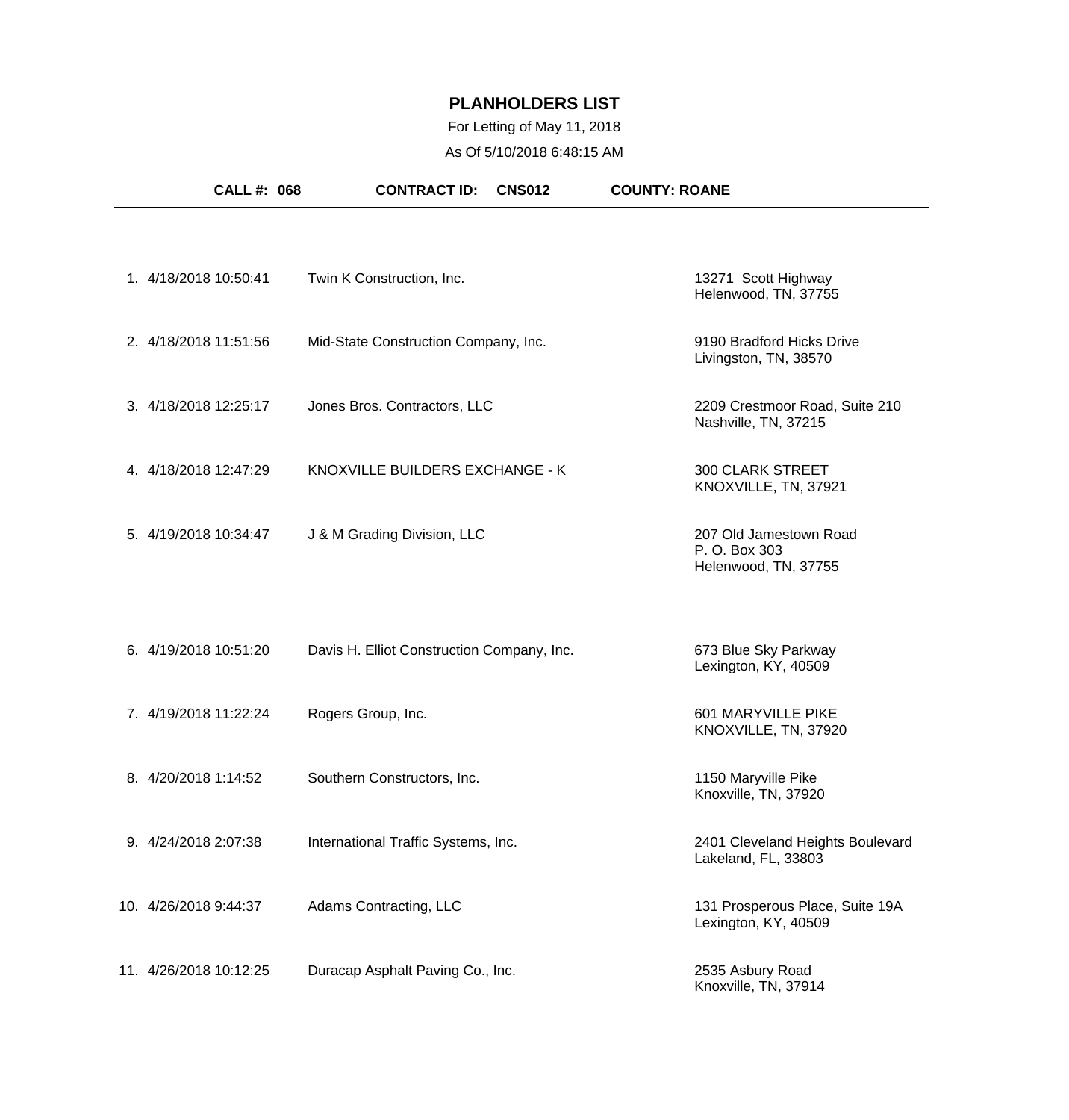# PLANHOLDERS LIST

For Letting of May 11, 2018

As Of 5/10/2018 6:48:15 AM

**CALL #: 068** **CONTRACT ID: CNS012** **COUNTY: ROANE**

| # | Date/Time | Company | Address |
|---|---|---|---|
| 1. | 4/18/2018 10:50:41 | Twin K Construction, Inc. | 13271 Scott Highway<br>Helenwood, TN, 37755 |
| 2. | 4/18/2018 11:51:56 | Mid-State Construction Company, Inc. | 9190 Bradford Hicks Drive<br>Livingston, TN, 38570 |
| 3. | 4/18/2018 12:25:17 | Jones Bros. Contractors, LLC | 2209 Crestmoor Road, Suite 210<br>Nashville, TN, 37215 |
| 4. | 4/18/2018 12:47:29 | KNOXVILLE BUILDERS EXCHANGE - K | 300 CLARK STREET<br>KNOXVILLE, TN, 37921 |
| 5. | 4/19/2018 10:34:47 | J & M Grading Division, LLC | 207 Old Jamestown Road<br>P. O. Box 303<br>Helenwood, TN, 37755 |
| 6. | 4/19/2018 10:51:20 | Davis H. Elliot Construction Company, Inc. | 673 Blue Sky Parkway<br>Lexington, KY, 40509 |
| 7. | 4/19/2018 11:22:24 | Rogers Group, Inc. | 601 MARYVILLE PIKE<br>KNOXVILLE, TN, 37920 |
| 8. | 4/20/2018 1:14:52 | Southern Constructors, Inc. | 1150 Maryville Pike<br>Knoxville, TN, 37920 |
| 9. | 4/24/2018 2:07:38 | International Traffic Systems, Inc. | 2401 Cleveland Heights Boulevard<br>Lakeland, FL, 33803 |
| 10. | 4/26/2018 9:44:37 | Adams Contracting, LLC | 131 Prosperous Place, Suite 19A<br>Lexington, KY, 40509 |
| 11. | 4/26/2018 10:12:25 | Duracap Asphalt Paving Co., Inc. | 2535 Asbury Road<br>Knoxville, TN, 37914 |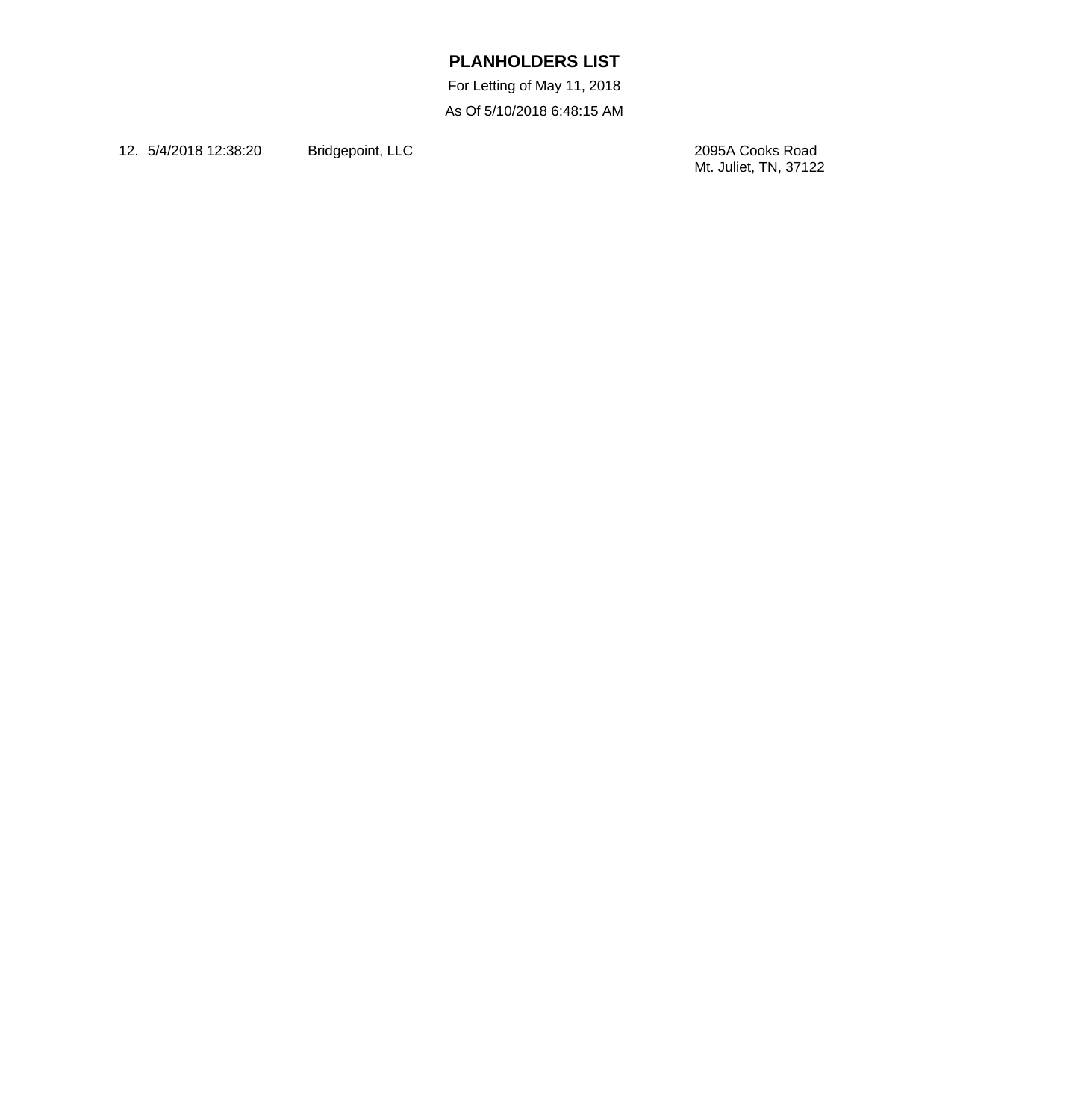**PLANHOLDERS LIST**

For Letting of May 11, 2018

As Of 5/10/2018 6:48:15 AM

| | | | |
|---|---|---|---|
| 12. | 5/4/2018 12:38:20 | Bridgepoint, LLC | 2095A Cooks Road<br>Mt. Juliet, TN, 37122 |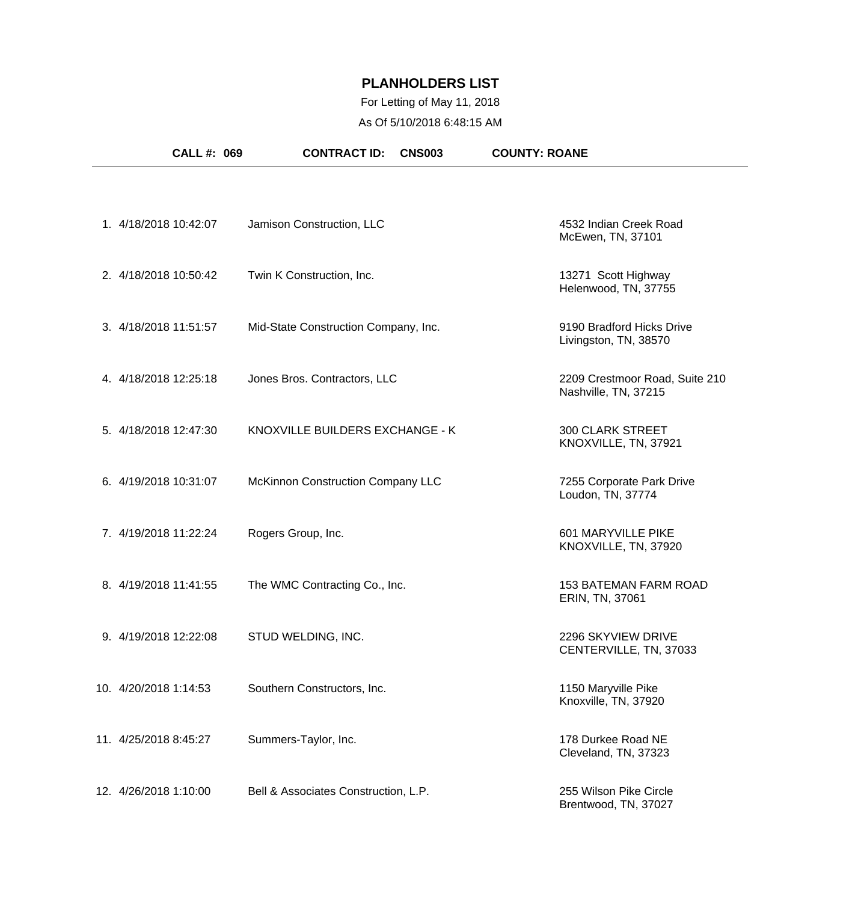# PLANHOLDERS LIST

For Letting of May 11, 2018

As Of 5/10/2018 6:48:15 AM

**CALL #: 069** **CONTRACT ID: CNS003** **COUNTY: ROANE**

| # | Date/Time | Company | Address |
|---|---|---|---|
| 1. | 4/18/2018 10:42:07 | Jamison Construction, LLC | 4532 Indian Creek Road<br>McEwen, TN, 37101 |
| 2. | 4/18/2018 10:50:42 | Twin K Construction, Inc. | 13271 Scott Highway<br>Helenwood, TN, 37755 |
| 3. | 4/18/2018 11:51:57 | Mid-State Construction Company, Inc. | 9190 Bradford Hicks Drive<br>Livingston, TN, 38570 |
| 4. | 4/18/2018 12:25:18 | Jones Bros. Contractors, LLC | 2209 Crestmoor Road, Suite 210<br>Nashville, TN, 37215 |
| 5. | 4/18/2018 12:47:30 | KNOXVILLE BUILDERS EXCHANGE - K | 300 CLARK STREET<br>KNOXVILLE, TN, 37921 |
| 6. | 4/19/2018 10:31:07 | McKinnon Construction Company LLC | 7255 Corporate Park Drive<br>Loudon, TN, 37774 |
| 7. | 4/19/2018 11:22:24 | Rogers Group, Inc. | 601 MARYVILLE PIKE<br>KNOXVILLE, TN, 37920 |
| 8. | 4/19/2018 11:41:55 | The WMC Contracting Co., Inc. | 153 BATEMAN FARM ROAD<br>ERIN, TN, 37061 |
| 9. | 4/19/2018 12:22:08 | STUD WELDING, INC. | 2296 SKYVIEW DRIVE<br>CENTERVILLE, TN, 37033 |
| 10. | 4/20/2018 1:14:53 | Southern Constructors, Inc. | 1150 Maryville Pike<br>Knoxville, TN, 37920 |
| 11. | 4/25/2018 8:45:27 | Summers-Taylor, Inc. | 178 Durkee Road NE<br>Cleveland, TN, 37323 |
| 12. | 4/26/2018 1:10:00 | Bell & Associates Construction, L.P. | 255 Wilson Pike Circle<br>Brentwood, TN, 37027 |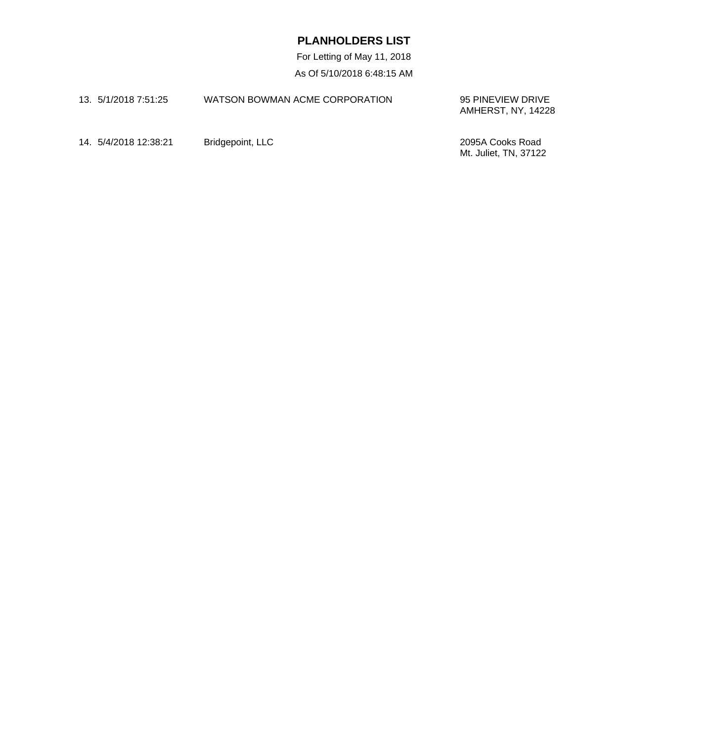# PLANHOLDERS LIST

For Letting of May 11, 2018

As Of 5/10/2018 6:48:15 AM

| No. | Date/Time | Name | Address |
|---|---|---|---|
| 13. | 5/1/2018 7:51:25 | WATSON BOWMAN ACME CORPORATION | 95 PINEVIEW DRIVE<br>AMHERST, NY, 14228 |
| 14. | 5/4/2018 12:38:21 | Bridgepoint, LLC | 2095A Cooks Road<br>Mt. Juliet, TN, 37122 |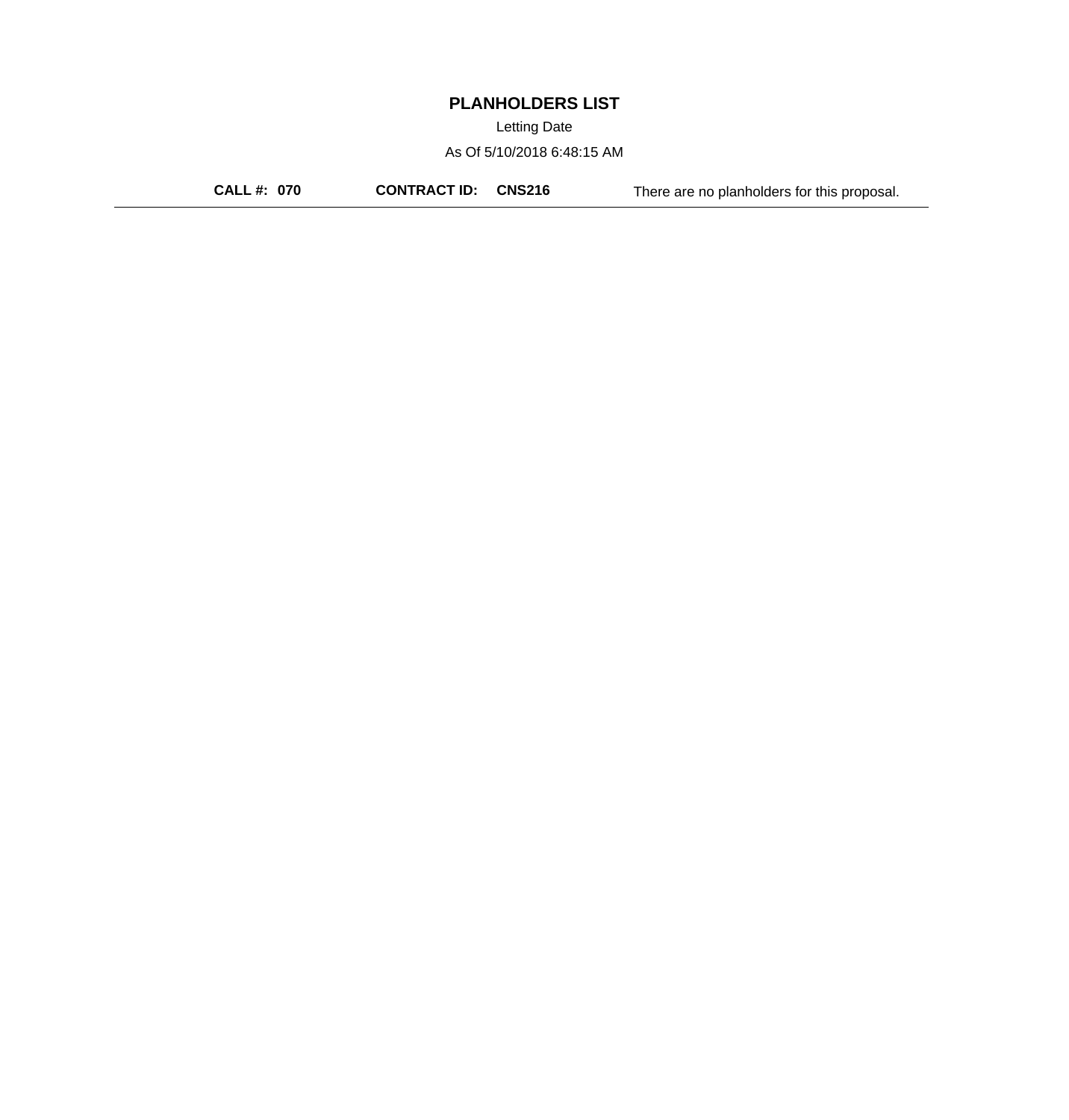# PLANHOLDERS LIST

Letting Date

As Of 5/10/2018 6:48:15 AM

**CALL #: 070** **CONTRACT ID: CNS216** There are no planholders for this proposal.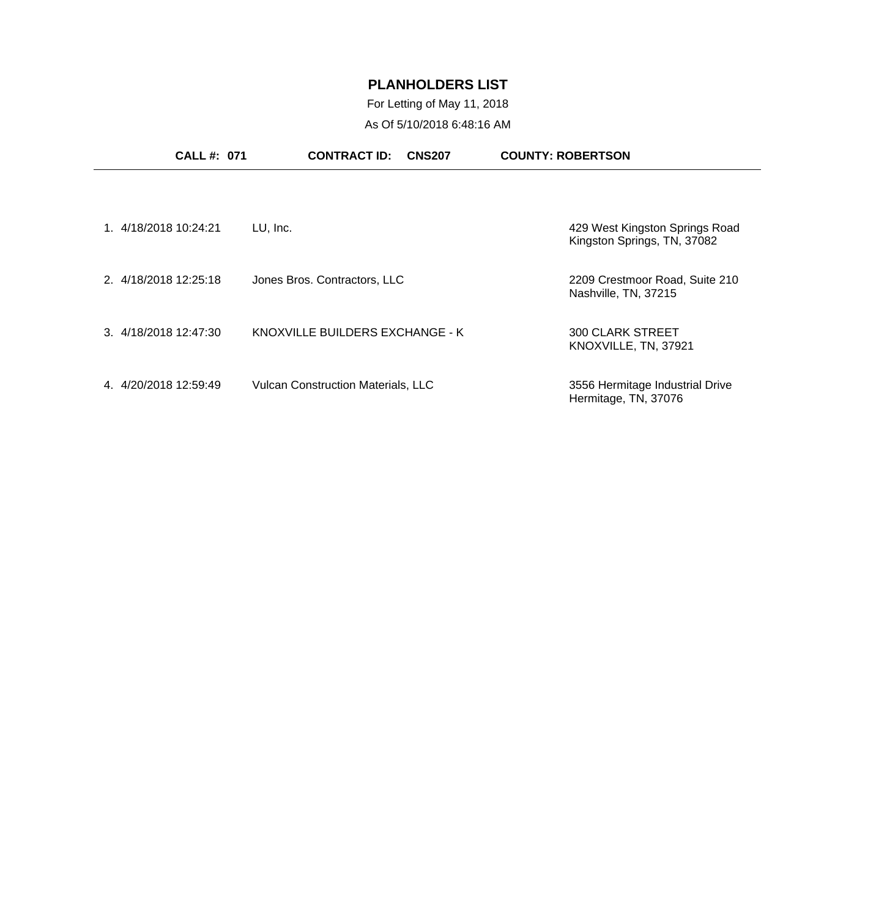# PLANHOLDERS LIST

For Letting of May 11, 2018

As Of 5/10/2018 6:48:16 AM

**CALL #: 071** **CONTRACT ID: CNS207** **COUNTY: ROBERTSON**

---

| # | Date/Time | Planholder | Address |
|---|---|---|---|
| 1. | 4/18/2018 10:24:21 | LU, Inc. | 429 West Kingston Springs Road<br>Kingston Springs, TN, 37082 |
| 2. | 4/18/2018 12:25:18 | Jones Bros. Contractors, LLC | 2209 Crestmoor Road, Suite 210<br>Nashville, TN, 37215 |
| 3. | 4/18/2018 12:47:30 | KNOXVILLE BUILDERS EXCHANGE - K | 300 CLARK STREET<br>KNOXVILLE, TN, 37921 |
| 4. | 4/20/2018 12:59:49 | Vulcan Construction Materials, LLC | 3556 Hermitage Industrial Drive<br>Hermitage, TN, 37076 |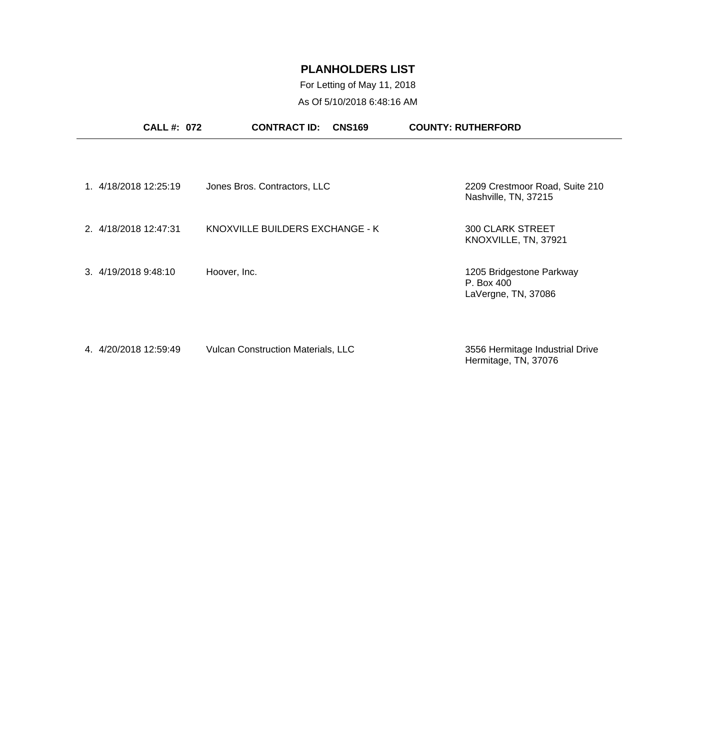# PLANHOLDERS LIST

For Letting of May 11, 2018

As Of 5/10/2018 6:48:16 AM

**CALL #: 072** **CONTRACT ID: CNS169** **COUNTY: RUTHERFORD**

| # | Date/Time | Name | Address |
|---|---|---|---|
| 1. | 4/18/2018 12:25:19 | Jones Bros. Contractors, LLC | 2209 Crestmoor Road, Suite 210<br>Nashville, TN, 37215 |
| 2. | 4/18/2018 12:47:31 | KNOXVILLE BUILDERS EXCHANGE - K | 300 CLARK STREET<br>KNOXVILLE, TN, 37921 |
| 3. | 4/19/2018 9:48:10 | Hoover, Inc. | 1205 Bridgestone Parkway<br>P. Box 400<br>LaVergne, TN, 37086 |
| 4. | 4/20/2018 12:59:49 | Vulcan Construction Materials, LLC | 3556 Hermitage Industrial Drive<br>Hermitage, TN, 37076 |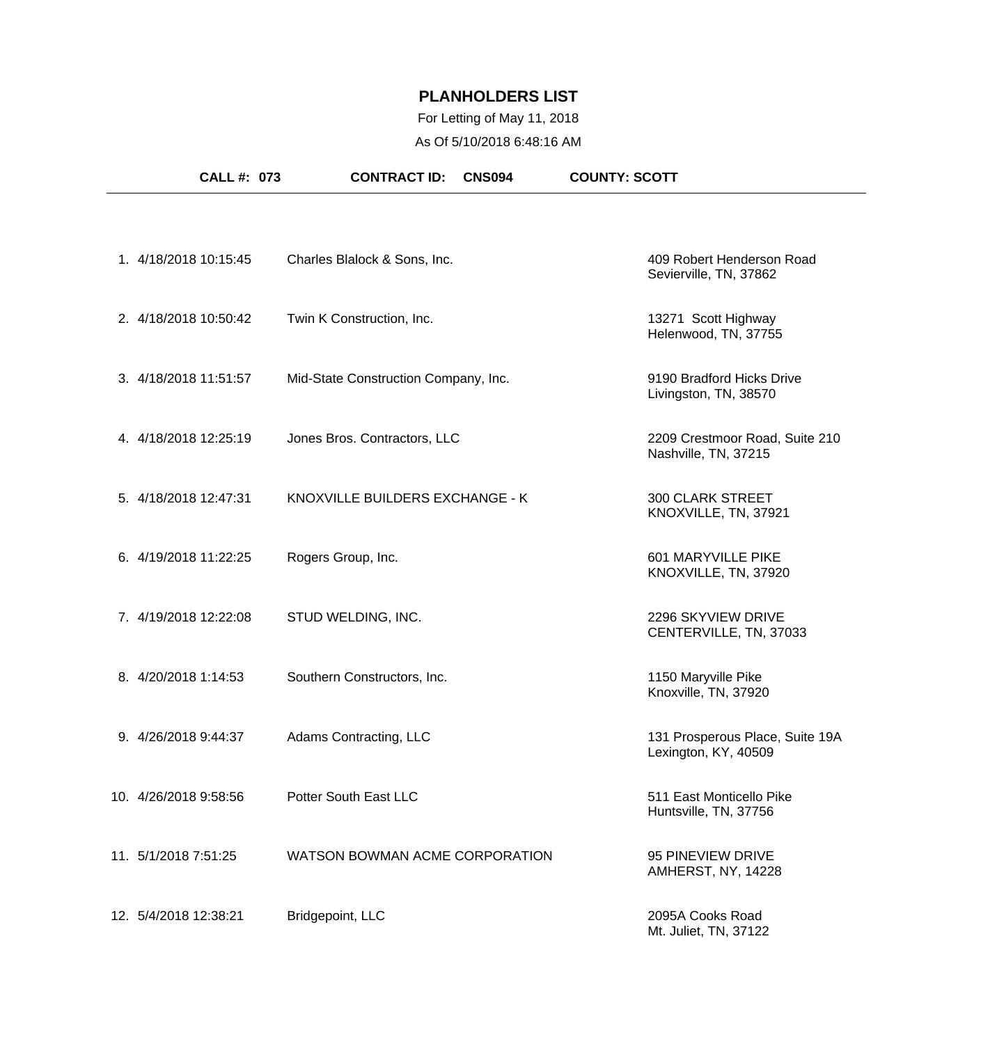# PLANHOLDERS LIST

For Letting of May 11, 2018

As Of 5/10/2018 6:48:16 AM

**CALL #: 073** **CONTRACT ID: CNS094** **COUNTY: SCOTT**

| # | Date/Time | Company | Address |
|---|---|---|---|
| 1. | 4/18/2018 10:15:45 | Charles Blalock & Sons, Inc. | 409 Robert Henderson Road<br>Sevierville, TN, 37862 |
| 2. | 4/18/2018 10:50:42 | Twin K Construction, Inc. | 13271 Scott Highway<br>Helenwood, TN, 37755 |
| 3. | 4/18/2018 11:51:57 | Mid-State Construction Company, Inc. | 9190 Bradford Hicks Drive<br>Livingston, TN, 38570 |
| 4. | 4/18/2018 12:25:19 | Jones Bros. Contractors, LLC | 2209 Crestmoor Road, Suite 210<br>Nashville, TN, 37215 |
| 5. | 4/18/2018 12:47:31 | KNOXVILLE BUILDERS EXCHANGE - K | 300 CLARK STREET<br>KNOXVILLE, TN, 37921 |
| 6. | 4/19/2018 11:22:25 | Rogers Group, Inc. | 601 MARYVILLE PIKE<br>KNOXVILLE, TN, 37920 |
| 7. | 4/19/2018 12:22:08 | STUD WELDING, INC. | 2296 SKYVIEW DRIVE<br>CENTERVILLE, TN, 37033 |
| 8. | 4/20/2018 1:14:53 | Southern Constructors, Inc. | 1150 Maryville Pike<br>Knoxville, TN, 37920 |
| 9. | 4/26/2018 9:44:37 | Adams Contracting, LLC | 131 Prosperous Place, Suite 19A<br>Lexington, KY, 40509 |
| 10. | 4/26/2018 9:58:56 | Potter South East LLC | 511 East Monticello Pike<br>Huntsville, TN, 37756 |
| 11. | 5/1/2018 7:51:25 | WATSON BOWMAN ACME CORPORATION | 95 PINEVIEW DRIVE<br>AMHERST, NY, 14228 |
| 12. | 5/4/2018 12:38:21 | Bridgepoint, LLC | 2095A Cooks Road<br>Mt. Juliet, TN, 37122 |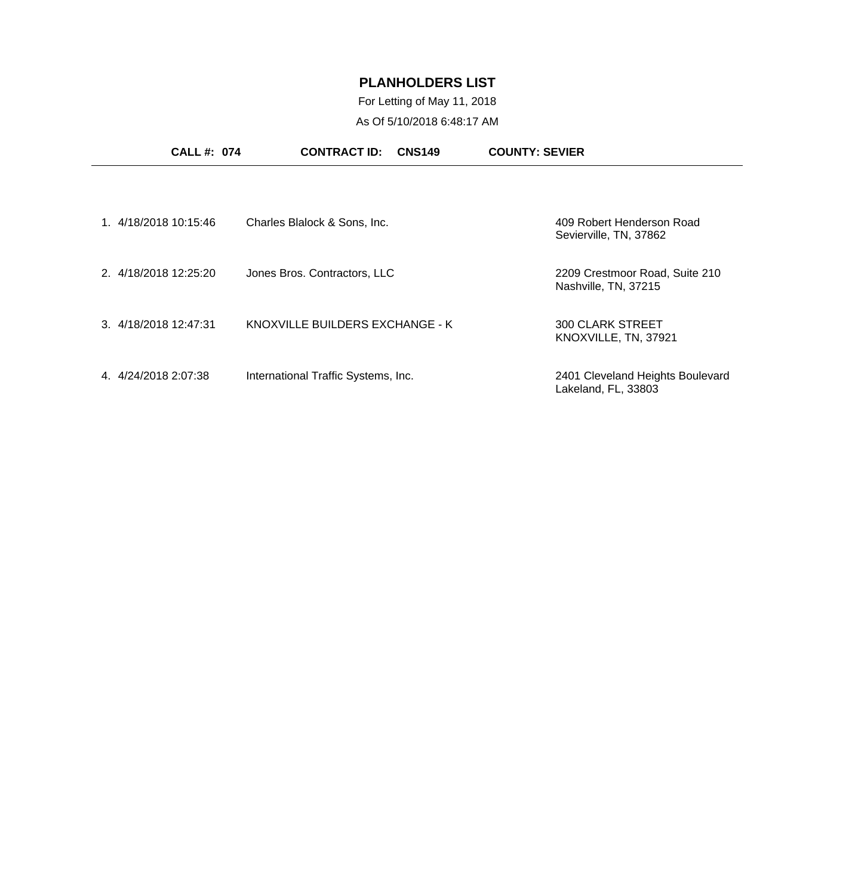# PLANHOLDERS LIST

For Letting of May 11, 2018

As Of 5/10/2018 6:48:17 AM

**CALL #: 074** **CONTRACT ID: CNS149** **COUNTY: SEVIER**

| # | Date/Time | Name | Address |
|---|---|---|---|
| 1. | 4/18/2018 10:15:46 | Charles Blalock & Sons, Inc. | 409 Robert Henderson Road<br>Sevierville, TN, 37862 |
| 2. | 4/18/2018 12:25:20 | Jones Bros. Contractors, LLC | 2209 Crestmoor Road, Suite 210<br>Nashville, TN, 37215 |
| 3. | 4/18/2018 12:47:31 | KNOXVILLE BUILDERS EXCHANGE - K | 300 CLARK STREET<br>KNOXVILLE, TN, 37921 |
| 4. | 4/24/2018 2:07:38 | International Traffic Systems, Inc. | 2401 Cleveland Heights Boulevard<br>Lakeland, FL, 33803 |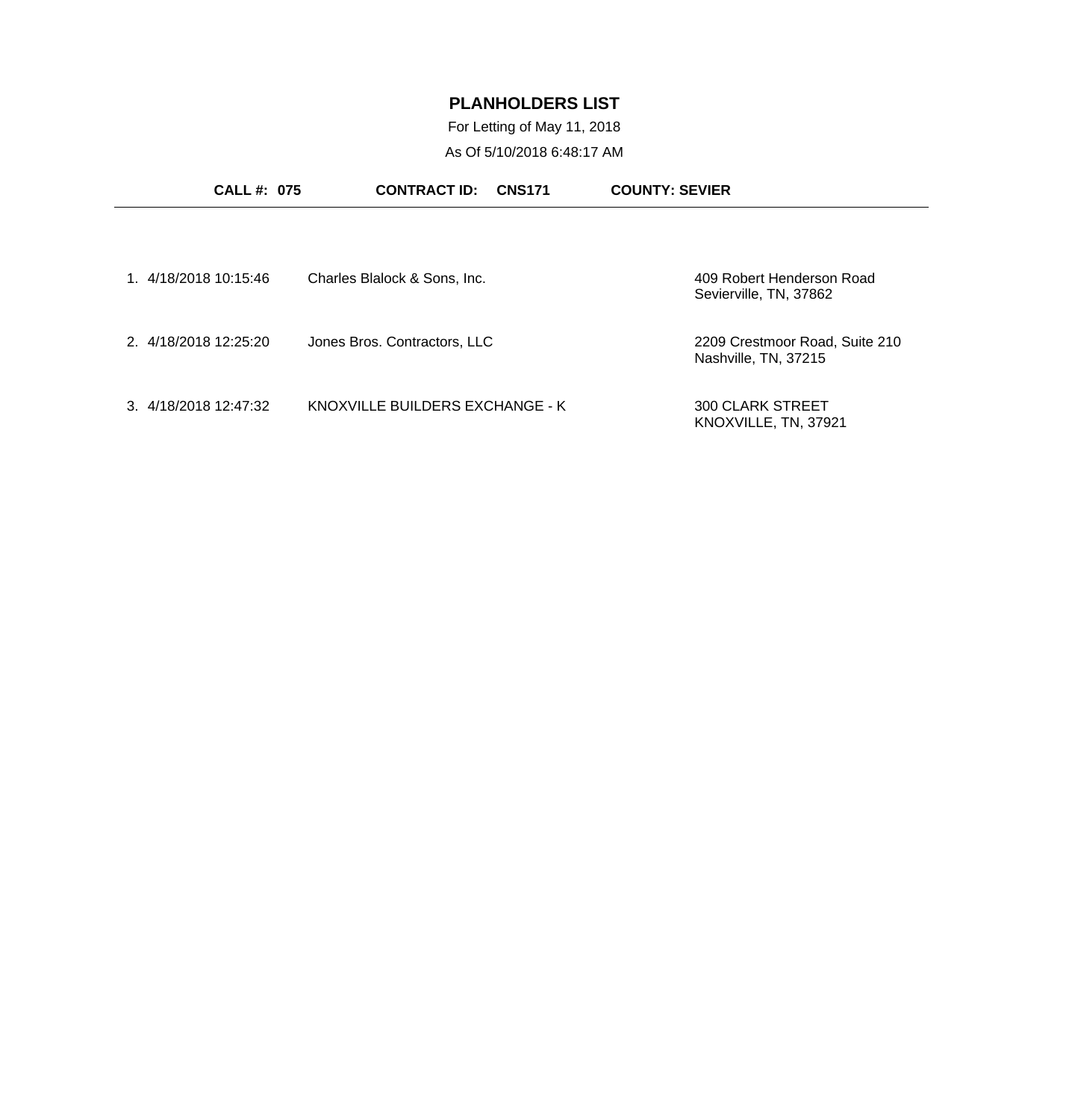# PLANHOLDERS LIST

For Letting of May 11, 2018

As Of 5/10/2018 6:48:17 AM

**CALL #: 075** **CONTRACT ID: CNS171** **COUNTY: SEVIER**

| # | Date/Time | Name | Address |
|---|---|---|---|
| 1. | 4/18/2018 10:15:46 | Charles Blalock & Sons, Inc. | 409 Robert Henderson Road<br>Sevierville, TN, 37862 |
| 2. | 4/18/2018 12:25:20 | Jones Bros. Contractors, LLC | 2209 Crestmoor Road, Suite 210<br>Nashville, TN, 37215 |
| 3. | 4/18/2018 12:47:32 | KNOXVILLE BUILDERS EXCHANGE - K | 300 CLARK STREET<br>KNOXVILLE, TN, 37921 |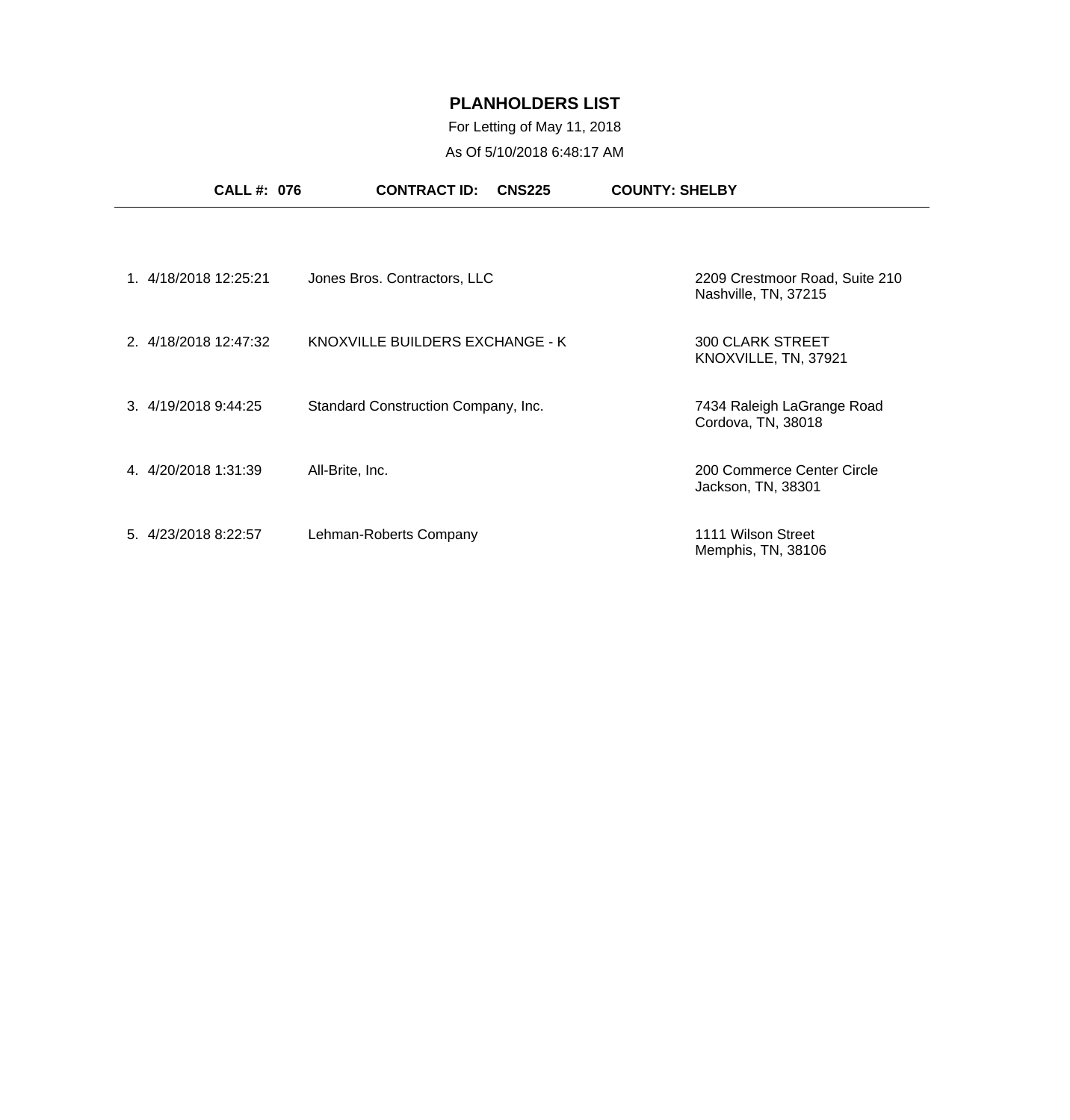# PLANHOLDERS LIST

For Letting of May 11, 2018

As Of 5/10/2018 6:48:17 AM

**CALL #: 076** **CONTRACT ID: CNS225** **COUNTY: SHELBY**

| # | Date/Time | Company | Address |
|---|---|---|---|
| 1. | 4/18/2018 12:25:21 | Jones Bros. Contractors, LLC | 2209 Crestmoor Road, Suite 210<br>Nashville, TN, 37215 |
| 2. | 4/18/2018 12:47:32 | KNOXVILLE BUILDERS EXCHANGE - K | 300 CLARK STREET<br>KNOXVILLE, TN, 37921 |
| 3. | 4/19/2018 9:44:25 | Standard Construction Company, Inc. | 7434 Raleigh LaGrange Road<br>Cordova, TN, 38018 |
| 4. | 4/20/2018 1:31:39 | All-Brite, Inc. | 200 Commerce Center Circle<br>Jackson, TN, 38301 |
| 5. | 4/23/2018 8:22:57 | Lehman-Roberts Company | 1111 Wilson Street<br>Memphis, TN, 38106 |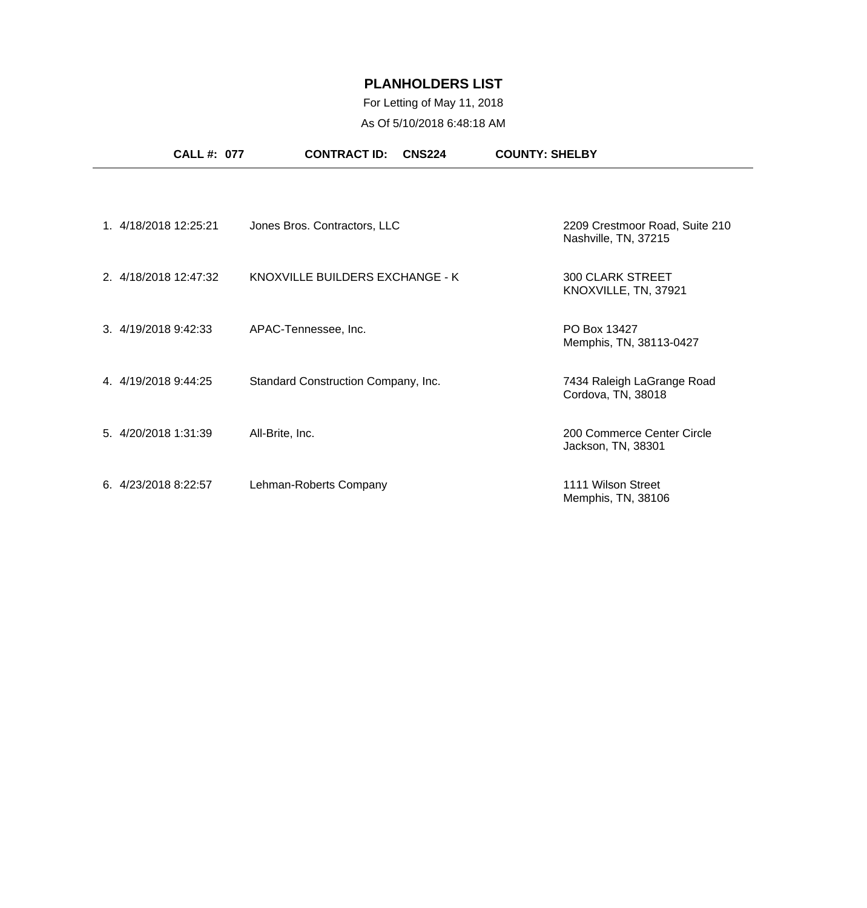# PLANHOLDERS LIST

For Letting of May 11, 2018

As Of 5/10/2018 6:48:18 AM

**CALL #: 077** **CONTRACT ID: CNS224** **COUNTY: SHELBY**

---

| # | Date/Time | Name | Address |
|---|---|---|---|
| 1. | 4/18/2018 12:25:21 | Jones Bros. Contractors, LLC | 2209 Crestmoor Road, Suite 210<br>Nashville, TN, 37215 |
| 2. | 4/18/2018 12:47:32 | KNOXVILLE BUILDERS EXCHANGE - K | 300 CLARK STREET<br>KNOXVILLE, TN, 37921 |
| 3. | 4/19/2018 9:42:33 | APAC-Tennessee, Inc. | PO Box 13427<br>Memphis, TN, 38113-0427 |
| 4. | 4/19/2018 9:44:25 | Standard Construction Company, Inc. | 7434 Raleigh LaGrange Road<br>Cordova, TN, 38018 |
| 5. | 4/20/2018 1:31:39 | All-Brite, Inc. | 200 Commerce Center Circle<br>Jackson, TN, 38301 |
| 6. | 4/23/2018 8:22:57 | Lehman-Roberts Company | 1111 Wilson Street<br>Memphis, TN, 38106 |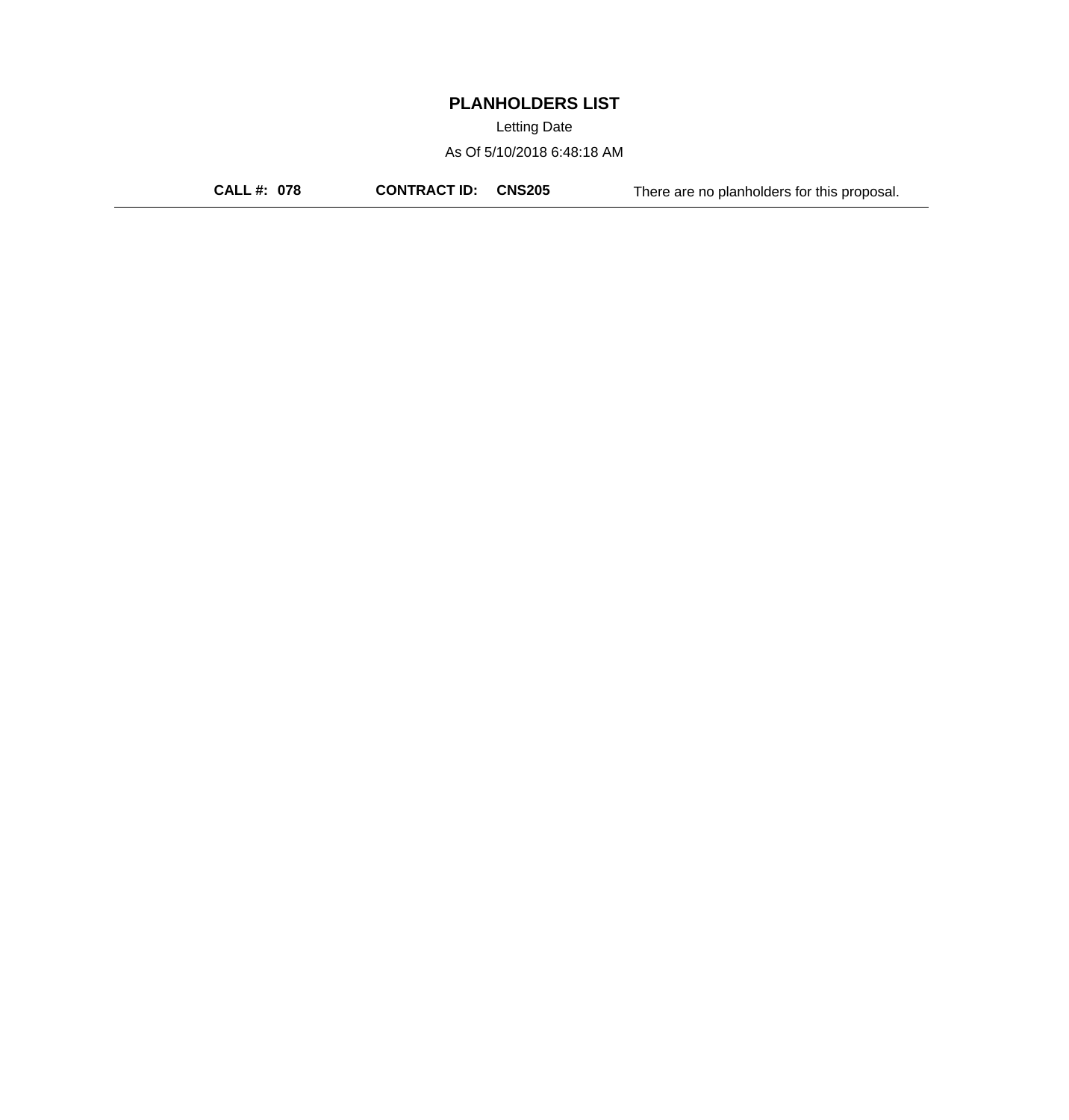# PLANHOLDERS LIST

Letting Date

As Of 5/10/2018 6:48:18 AM

**CALL #: 078** **CONTRACT ID: CNS205** There are no planholders for this proposal.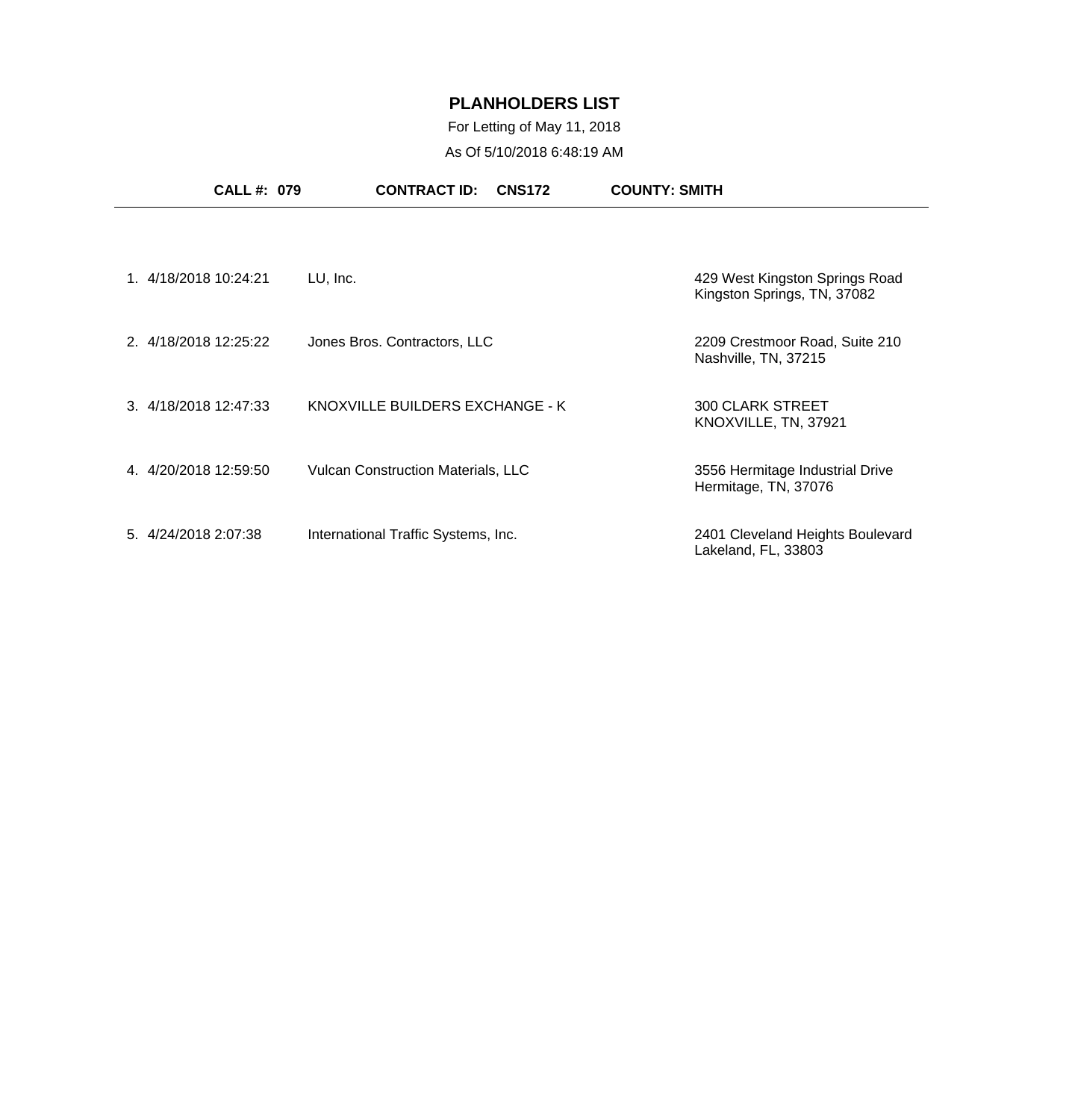# PLANHOLDERS LIST

For Letting of May 11, 2018

As Of 5/10/2018 6:48:19 AM

**CALL #: 079** **CONTRACT ID: CNS172** **COUNTY: SMITH**

| # | Date/Time | Name | Address |
|---|---|---|---|
| 1. | 4/18/2018 10:24:21 | LU, Inc. | 429 West Kingston Springs Road<br>Kingston Springs, TN, 37082 |
| 2. | 4/18/2018 12:25:22 | Jones Bros. Contractors, LLC | 2209 Crestmoor Road, Suite 210<br>Nashville, TN, 37215 |
| 3. | 4/18/2018 12:47:33 | KNOXVILLE BUILDERS EXCHANGE - K | 300 CLARK STREET<br>KNOXVILLE, TN, 37921 |
| 4. | 4/20/2018 12:59:50 | Vulcan Construction Materials, LLC | 3556 Hermitage Industrial Drive<br>Hermitage, TN, 37076 |
| 5. | 4/24/2018 2:07:38 | International Traffic Systems, Inc. | 2401 Cleveland Heights Boulevard<br>Lakeland, FL, 33803 |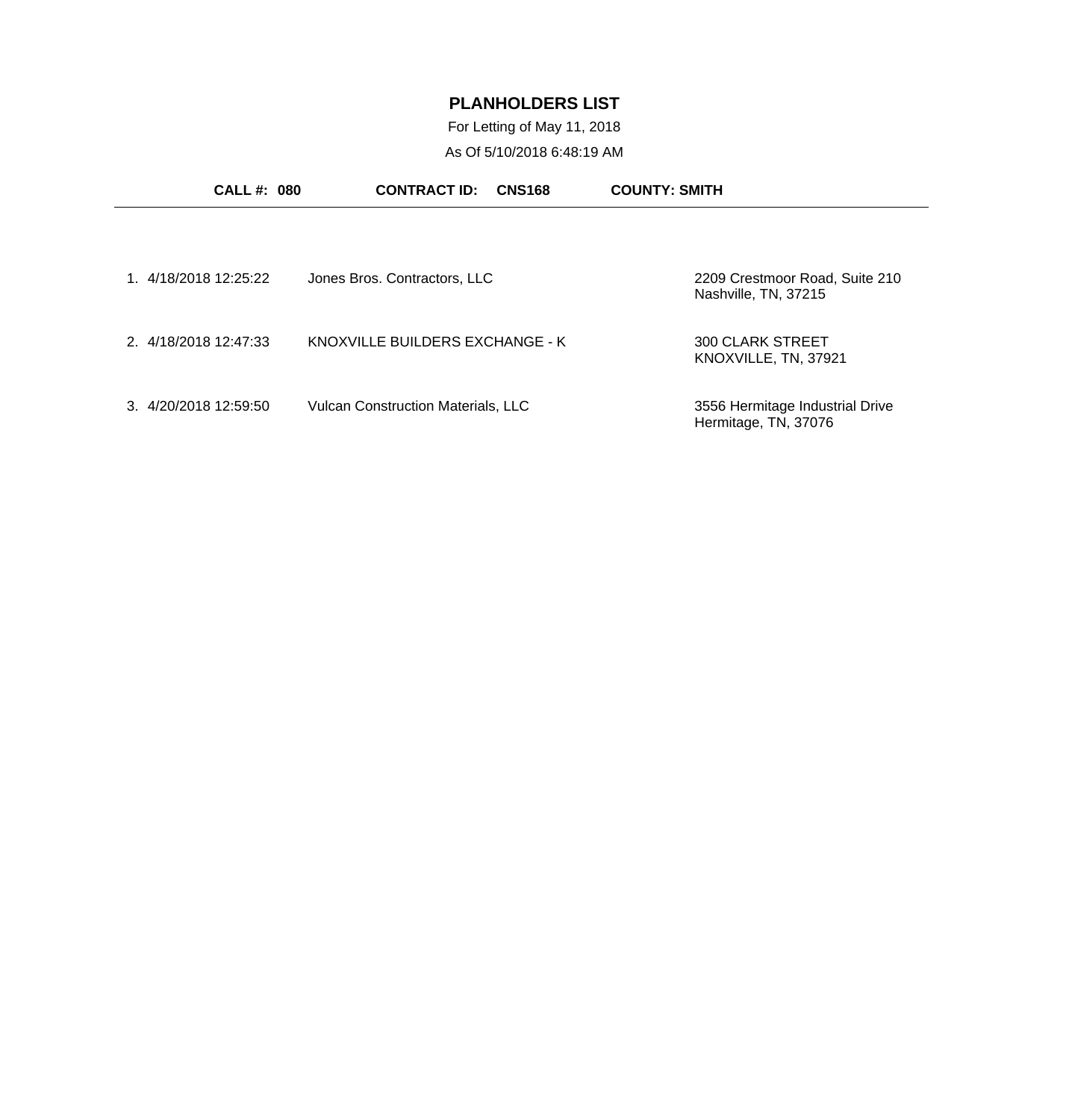# PLANHOLDERS LIST

For Letting of May 11, 2018

As Of 5/10/2018 6:48:19 AM

**CALL #: 080** **CONTRACT ID: CNS168** **COUNTY: SMITH**

---

| # | Date/Time | Name | Address |
|---|---|---|---|
| 1. | 4/18/2018 12:25:22 | Jones Bros. Contractors, LLC | 2209 Crestmoor Road, Suite 210<br>Nashville, TN, 37215 |
| 2. | 4/18/2018 12:47:33 | KNOXVILLE BUILDERS EXCHANGE - K | 300 CLARK STREET<br>KNOXVILLE, TN, 37921 |
| 3. | 4/20/2018 12:59:50 | Vulcan Construction Materials, LLC | 3556 Hermitage Industrial Drive<br>Hermitage, TN, 37076 |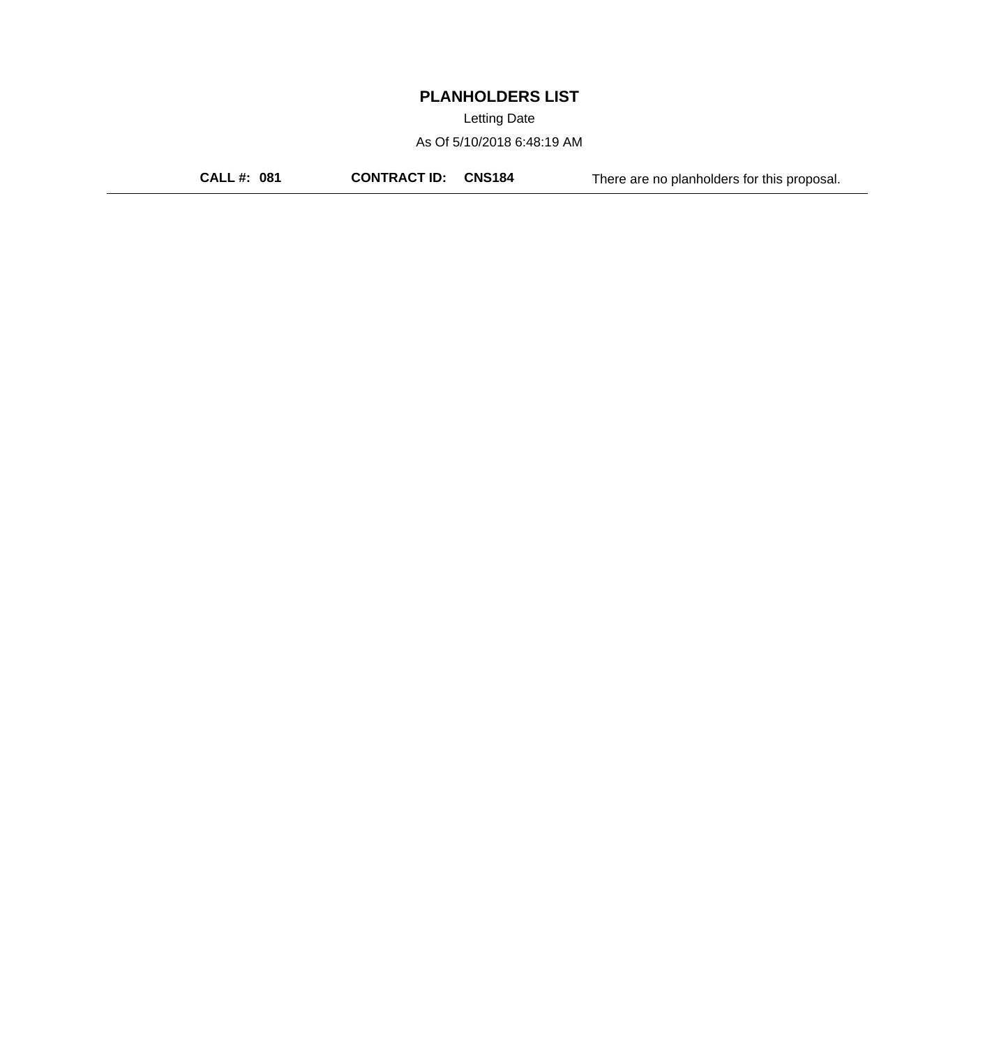# PLANHOLDERS LIST

Letting Date

As Of 5/10/2018 6:48:19 AM

**CALL #: 081** **CONTRACT ID: CNS184** There are no planholders for this proposal.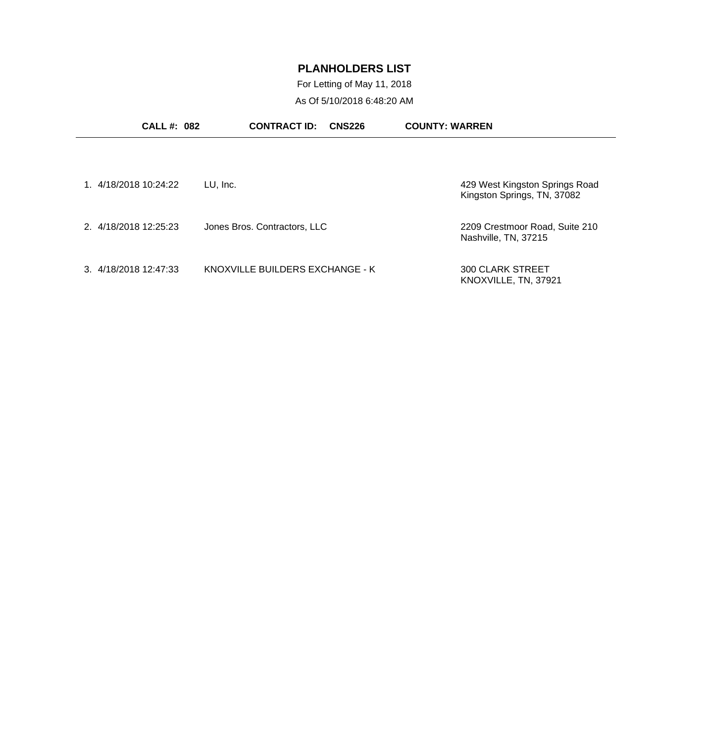# PLANHOLDERS LIST

For Letting of May 11, 2018

As Of 5/10/2018 6:48:20 AM

**CALL #: 082** **CONTRACT ID: CNS226** **COUNTY: WARREN**

| # | Date/Time | Name | Address |
|---|---|---|---|
| 1. | 4/18/2018 10:24:22 | LU, Inc. | 429 West Kingston Springs Road<br>Kingston Springs, TN, 37082 |
| 2. | 4/18/2018 12:25:23 | Jones Bros. Contractors, LLC | 2209 Crestmoor Road, Suite 210<br>Nashville, TN, 37215 |
| 3. | 4/18/2018 12:47:33 | KNOXVILLE BUILDERS EXCHANGE - K | 300 CLARK STREET<br>KNOXVILLE, TN, 37921 |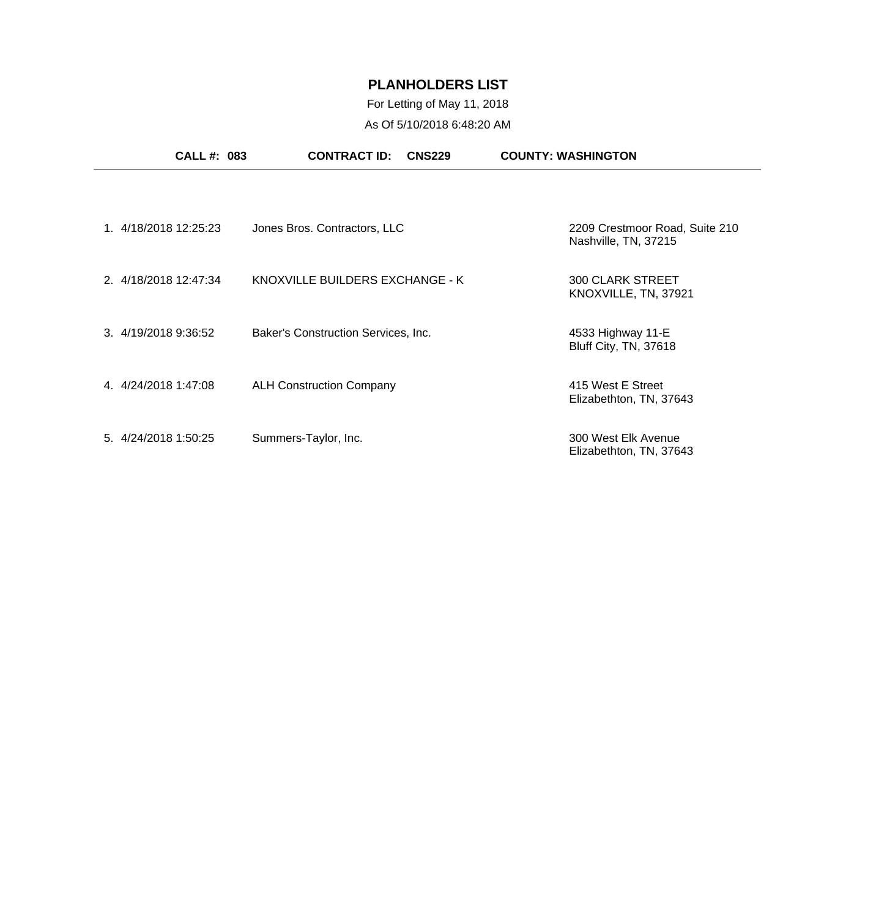# PLANHOLDERS LIST

For Letting of May 11, 2018

As Of 5/10/2018 6:48:20 AM

**CALL #: 083** **CONTRACT ID: CNS229** **COUNTY: WASHINGTON**

| # | Date/Time | Name | Address |
|---|---|---|---|
| 1. | 4/18/2018 12:25:23 | Jones Bros. Contractors, LLC | 2209 Crestmoor Road, Suite 210<br>Nashville, TN, 37215 |
| 2. | 4/18/2018 12:47:34 | KNOXVILLE BUILDERS EXCHANGE - K | 300 CLARK STREET<br>KNOXVILLE, TN, 37921 |
| 3. | 4/19/2018 9:36:52 | Baker's Construction Services, Inc. | 4533 Highway 11-E<br>Bluff City, TN, 37618 |
| 4. | 4/24/2018 1:47:08 | ALH Construction Company | 415 West E Street<br>Elizabethton, TN, 37643 |
| 5. | 4/24/2018 1:50:25 | Summers-Taylor, Inc. | 300 West Elk Avenue<br>Elizabethton, TN, 37643 |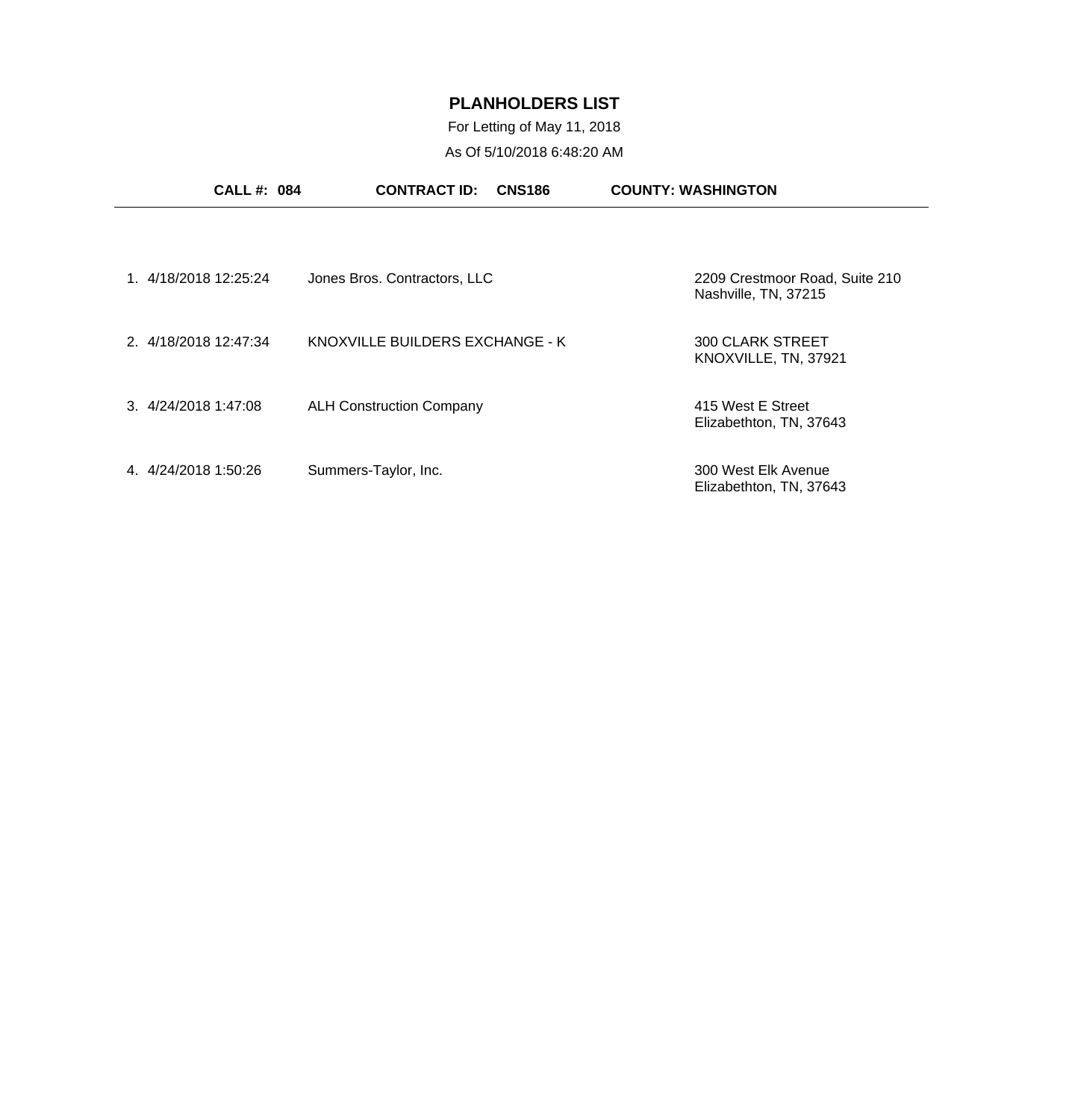# PLANHOLDERS LIST

For Letting of May 11, 2018

As Of 5/10/2018 6:48:20 AM

**CALL #: 084** **CONTRACT ID: CNS186** **COUNTY: WASHINGTON**

| | Date/Time | Planholder | Address |
|---|---|---|---|
| 1. | 4/18/2018 12:25:24 | Jones Bros. Contractors, LLC | 2209 Crestmoor Road, Suite 210<br>Nashville, TN, 37215 |
| 2. | 4/18/2018 12:47:34 | KNOXVILLE BUILDERS EXCHANGE - K | 300 CLARK STREET<br>KNOXVILLE, TN, 37921 |
| 3. | 4/24/2018 1:47:08 | ALH Construction Company | 415 West E Street<br>Elizabethton, TN, 37643 |
| 4. | 4/24/2018 1:50:26 | Summers-Taylor, Inc. | 300 West Elk Avenue<br>Elizabethton, TN, 37643 |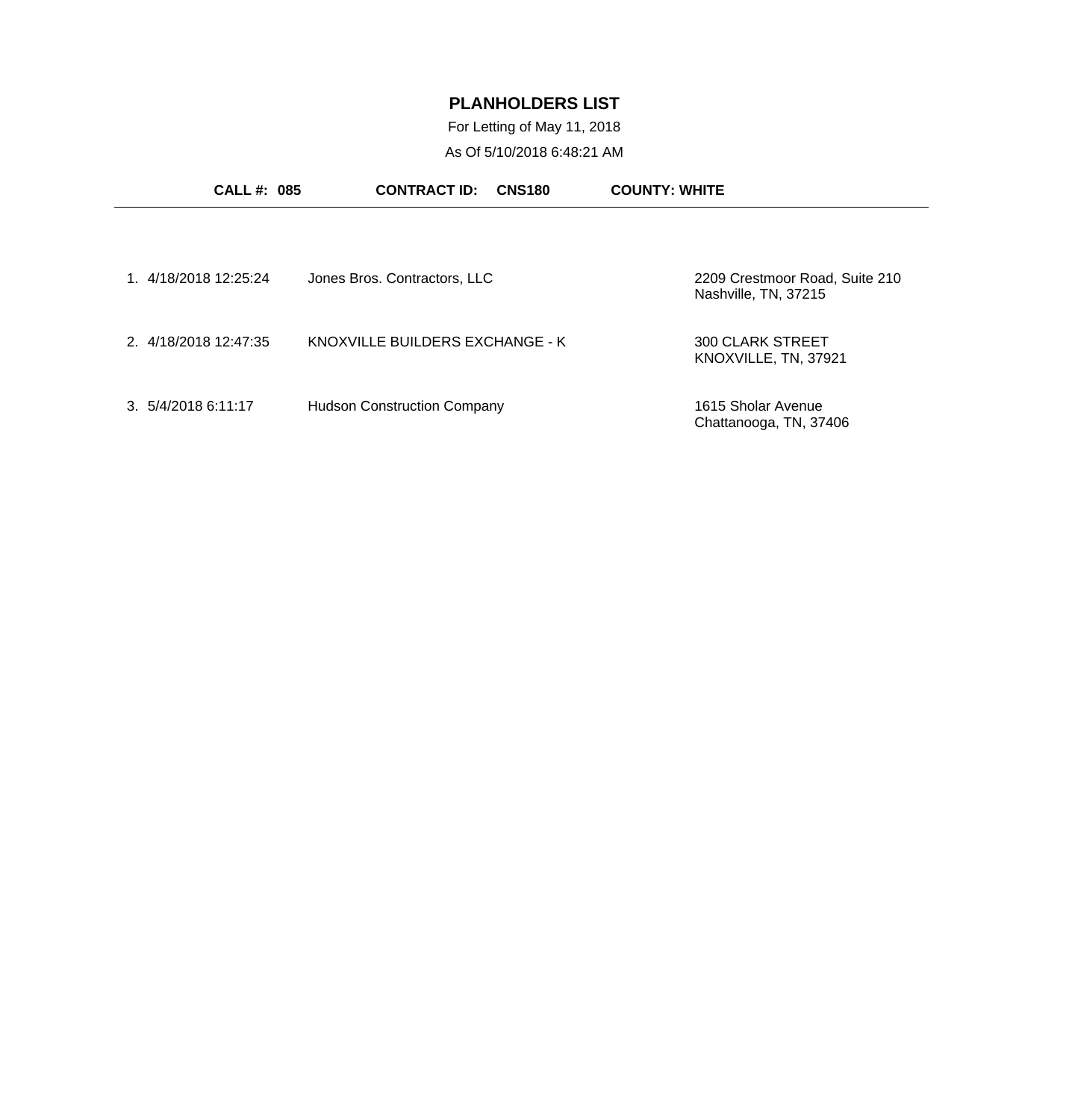# PLANHOLDERS LIST

For Letting of May 11, 2018

As Of 5/10/2018 6:48:21 AM

**CALL #: 085** **CONTRACT ID: CNS180** **COUNTY: WHITE**

| # | Date/Time | Planholder | Address |
|---|---|---|---|
| 1. | 4/18/2018 12:25:24 | Jones Bros. Contractors, LLC | 2209 Crestmoor Road, Suite 210<br>Nashville, TN, 37215 |
| 2. | 4/18/2018 12:47:35 | KNOXVILLE BUILDERS EXCHANGE - K | 300 CLARK STREET<br>KNOXVILLE, TN, 37921 |
| 3. | 5/4/2018 6:11:17 | Hudson Construction Company | 1615 Sholar Avenue<br>Chattanooga, TN, 37406 |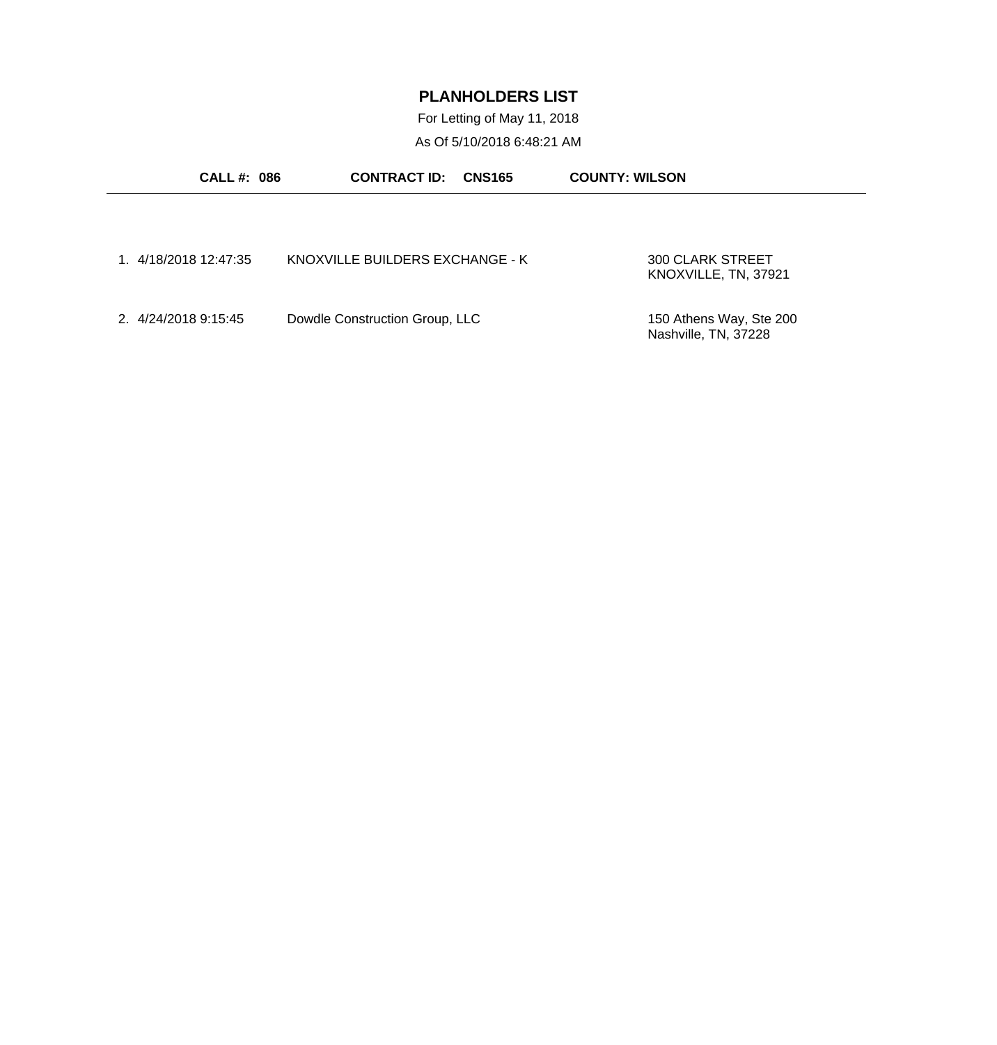# PLANHOLDERS LIST

For Letting of May 11, 2018

As Of 5/10/2018 6:48:21 AM

**CALL #: 086** **CONTRACT ID: CNS165** **COUNTY: WILSON**

| | | | |
|---|---|---|---|
| 1. | 4/18/2018 12:47:35 | KNOXVILLE BUILDERS EXCHANGE - K | 300 CLARK STREET<br>KNOXVILLE, TN, 37921 |
| 2. | 4/24/2018 9:15:45 | Dowdle Construction Group, LLC | 150 Athens Way, Ste 200<br>Nashville, TN, 37228 |